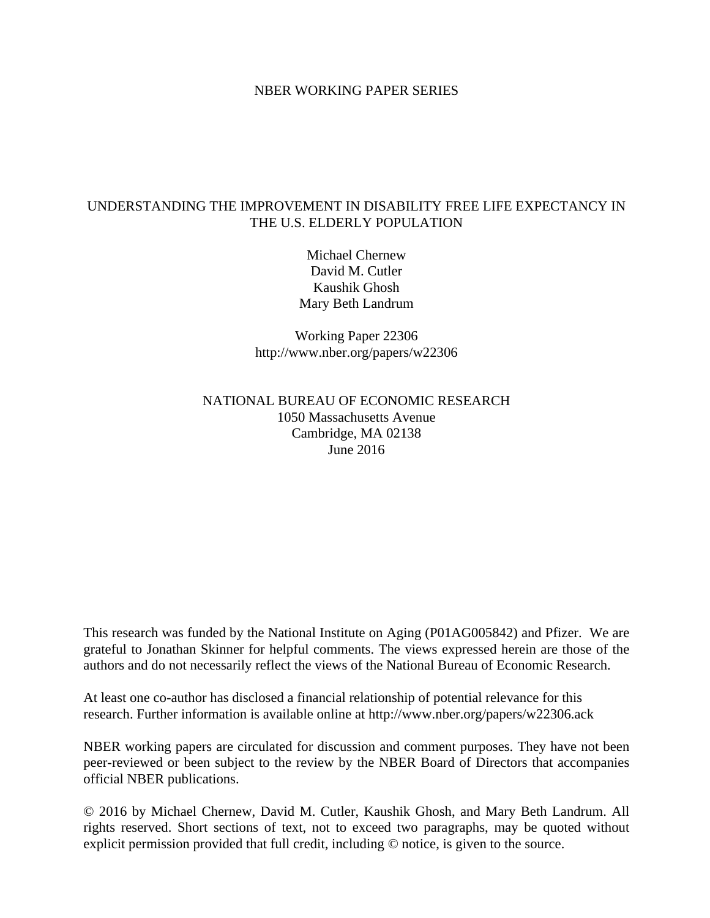NBER WORKING PAPER SERIES

# UNDERSTANDING THE IMPROVEMENT IN DISABILITY FREE LIFE EXPECTANCY IN THE U.S. ELDERLY POPULATION

Michael Chernew
David M. Cutler
Kaushik Ghosh
Mary Beth Landrum

Working Paper 22306
http://www.nber.org/papers/w22306

NATIONAL BUREAU OF ECONOMIC RESEARCH
1050 Massachusetts Avenue
Cambridge, MA 02138
June 2016

This research was funded by the National Institute on Aging (P01AG005842) and Pfizer. We are grateful to Jonathan Skinner for helpful comments. The views expressed herein are those of the authors and do not necessarily reflect the views of the National Bureau of Economic Research.

At least one co-author has disclosed a financial relationship of potential relevance for this research. Further information is available online at http://www.nber.org/papers/w22306.ack

NBER working papers are circulated for discussion and comment purposes. They have not been peer-reviewed or been subject to the review by the NBER Board of Directors that accompanies official NBER publications.

© 2016 by Michael Chernew, David M. Cutler, Kaushik Ghosh, and Mary Beth Landrum. All rights reserved. Short sections of text, not to exceed two paragraphs, may be quoted without explicit permission provided that full credit, including © notice, is given to the source.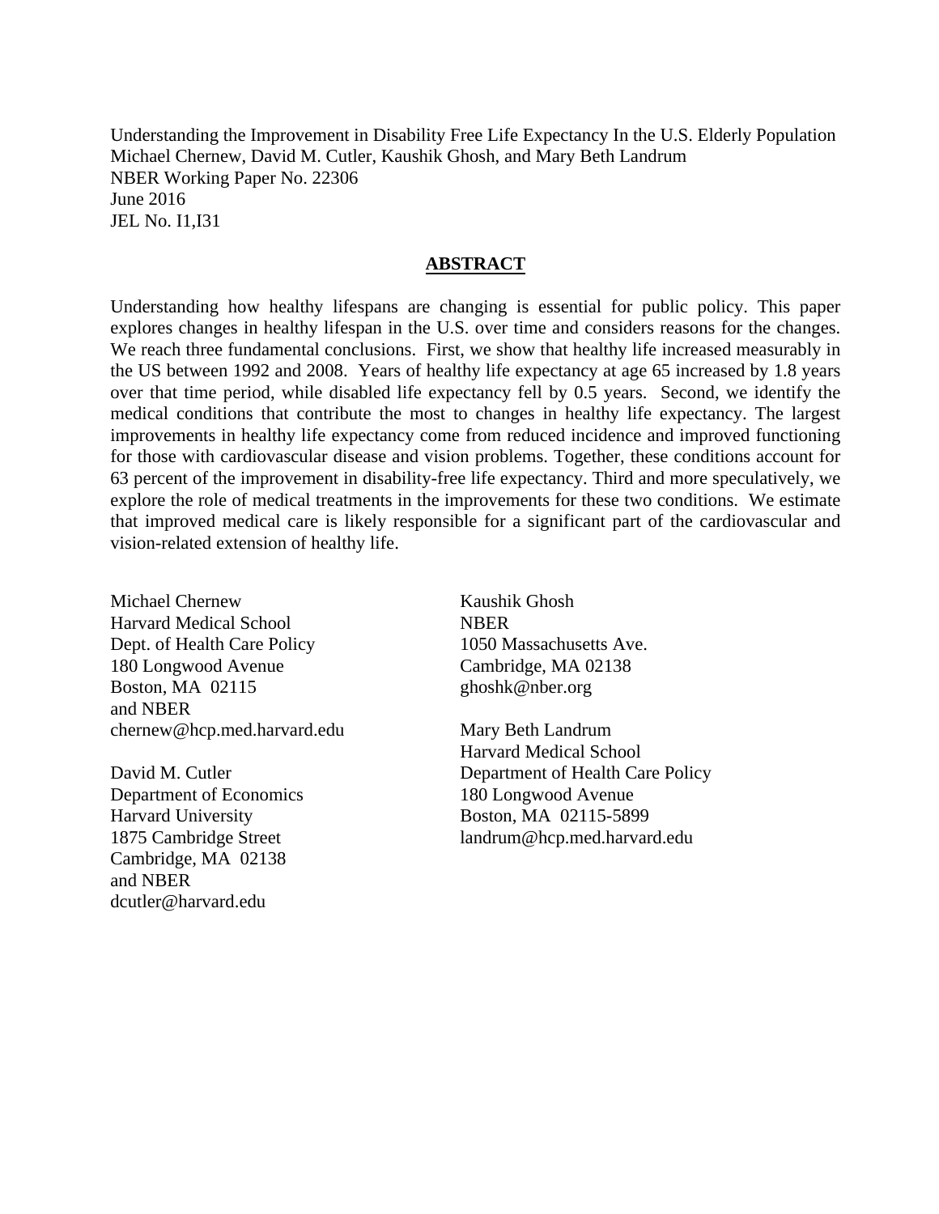Understanding the Improvement in Disability Free Life Expectancy In the U.S. Elderly Population
Michael Chernew, David M. Cutler, Kaushik Ghosh, and Mary Beth Landrum
NBER Working Paper No. 22306
June 2016
JEL No. I1,I31

## ABSTRACT

Understanding how healthy lifespans are changing is essential for public policy. This paper explores changes in healthy lifespan in the U.S. over time and considers reasons for the changes. We reach three fundamental conclusions. First, we show that healthy life increased measurably in the US between 1992 and 2008. Years of healthy life expectancy at age 65 increased by 1.8 years over that time period, while disabled life expectancy fell by 0.5 years. Second, we identify the medical conditions that contribute the most to changes in healthy life expectancy. The largest improvements in healthy life expectancy come from reduced incidence and improved functioning for those with cardiovascular disease and vision problems. Together, these conditions account for 63 percent of the improvement in disability-free life expectancy. Third and more speculatively, we explore the role of medical treatments in the improvements for these two conditions. We estimate that improved medical care is likely responsible for a significant part of the cardiovascular and vision-related extension of healthy life.

Michael Chernew
Harvard Medical School
Dept. of Health Care Policy
180 Longwood Avenue
Boston, MA 02115
and NBER
chernew@hcp.med.harvard.edu

David M. Cutler
Department of Economics
Harvard University
1875 Cambridge Street
Cambridge, MA 02138
and NBER
dcutler@harvard.edu

Kaushik Ghosh
NBER
1050 Massachusetts Ave.
Cambridge, MA 02138
ghoshk@nber.org

Mary Beth Landrum
Harvard Medical School
Department of Health Care Policy
180 Longwood Avenue
Boston, MA 02115-5899
landrum@hcp.med.harvard.edu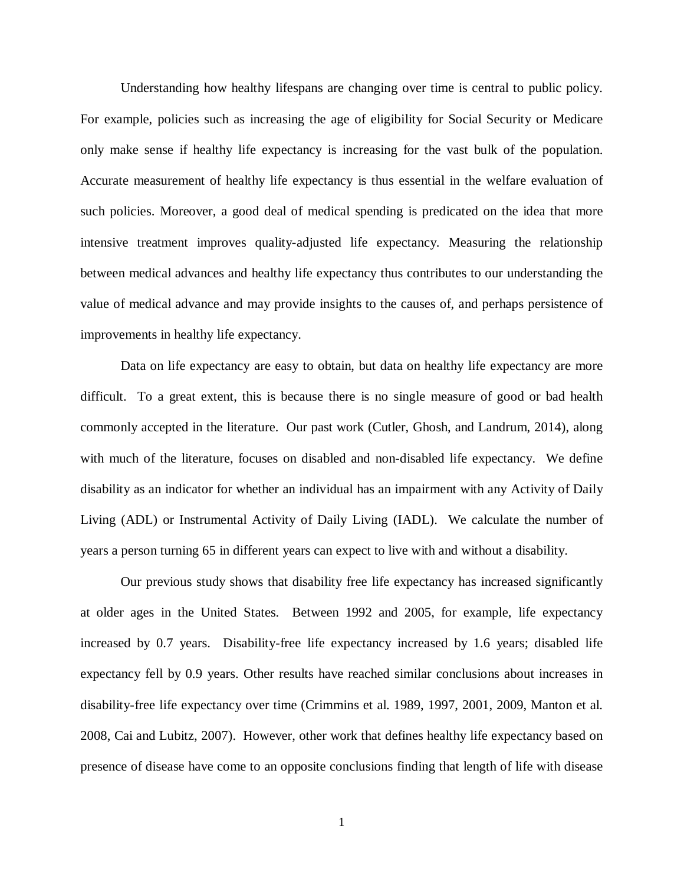Understanding how healthy lifespans are changing over time is central to public policy. For example, policies such as increasing the age of eligibility for Social Security or Medicare only make sense if healthy life expectancy is increasing for the vast bulk of the population. Accurate measurement of healthy life expectancy is thus essential in the welfare evaluation of such policies. Moreover, a good deal of medical spending is predicated on the idea that more intensive treatment improves quality-adjusted life expectancy. Measuring the relationship between medical advances and healthy life expectancy thus contributes to our understanding the value of medical advance and may provide insights to the causes of, and perhaps persistence of improvements in healthy life expectancy.

Data on life expectancy are easy to obtain, but data on healthy life expectancy are more difficult. To a great extent, this is because there is no single measure of good or bad health commonly accepted in the literature. Our past work (Cutler, Ghosh, and Landrum, 2014), along with much of the literature, focuses on disabled and non-disabled life expectancy. We define disability as an indicator for whether an individual has an impairment with any Activity of Daily Living (ADL) or Instrumental Activity of Daily Living (IADL). We calculate the number of years a person turning 65 in different years can expect to live with and without a disability.

Our previous study shows that disability free life expectancy has increased significantly at older ages in the United States. Between 1992 and 2005, for example, life expectancy increased by 0.7 years. Disability-free life expectancy increased by 1.6 years; disabled life expectancy fell by 0.9 years. Other results have reached similar conclusions about increases in disability-free life expectancy over time (Crimmins et al. 1989, 1997, 2001, 2009, Manton et al. 2008, Cai and Lubitz, 2007). However, other work that defines healthy life expectancy based on presence of disease have come to an opposite conclusions finding that length of life with disease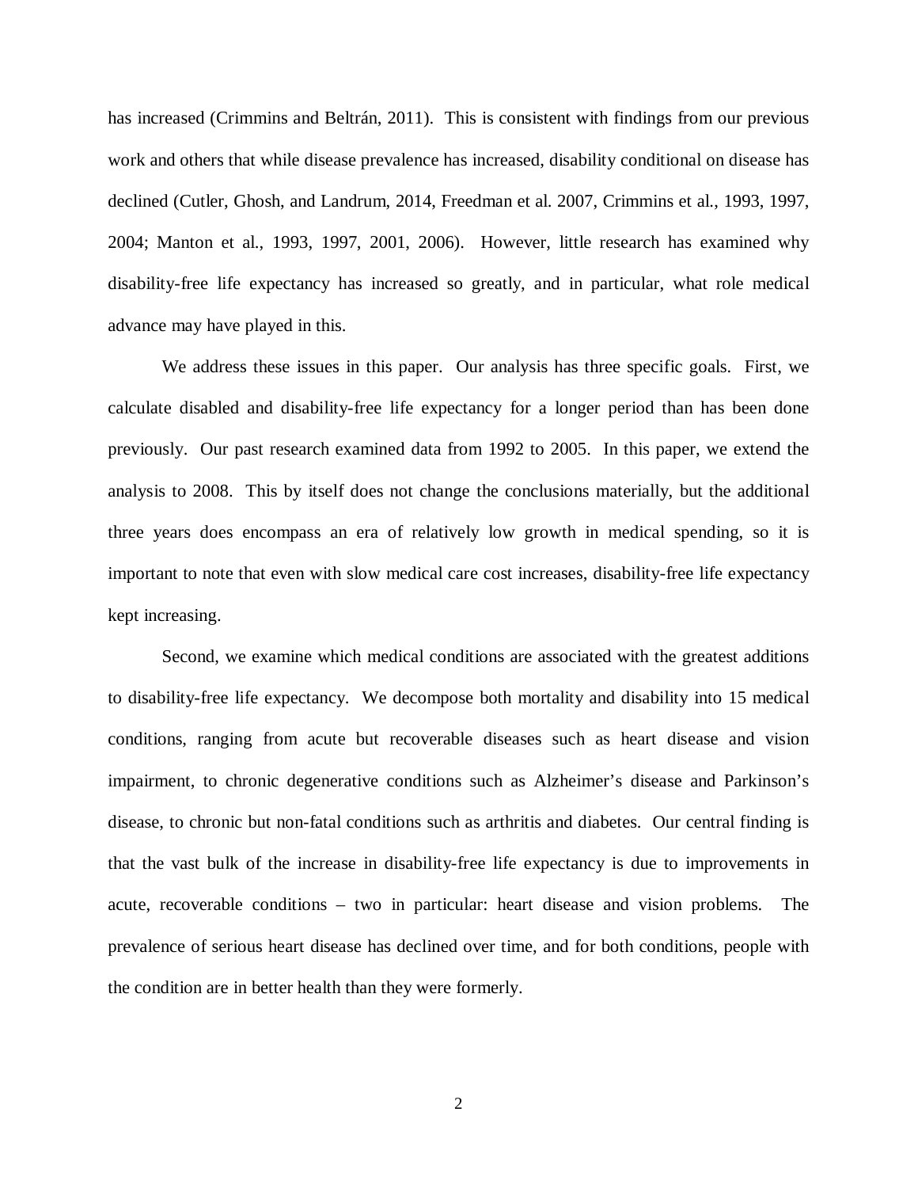has increased (Crimmins and Beltrán, 2011). This is consistent with findings from our previous work and others that while disease prevalence has increased, disability conditional on disease has declined (Cutler, Ghosh, and Landrum, 2014, Freedman et al. 2007, Crimmins et al., 1993, 1997, 2004; Manton et al., 1993, 1997, 2001, 2006). However, little research has examined why disability-free life expectancy has increased so greatly, and in particular, what role medical advance may have played in this.

We address these issues in this paper. Our analysis has three specific goals. First, we calculate disabled and disability-free life expectancy for a longer period than has been done previously. Our past research examined data from 1992 to 2005. In this paper, we extend the analysis to 2008. This by itself does not change the conclusions materially, but the additional three years does encompass an era of relatively low growth in medical spending, so it is important to note that even with slow medical care cost increases, disability-free life expectancy kept increasing.

Second, we examine which medical conditions are associated with the greatest additions to disability-free life expectancy. We decompose both mortality and disability into 15 medical conditions, ranging from acute but recoverable diseases such as heart disease and vision impairment, to chronic degenerative conditions such as Alzheimer's disease and Parkinson's disease, to chronic but non-fatal conditions such as arthritis and diabetes. Our central finding is that the vast bulk of the increase in disability-free life expectancy is due to improvements in acute, recoverable conditions – two in particular: heart disease and vision problems. The prevalence of serious heart disease has declined over time, and for both conditions, people with the condition are in better health than they were formerly.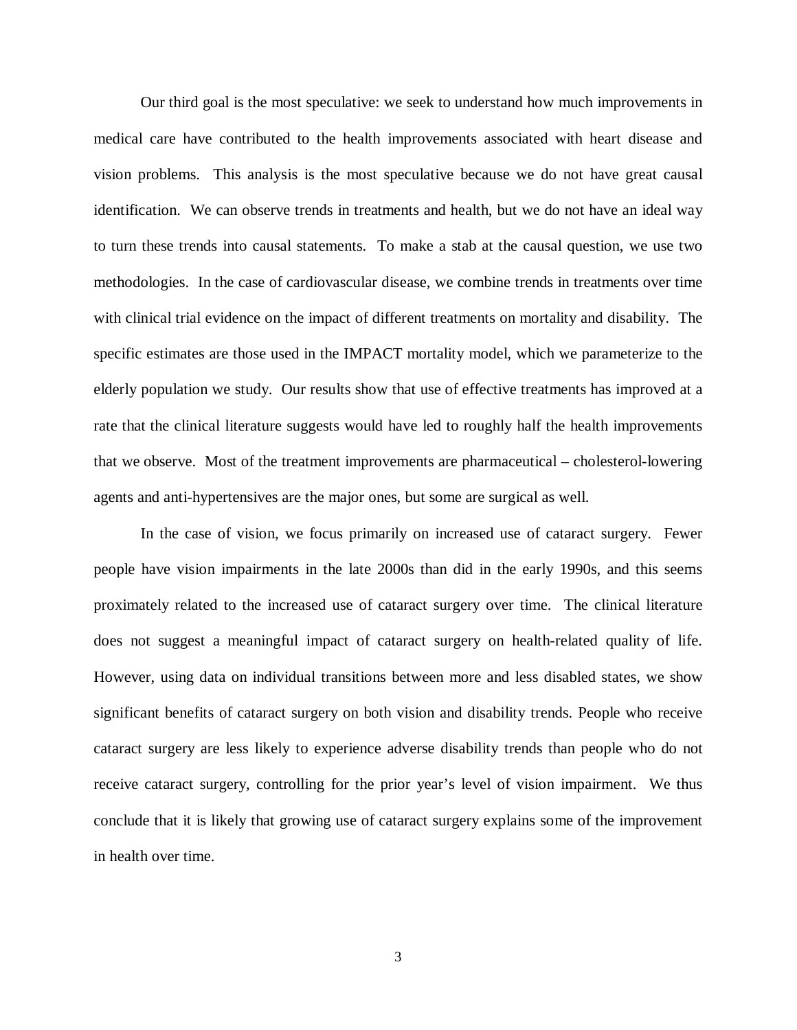Our third goal is the most speculative: we seek to understand how much improvements in medical care have contributed to the health improvements associated with heart disease and vision problems. This analysis is the most speculative because we do not have great causal identification. We can observe trends in treatments and health, but we do not have an ideal way to turn these trends into causal statements. To make a stab at the causal question, we use two methodologies. In the case of cardiovascular disease, we combine trends in treatments over time with clinical trial evidence on the impact of different treatments on mortality and disability. The specific estimates are those used in the IMPACT mortality model, which we parameterize to the elderly population we study. Our results show that use of effective treatments has improved at a rate that the clinical literature suggests would have led to roughly half the health improvements that we observe. Most of the treatment improvements are pharmaceutical – cholesterol-lowering agents and anti-hypertensives are the major ones, but some are surgical as well.

In the case of vision, we focus primarily on increased use of cataract surgery. Fewer people have vision impairments in the late 2000s than did in the early 1990s, and this seems proximately related to the increased use of cataract surgery over time. The clinical literature does not suggest a meaningful impact of cataract surgery on health-related quality of life. However, using data on individual transitions between more and less disabled states, we show significant benefits of cataract surgery on both vision and disability trends. People who receive cataract surgery are less likely to experience adverse disability trends than people who do not receive cataract surgery, controlling for the prior year's level of vision impairment. We thus conclude that it is likely that growing use of cataract surgery explains some of the improvement in health over time.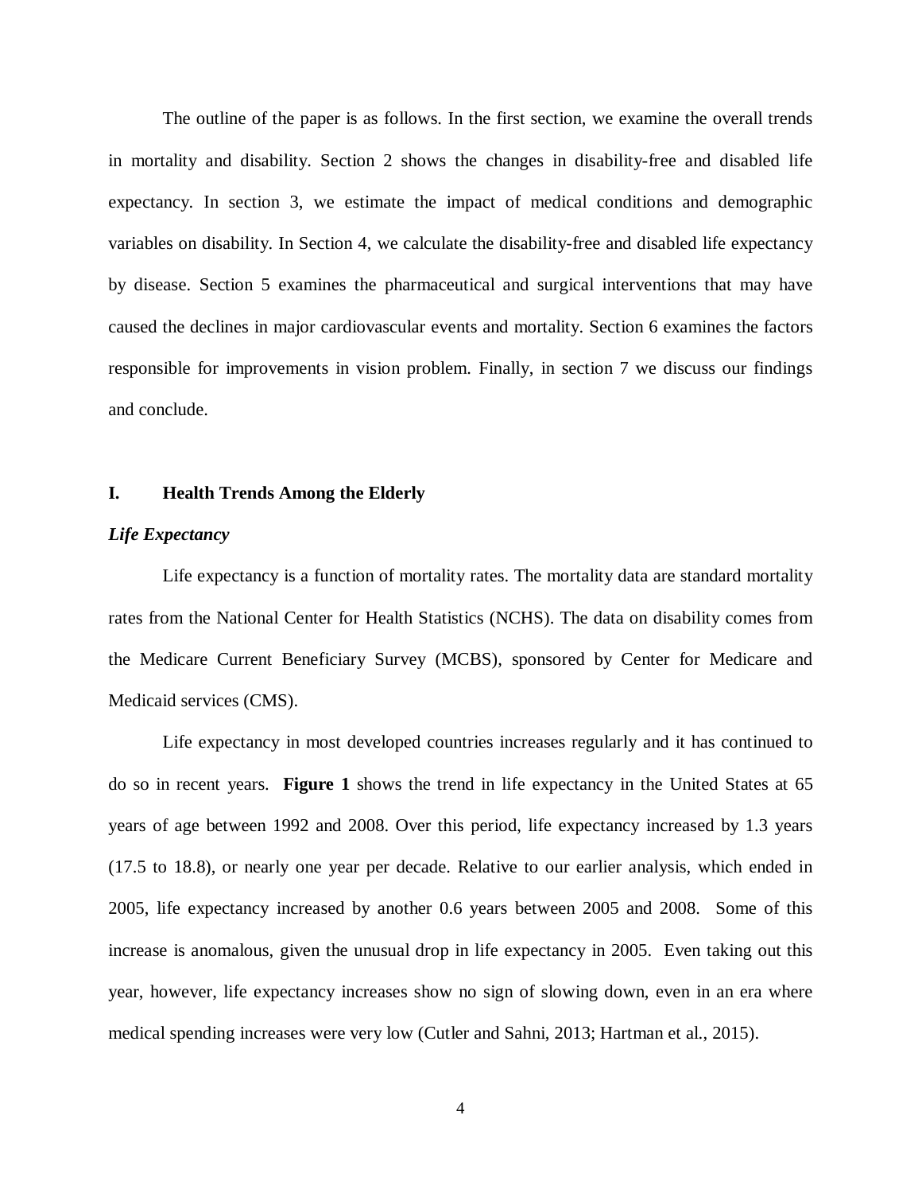The outline of the paper is as follows. In the first section, we examine the overall trends in mortality and disability. Section 2 shows the changes in disability-free and disabled life expectancy. In section 3, we estimate the impact of medical conditions and demographic variables on disability. In Section 4, we calculate the disability-free and disabled life expectancy by disease. Section 5 examines the pharmaceutical and surgical interventions that may have caused the declines in major cardiovascular events and mortality. Section 6 examines the factors responsible for improvements in vision problem. Finally, in section 7 we discuss our findings and conclude.

## I. Health Trends Among the Elderly

### *Life Expectancy*

Life expectancy is a function of mortality rates. The mortality data are standard mortality rates from the National Center for Health Statistics (NCHS). The data on disability comes from the Medicare Current Beneficiary Survey (MCBS), sponsored by Center for Medicare and Medicaid services (CMS).

Life expectancy in most developed countries increases regularly and it has continued to do so in recent years. **Figure 1** shows the trend in life expectancy in the United States at 65 years of age between 1992 and 2008. Over this period, life expectancy increased by 1.3 years (17.5 to 18.8), or nearly one year per decade. Relative to our earlier analysis, which ended in 2005, life expectancy increased by another 0.6 years between 2005 and 2008. Some of this increase is anomalous, given the unusual drop in life expectancy in 2005. Even taking out this year, however, life expectancy increases show no sign of slowing down, even in an era where medical spending increases were very low (Cutler and Sahni, 2013; Hartman et al., 2015).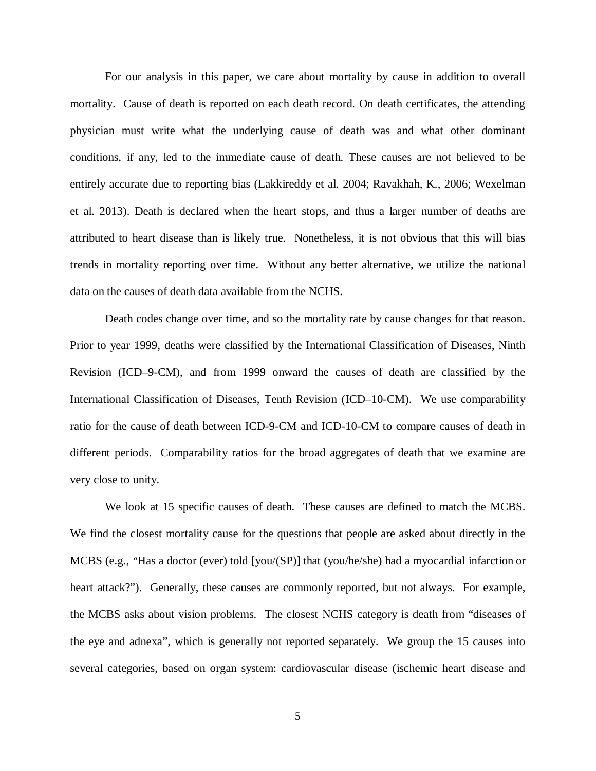For our analysis in this paper, we care about mortality by cause in addition to overall mortality. Cause of death is reported on each death record. On death certificates, the attending physician must write what the underlying cause of death was and what other dominant conditions, if any, led to the immediate cause of death. These causes are not believed to be entirely accurate due to reporting bias (Lakkireddy et al. 2004; Ravakhah, K., 2006; Wexelman et al. 2013). Death is declared when the heart stops, and thus a larger number of deaths are attributed to heart disease than is likely true. Nonetheless, it is not obvious that this will bias trends in mortality reporting over time. Without any better alternative, we utilize the national data on the causes of death data available from the NCHS.

Death codes change over time, and so the mortality rate by cause changes for that reason. Prior to year 1999, deaths were classified by the International Classification of Diseases, Ninth Revision (ICD–9-CM), and from 1999 onward the causes of death are classified by the International Classification of Diseases, Tenth Revision (ICD–10-CM). We use comparability ratio for the cause of death between ICD-9-CM and ICD-10-CM to compare causes of death in different periods. Comparability ratios for the broad aggregates of death that we examine are very close to unity.

We look at 15 specific causes of death. These causes are defined to match the MCBS. We find the closest mortality cause for the questions that people are asked about directly in the MCBS (e.g., "Has a doctor (ever) told [you/(SP)] that (you/he/she) had a myocardial infarction or heart attack?"). Generally, these causes are commonly reported, but not always. For example, the MCBS asks about vision problems. The closest NCHS category is death from "diseases of the eye and adnexa", which is generally not reported separately. We group the 15 causes into several categories, based on organ system: cardiovascular disease (ischemic heart disease and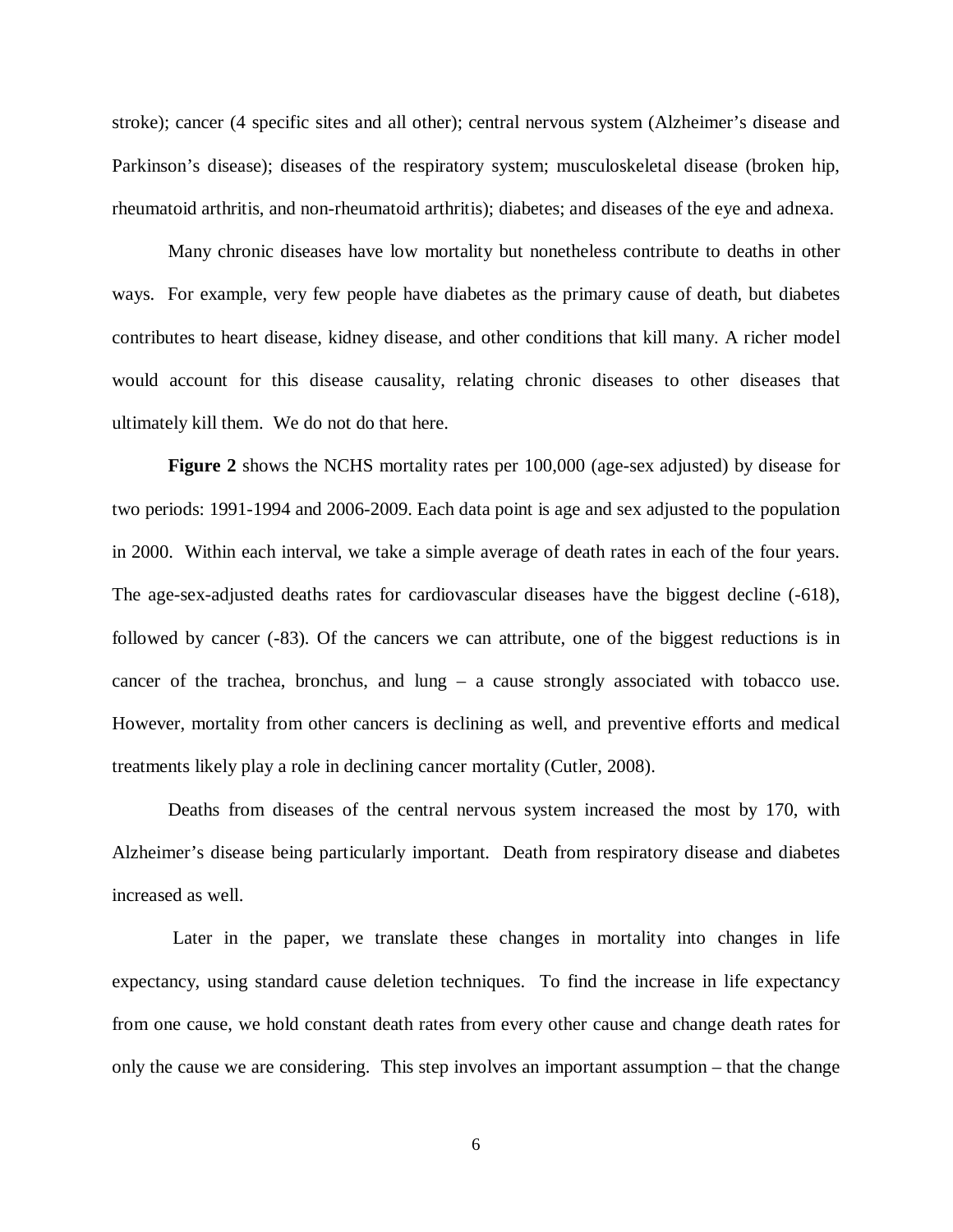stroke); cancer (4 specific sites and all other); central nervous system (Alzheimer's disease and Parkinson's disease); diseases of the respiratory system; musculoskeletal disease (broken hip, rheumatoid arthritis, and non-rheumatoid arthritis); diabetes; and diseases of the eye and adnexa.

Many chronic diseases have low mortality but nonetheless contribute to deaths in other ways. For example, very few people have diabetes as the primary cause of death, but diabetes contributes to heart disease, kidney disease, and other conditions that kill many. A richer model would account for this disease causality, relating chronic diseases to other diseases that ultimately kill them. We do not do that here.

**Figure 2** shows the NCHS mortality rates per 100,000 (age-sex adjusted) by disease for two periods: 1991-1994 and 2006-2009. Each data point is age and sex adjusted to the population in 2000. Within each interval, we take a simple average of death rates in each of the four years. The age-sex-adjusted deaths rates for cardiovascular diseases have the biggest decline (-618), followed by cancer (-83). Of the cancers we can attribute, one of the biggest reductions is in cancer of the trachea, bronchus, and lung – a cause strongly associated with tobacco use. However, mortality from other cancers is declining as well, and preventive efforts and medical treatments likely play a role in declining cancer mortality (Cutler, 2008).

Deaths from diseases of the central nervous system increased the most by 170, with Alzheimer's disease being particularly important. Death from respiratory disease and diabetes increased as well.

Later in the paper, we translate these changes in mortality into changes in life expectancy, using standard cause deletion techniques. To find the increase in life expectancy from one cause, we hold constant death rates from every other cause and change death rates for only the cause we are considering. This step involves an important assumption – that the change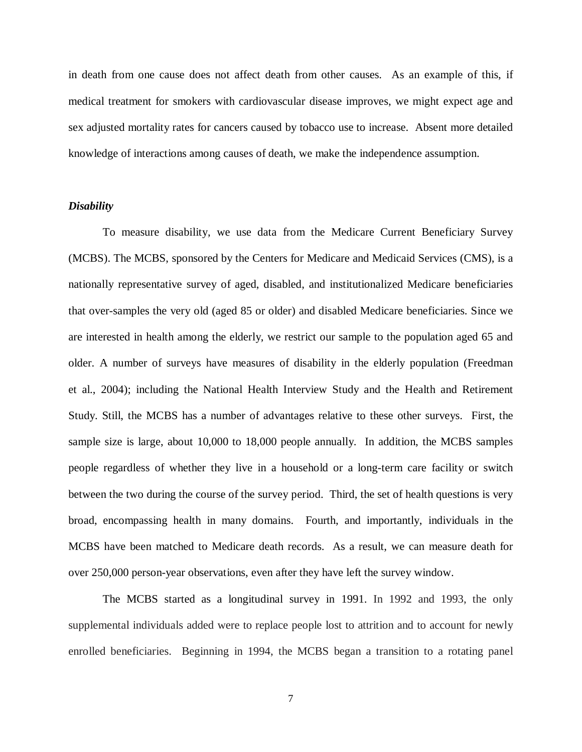in death from one cause does not affect death from other causes. As an example of this, if medical treatment for smokers with cardiovascular disease improves, we might expect age and sex adjusted mortality rates for cancers caused by tobacco use to increase. Absent more detailed knowledge of interactions among causes of death, we make the independence assumption.

***Disability***

To measure disability, we use data from the Medicare Current Beneficiary Survey (MCBS). The MCBS, sponsored by the Centers for Medicare and Medicaid Services (CMS), is a nationally representative survey of aged, disabled, and institutionalized Medicare beneficiaries that over-samples the very old (aged 85 or older) and disabled Medicare beneficiaries. Since we are interested in health among the elderly, we restrict our sample to the population aged 65 and older. A number of surveys have measures of disability in the elderly population (Freedman et al., 2004); including the National Health Interview Study and the Health and Retirement Study. Still, the MCBS has a number of advantages relative to these other surveys. First, the sample size is large, about 10,000 to 18,000 people annually. In addition, the MCBS samples people regardless of whether they live in a household or a long-term care facility or switch between the two during the course of the survey period. Third, the set of health questions is very broad, encompassing health in many domains. Fourth, and importantly, individuals in the MCBS have been matched to Medicare death records. As a result, we can measure death for over 250,000 person-year observations, even after they have left the survey window.

The MCBS started as a longitudinal survey in 1991. In 1992 and 1993, the only supplemental individuals added were to replace people lost to attrition and to account for newly enrolled beneficiaries. Beginning in 1994, the MCBS began a transition to a rotating panel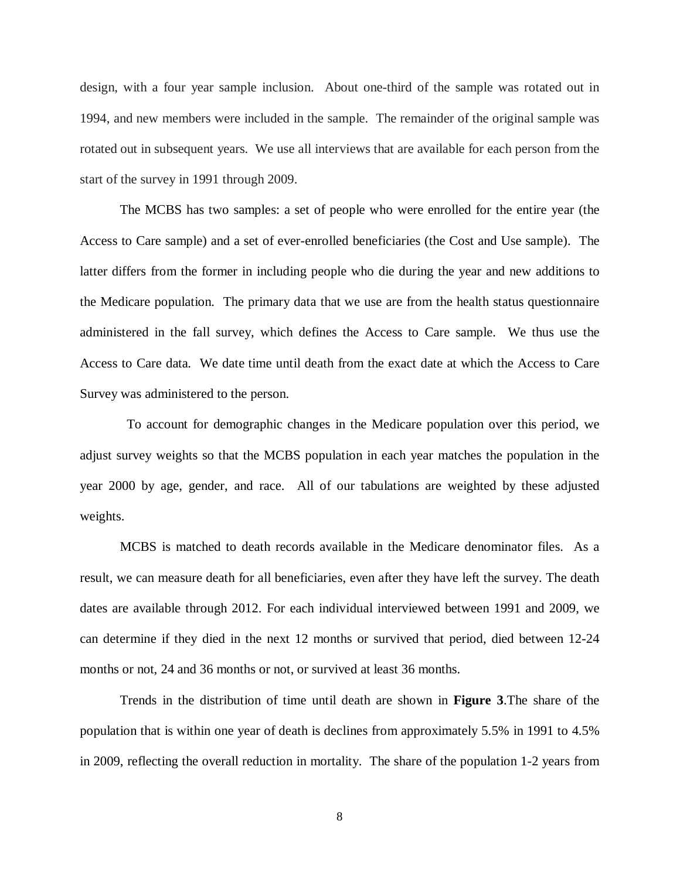design, with a four year sample inclusion. About one-third of the sample was rotated out in 1994, and new members were included in the sample. The remainder of the original sample was rotated out in subsequent years. We use all interviews that are available for each person from the start of the survey in 1991 through 2009.

The MCBS has two samples: a set of people who were enrolled for the entire year (the Access to Care sample) and a set of ever-enrolled beneficiaries (the Cost and Use sample). The latter differs from the former in including people who die during the year and new additions to the Medicare population. The primary data that we use are from the health status questionnaire administered in the fall survey, which defines the Access to Care sample. We thus use the Access to Care data. We date time until death from the exact date at which the Access to Care Survey was administered to the person.

To account for demographic changes in the Medicare population over this period, we adjust survey weights so that the MCBS population in each year matches the population in the year 2000 by age, gender, and race. All of our tabulations are weighted by these adjusted weights.

MCBS is matched to death records available in the Medicare denominator files. As a result, we can measure death for all beneficiaries, even after they have left the survey. The death dates are available through 2012. For each individual interviewed between 1991 and 2009, we can determine if they died in the next 12 months or survived that period, died between 12-24 months or not, 24 and 36 months or not, or survived at least 36 months.

Trends in the distribution of time until death are shown in **Figure 3**.The share of the population that is within one year of death is declines from approximately 5.5% in 1991 to 4.5% in 2009, reflecting the overall reduction in mortality. The share of the population 1-2 years from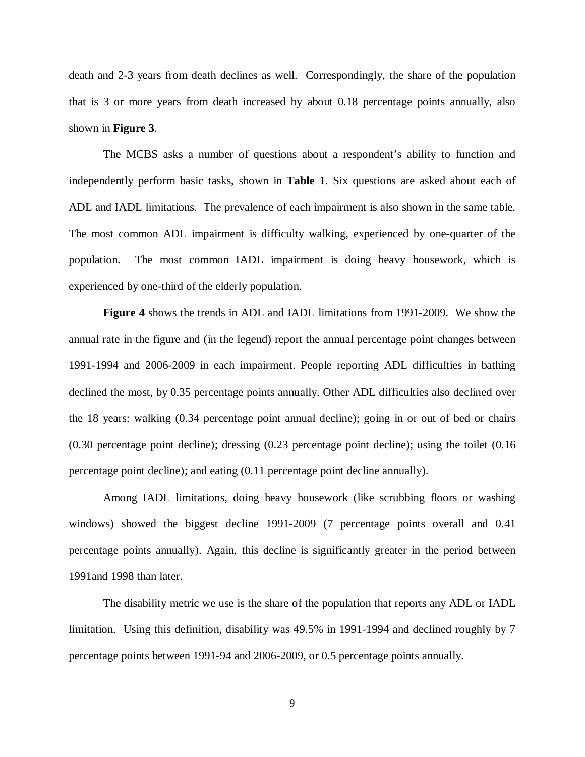death and 2-3 years from death declines as well. Correspondingly, the share of the population that is 3 or more years from death increased by about 0.18 percentage points annually, also shown in **Figure 3**.

The MCBS asks a number of questions about a respondent's ability to function and independently perform basic tasks, shown in **Table 1**. Six questions are asked about each of ADL and IADL limitations. The prevalence of each impairment is also shown in the same table. The most common ADL impairment is difficulty walking, experienced by one-quarter of the population. The most common IADL impairment is doing heavy housework, which is experienced by one-third of the elderly population.

**Figure 4** shows the trends in ADL and IADL limitations from 1991-2009. We show the annual rate in the figure and (in the legend) report the annual percentage point changes between 1991-1994 and 2006-2009 in each impairment. People reporting ADL difficulties in bathing declined the most, by 0.35 percentage points annually. Other ADL difficulties also declined over the 18 years: walking (0.34 percentage point annual decline); going in or out of bed or chairs (0.30 percentage point decline); dressing (0.23 percentage point decline); using the toilet (0.16 percentage point decline); and eating (0.11 percentage point decline annually).

Among IADL limitations, doing heavy housework (like scrubbing floors or washing windows) showed the biggest decline 1991-2009 (7 percentage points overall and 0.41 percentage points annually). Again, this decline is significantly greater in the period between 1991and 1998 than later.

The disability metric we use is the share of the population that reports any ADL or IADL limitation. Using this definition, disability was 49.5% in 1991-1994 and declined roughly by 7 percentage points between 1991-94 and 2006-2009, or 0.5 percentage points annually.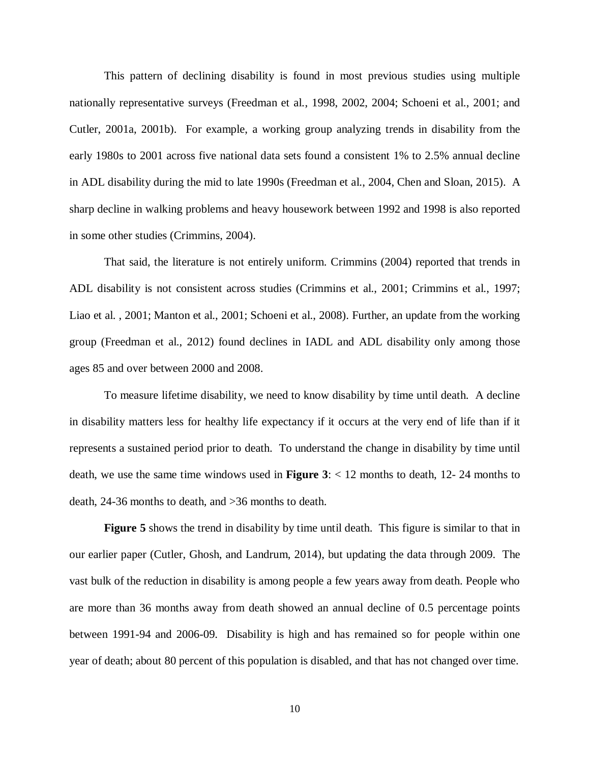This pattern of declining disability is found in most previous studies using multiple nationally representative surveys (Freedman et al., 1998, 2002, 2004; Schoeni et al., 2001; and Cutler, 2001a, 2001b). For example, a working group analyzing trends in disability from the early 1980s to 2001 across five national data sets found a consistent 1% to 2.5% annual decline in ADL disability during the mid to late 1990s (Freedman et al., 2004, Chen and Sloan, 2015). A sharp decline in walking problems and heavy housework between 1992 and 1998 is also reported in some other studies (Crimmins, 2004).

That said, the literature is not entirely uniform. Crimmins (2004) reported that trends in ADL disability is not consistent across studies (Crimmins et al., 2001; Crimmins et al., 1997; Liao et al. , 2001; Manton et al., 2001; Schoeni et al., 2008). Further, an update from the working group (Freedman et al., 2012) found declines in IADL and ADL disability only among those ages 85 and over between 2000 and 2008.

To measure lifetime disability, we need to know disability by time until death. A decline in disability matters less for healthy life expectancy if it occurs at the very end of life than if it represents a sustained period prior to death. To understand the change in disability by time until death, we use the same time windows used in **Figure 3**: < 12 months to death, 12- 24 months to death, 24-36 months to death, and >36 months to death.

**Figure 5** shows the trend in disability by time until death. This figure is similar to that in our earlier paper (Cutler, Ghosh, and Landrum, 2014), but updating the data through 2009. The vast bulk of the reduction in disability is among people a few years away from death. People who are more than 36 months away from death showed an annual decline of 0.5 percentage points between 1991-94 and 2006-09. Disability is high and has remained so for people within one year of death; about 80 percent of this population is disabled, and that has not changed over time.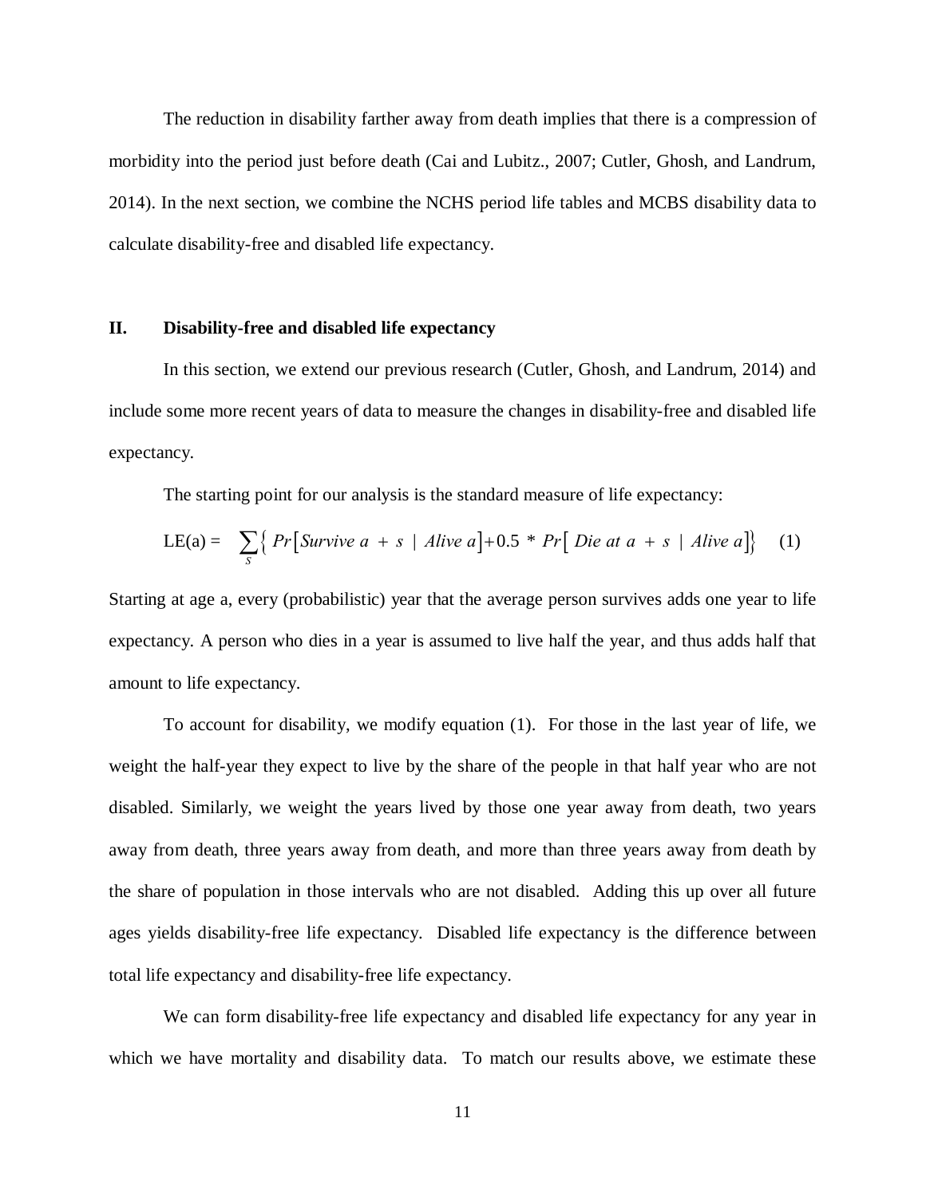The reduction in disability farther away from death implies that there is a compression of morbidity into the period just before death (Cai and Lubitz., 2007; Cutler, Ghosh, and Landrum, 2014). In the next section, we combine the NCHS period life tables and MCBS disability data to calculate disability-free and disabled life expectancy.

## II. Disability-free and disabled life expectancy

In this section, we extend our previous research (Cutler, Ghosh, and Landrum, 2014) and include some more recent years of data to measure the changes in disability-free and disabled life expectancy.

The starting point for our analysis is the standard measure of life expectancy:

$$\text{LE(a)} = \sum_{s} \left\{ Pr\left[ Survive\ a + s \mid Alive\ a \right] + 0.5 * Pr\left[ Die\ at\ a + s \mid Alive\ a \right] \right\} \quad (1)$$

Starting at age a, every (probabilistic) year that the average person survives adds one year to life expectancy. A person who dies in a year is assumed to live half the year, and thus adds half that amount to life expectancy.

To account for disability, we modify equation (1). For those in the last year of life, we weight the half-year they expect to live by the share of the people in that half year who are not disabled. Similarly, we weight the years lived by those one year away from death, two years away from death, three years away from death, and more than three years away from death by the share of population in those intervals who are not disabled. Adding this up over all future ages yields disability-free life expectancy. Disabled life expectancy is the difference between total life expectancy and disability-free life expectancy.

We can form disability-free life expectancy and disabled life expectancy for any year in which we have mortality and disability data. To match our results above, we estimate these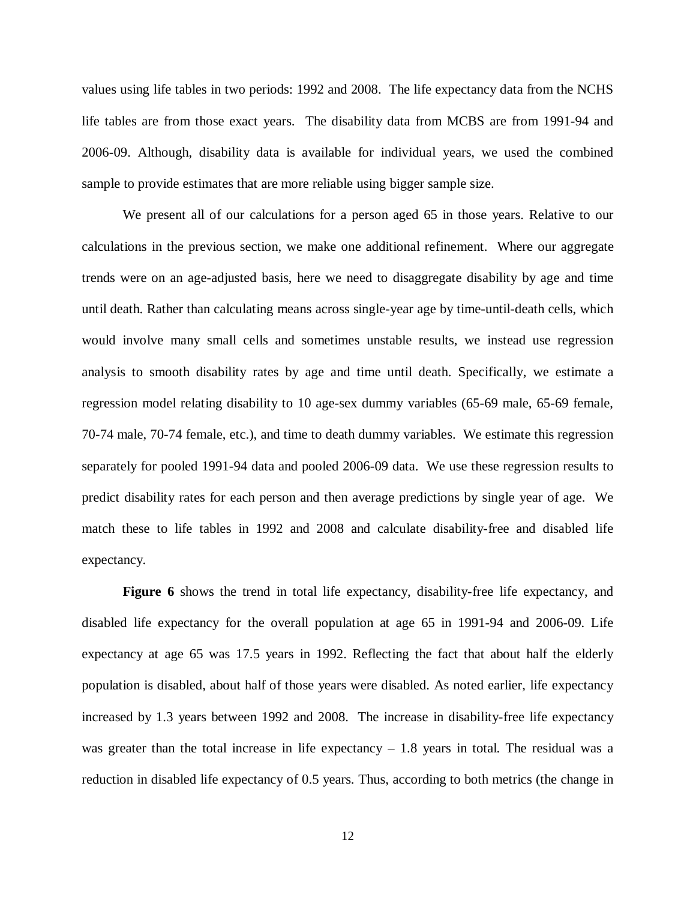values using life tables in two periods: 1992 and 2008. The life expectancy data from the NCHS life tables are from those exact years. The disability data from MCBS are from 1991-94 and 2006-09. Although, disability data is available for individual years, we used the combined sample to provide estimates that are more reliable using bigger sample size.

We present all of our calculations for a person aged 65 in those years. Relative to our calculations in the previous section, we make one additional refinement. Where our aggregate trends were on an age-adjusted basis, here we need to disaggregate disability by age and time until death. Rather than calculating means across single-year age by time-until-death cells, which would involve many small cells and sometimes unstable results, we instead use regression analysis to smooth disability rates by age and time until death. Specifically, we estimate a regression model relating disability to 10 age-sex dummy variables (65-69 male, 65-69 female, 70-74 male, 70-74 female, etc.), and time to death dummy variables. We estimate this regression separately for pooled 1991-94 data and pooled 2006-09 data. We use these regression results to predict disability rates for each person and then average predictions by single year of age. We match these to life tables in 1992 and 2008 and calculate disability-free and disabled life expectancy.

**Figure 6** shows the trend in total life expectancy, disability-free life expectancy, and disabled life expectancy for the overall population at age 65 in 1991-94 and 2006-09. Life expectancy at age 65 was 17.5 years in 1992. Reflecting the fact that about half the elderly population is disabled, about half of those years were disabled. As noted earlier, life expectancy increased by 1.3 years between 1992 and 2008. The increase in disability-free life expectancy was greater than the total increase in life expectancy – 1.8 years in total. The residual was a reduction in disabled life expectancy of 0.5 years. Thus, according to both metrics (the change in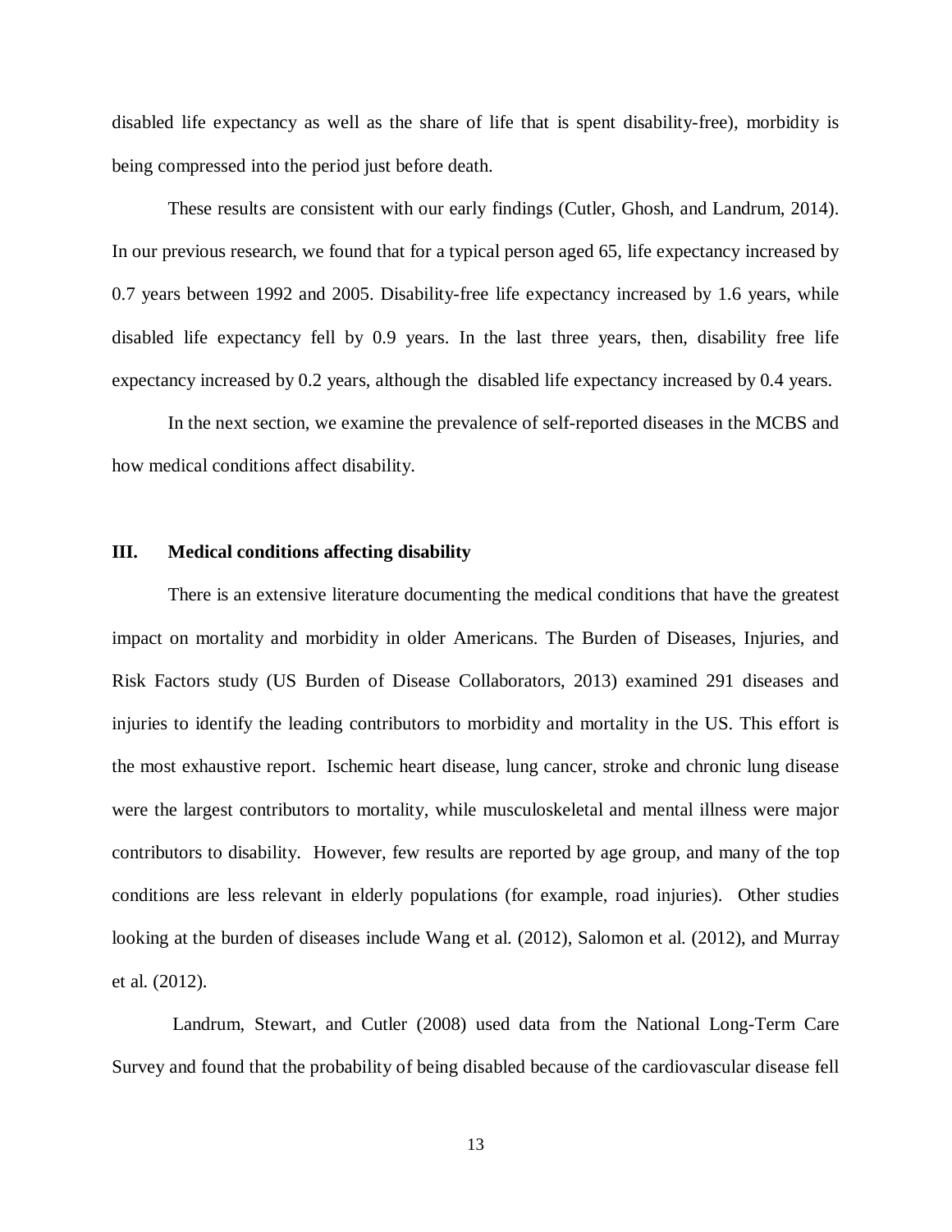disabled life expectancy as well as the share of life that is spent disability-free), morbidity is being compressed into the period just before death.

These results are consistent with our early findings (Cutler, Ghosh, and Landrum, 2014). In our previous research, we found that for a typical person aged 65, life expectancy increased by 0.7 years between 1992 and 2005. Disability-free life expectancy increased by 1.6 years, while disabled life expectancy fell by 0.9 years. In the last three years, then, disability free life expectancy increased by 0.2 years, although the disabled life expectancy increased by 0.4 years.

In the next section, we examine the prevalence of self-reported diseases in the MCBS and how medical conditions affect disability.

## III. Medical conditions affecting disability

There is an extensive literature documenting the medical conditions that have the greatest impact on mortality and morbidity in older Americans. The Burden of Diseases, Injuries, and Risk Factors study (US Burden of Disease Collaborators, 2013) examined 291 diseases and injuries to identify the leading contributors to morbidity and mortality in the US. This effort is the most exhaustive report. Ischemic heart disease, lung cancer, stroke and chronic lung disease were the largest contributors to mortality, while musculoskeletal and mental illness were major contributors to disability. However, few results are reported by age group, and many of the top conditions are less relevant in elderly populations (for example, road injuries). Other studies looking at the burden of diseases include Wang et al. (2012), Salomon et al. (2012), and Murray et al. (2012).

Landrum, Stewart, and Cutler (2008) used data from the National Long-Term Care Survey and found that the probability of being disabled because of the cardiovascular disease fell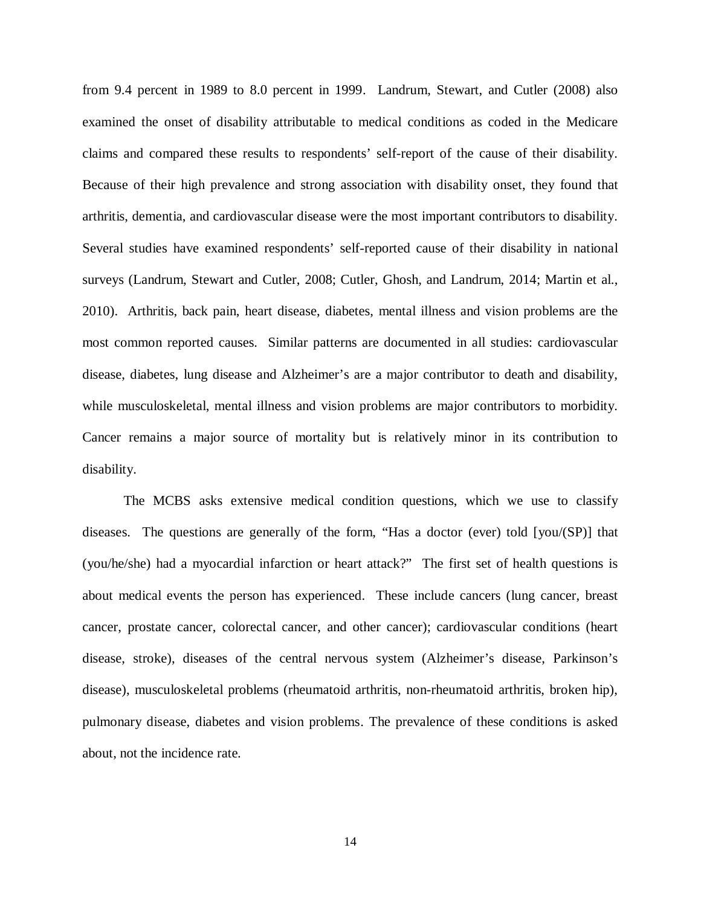from 9.4 percent in 1989 to 8.0 percent in 1999. Landrum, Stewart, and Cutler (2008) also examined the onset of disability attributable to medical conditions as coded in the Medicare claims and compared these results to respondents' self-report of the cause of their disability. Because of their high prevalence and strong association with disability onset, they found that arthritis, dementia, and cardiovascular disease were the most important contributors to disability. Several studies have examined respondents' self-reported cause of their disability in national surveys (Landrum, Stewart and Cutler, 2008; Cutler, Ghosh, and Landrum, 2014; Martin et al., 2010). Arthritis, back pain, heart disease, diabetes, mental illness and vision problems are the most common reported causes. Similar patterns are documented in all studies: cardiovascular disease, diabetes, lung disease and Alzheimer's are a major contributor to death and disability, while musculoskeletal, mental illness and vision problems are major contributors to morbidity. Cancer remains a major source of mortality but is relatively minor in its contribution to disability.

The MCBS asks extensive medical condition questions, which we use to classify diseases. The questions are generally of the form, "Has a doctor (ever) told [you/(SP)] that (you/he/she) had a myocardial infarction or heart attack?" The first set of health questions is about medical events the person has experienced. These include cancers (lung cancer, breast cancer, prostate cancer, colorectal cancer, and other cancer); cardiovascular conditions (heart disease, stroke), diseases of the central nervous system (Alzheimer's disease, Parkinson's disease), musculoskeletal problems (rheumatoid arthritis, non-rheumatoid arthritis, broken hip), pulmonary disease, diabetes and vision problems. The prevalence of these conditions is asked about, not the incidence rate.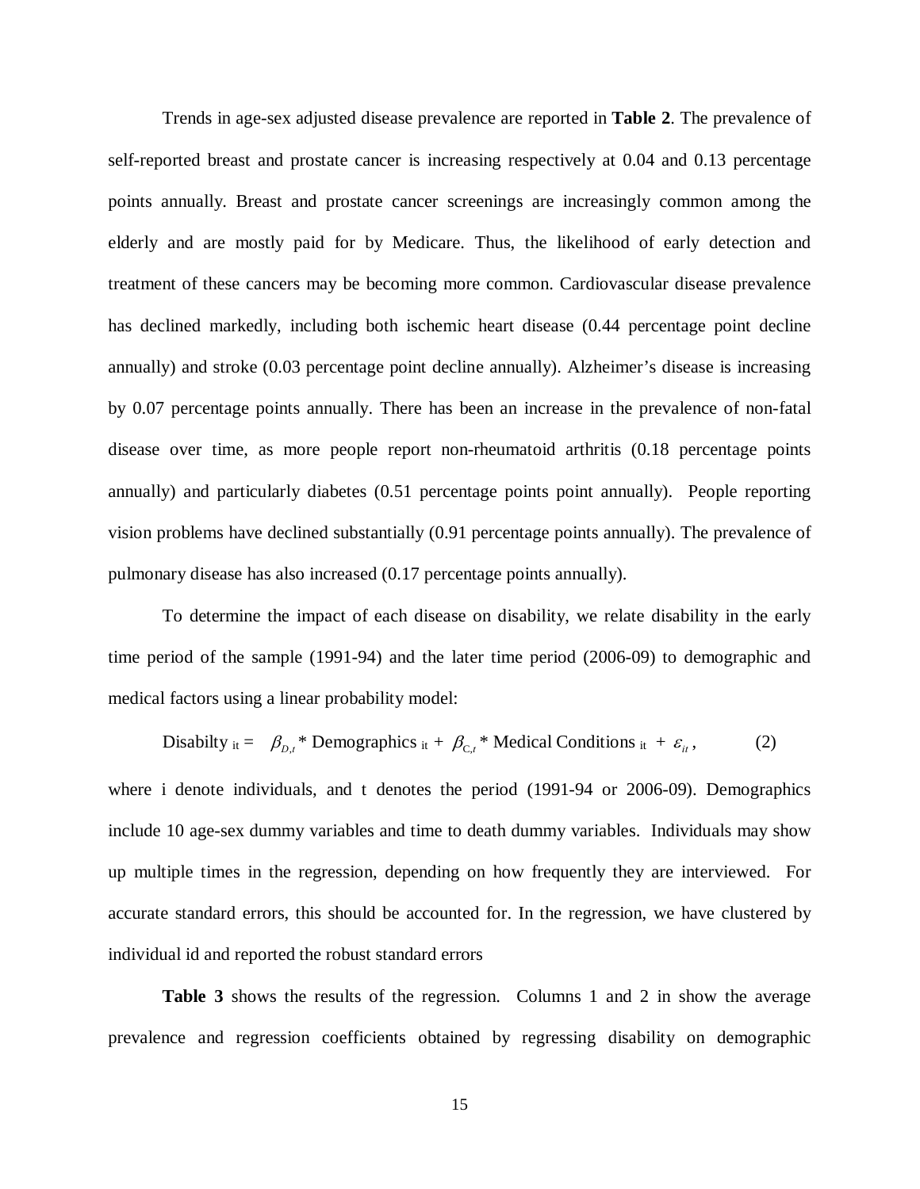Trends in age-sex adjusted disease prevalence are reported in **Table 2**. The prevalence of self-reported breast and prostate cancer is increasing respectively at 0.04 and 0.13 percentage points annually. Breast and prostate cancer screenings are increasingly common among the elderly and are mostly paid for by Medicare. Thus, the likelihood of early detection and treatment of these cancers may be becoming more common. Cardiovascular disease prevalence has declined markedly, including both ischemic heart disease (0.44 percentage point decline annually) and stroke (0.03 percentage point decline annually). Alzheimer's disease is increasing by 0.07 percentage points annually. There has been an increase in the prevalence of non-fatal disease over time, as more people report non-rheumatoid arthritis (0.18 percentage points annually) and particularly diabetes (0.51 percentage points point annually). People reporting vision problems have declined substantially (0.91 percentage points annually). The prevalence of pulmonary disease has also increased (0.17 percentage points annually).

To determine the impact of each disease on disability, we relate disability in the early time period of the sample (1991-94) and the later time period (2006-09) to demographic and medical factors using a linear probability model:

$$\text{Disabilty}_{it} = \beta_{D,t} * \text{Demographics}_{it} + \beta_{C,t} * \text{Medical Conditions}_{it} + \varepsilon_{it}, \qquad (2)$$

where i denote individuals, and t denotes the period (1991-94 or 2006-09). Demographics include 10 age-sex dummy variables and time to death dummy variables. Individuals may show up multiple times in the regression, depending on how frequently they are interviewed. For accurate standard errors, this should be accounted for. In the regression, we have clustered by individual id and reported the robust standard errors

**Table 3** shows the results of the regression. Columns 1 and 2 in show the average prevalence and regression coefficients obtained by regressing disability on demographic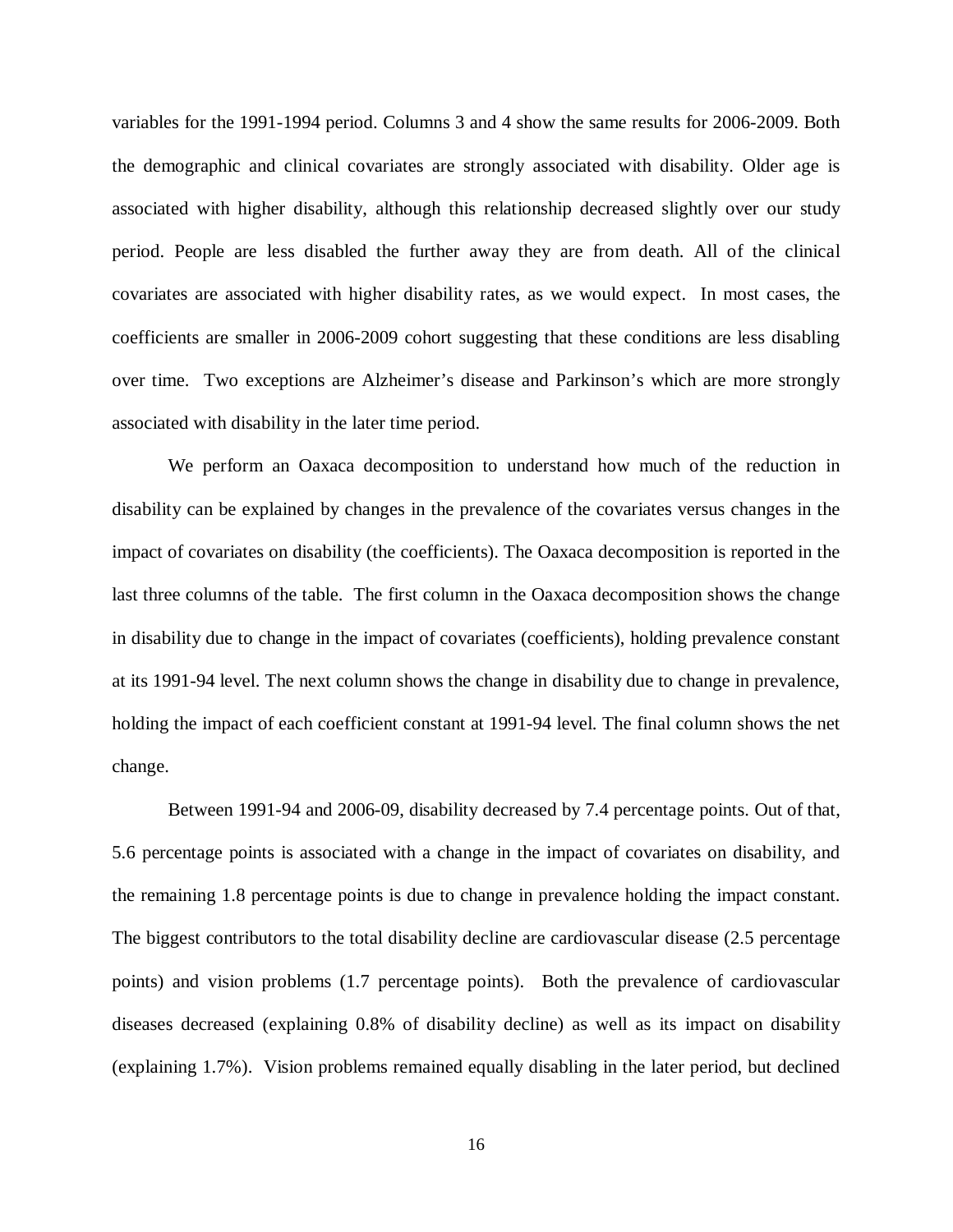variables for the 1991-1994 period. Columns 3 and 4 show the same results for 2006-2009. Both the demographic and clinical covariates are strongly associated with disability. Older age is associated with higher disability, although this relationship decreased slightly over our study period. People are less disabled the further away they are from death. All of the clinical covariates are associated with higher disability rates, as we would expect. In most cases, the coefficients are smaller in 2006-2009 cohort suggesting that these conditions are less disabling over time. Two exceptions are Alzheimer's disease and Parkinson's which are more strongly associated with disability in the later time period.

We perform an Oaxaca decomposition to understand how much of the reduction in disability can be explained by changes in the prevalence of the covariates versus changes in the impact of covariates on disability (the coefficients). The Oaxaca decomposition is reported in the last three columns of the table. The first column in the Oaxaca decomposition shows the change in disability due to change in the impact of covariates (coefficients), holding prevalence constant at its 1991-94 level. The next column shows the change in disability due to change in prevalence, holding the impact of each coefficient constant at 1991-94 level. The final column shows the net change.

Between 1991-94 and 2006-09, disability decreased by 7.4 percentage points. Out of that, 5.6 percentage points is associated with a change in the impact of covariates on disability, and the remaining 1.8 percentage points is due to change in prevalence holding the impact constant. The biggest contributors to the total disability decline are cardiovascular disease (2.5 percentage points) and vision problems (1.7 percentage points). Both the prevalence of cardiovascular diseases decreased (explaining 0.8% of disability decline) as well as its impact on disability (explaining 1.7%). Vision problems remained equally disabling in the later period, but declined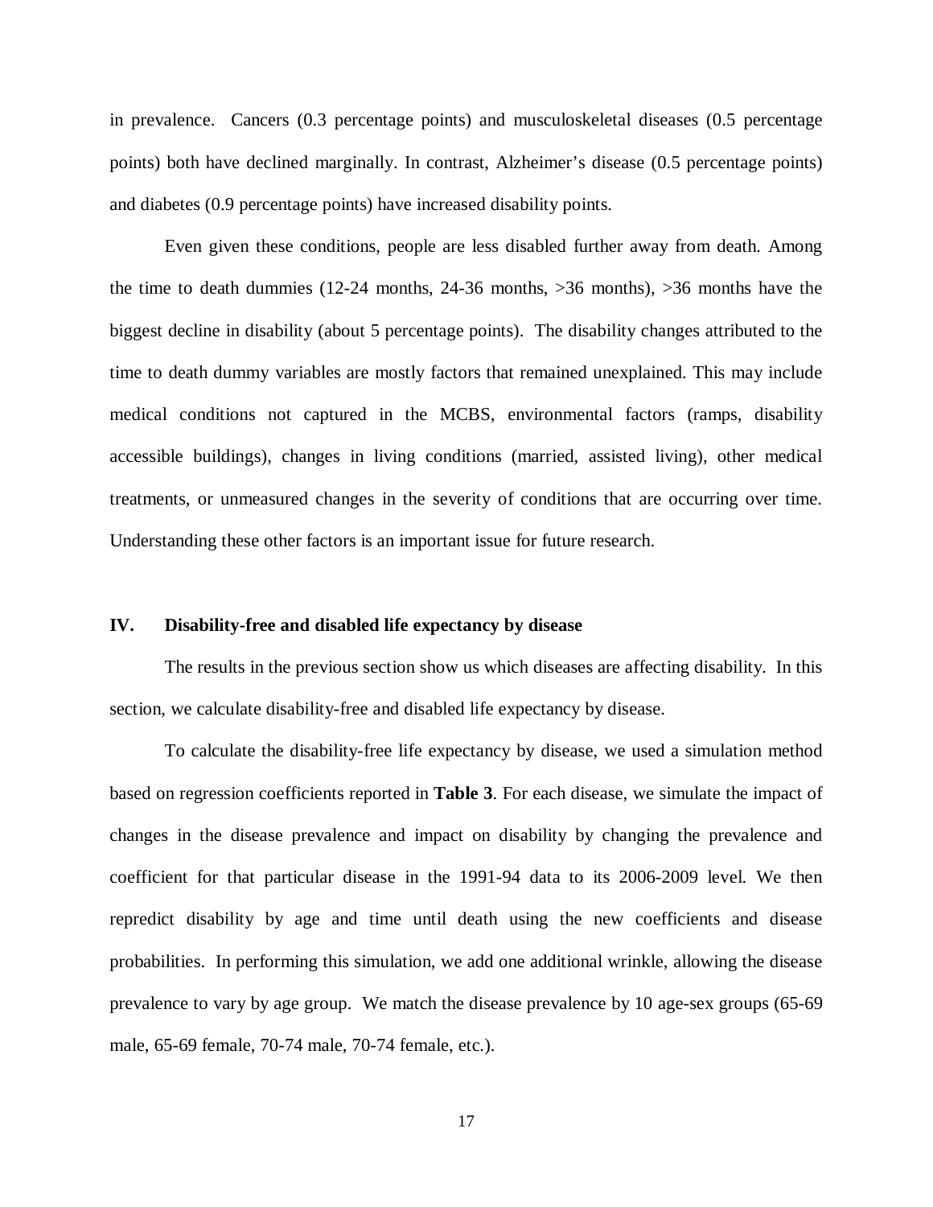in prevalence. Cancers (0.3 percentage points) and musculoskeletal diseases (0.5 percentage points) both have declined marginally. In contrast, Alzheimer's disease (0.5 percentage points) and diabetes (0.9 percentage points) have increased disability points.

Even given these conditions, people are less disabled further away from death. Among the time to death dummies (12-24 months, 24-36 months, >36 months), >36 months have the biggest decline in disability (about 5 percentage points). The disability changes attributed to the time to death dummy variables are mostly factors that remained unexplained. This may include medical conditions not captured in the MCBS, environmental factors (ramps, disability accessible buildings), changes in living conditions (married, assisted living), other medical treatments, or unmeasured changes in the severity of conditions that are occurring over time. Understanding these other factors is an important issue for future research.

## IV. Disability-free and disabled life expectancy by disease

The results in the previous section show us which diseases are affecting disability. In this section, we calculate disability-free and disabled life expectancy by disease.

To calculate the disability-free life expectancy by disease, we used a simulation method based on regression coefficients reported in **Table 3**. For each disease, we simulate the impact of changes in the disease prevalence and impact on disability by changing the prevalence and coefficient for that particular disease in the 1991-94 data to its 2006-2009 level. We then repredict disability by age and time until death using the new coefficients and disease probabilities. In performing this simulation, we add one additional wrinkle, allowing the disease prevalence to vary by age group. We match the disease prevalence by 10 age-sex groups (65-69 male, 65-69 female, 70-74 male, 70-74 female, etc.).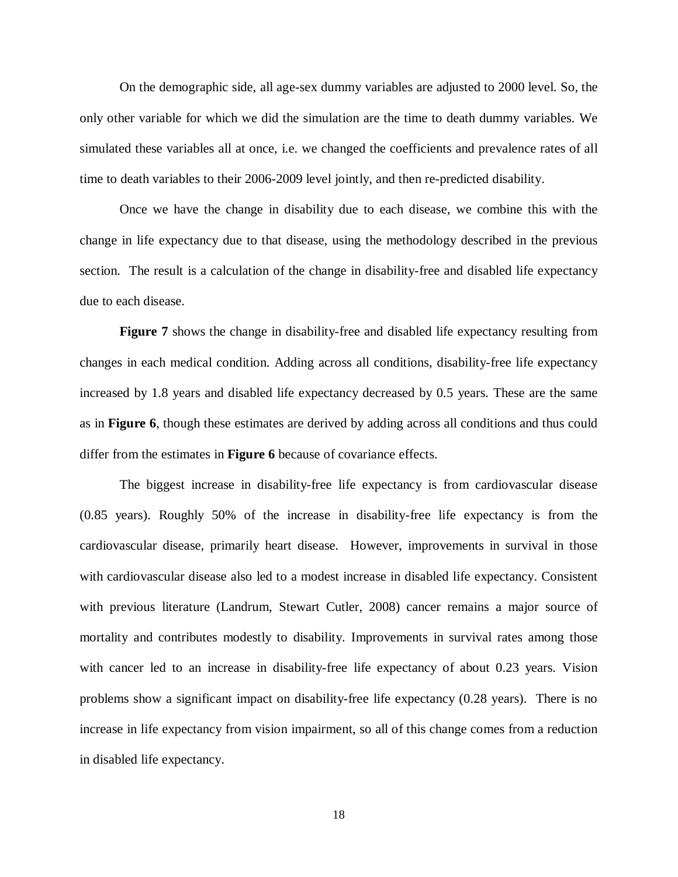On the demographic side, all age-sex dummy variables are adjusted to 2000 level. So, the only other variable for which we did the simulation are the time to death dummy variables. We simulated these variables all at once, i.e. we changed the coefficients and prevalence rates of all time to death variables to their 2006-2009 level jointly, and then re-predicted disability.

Once we have the change in disability due to each disease, we combine this with the change in life expectancy due to that disease, using the methodology described in the previous section. The result is a calculation of the change in disability-free and disabled life expectancy due to each disease.

**Figure 7** shows the change in disability-free and disabled life expectancy resulting from changes in each medical condition. Adding across all conditions, disability-free life expectancy increased by 1.8 years and disabled life expectancy decreased by 0.5 years. These are the same as in **Figure 6**, though these estimates are derived by adding across all conditions and thus could differ from the estimates in **Figure 6** because of covariance effects.

The biggest increase in disability-free life expectancy is from cardiovascular disease (0.85 years). Roughly 50% of the increase in disability-free life expectancy is from the cardiovascular disease, primarily heart disease. However, improvements in survival in those with cardiovascular disease also led to a modest increase in disabled life expectancy. Consistent with previous literature (Landrum, Stewart Cutler, 2008) cancer remains a major source of mortality and contributes modestly to disability. Improvements in survival rates among those with cancer led to an increase in disability-free life expectancy of about 0.23 years. Vision problems show a significant impact on disability-free life expectancy (0.28 years). There is no increase in life expectancy from vision impairment, so all of this change comes from a reduction in disabled life expectancy.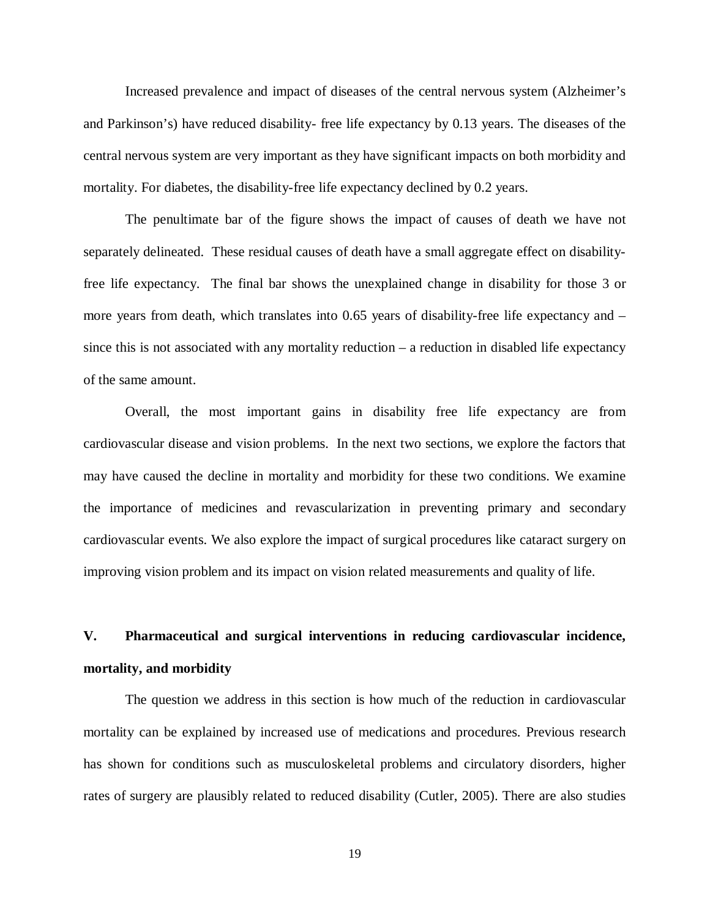Increased prevalence and impact of diseases of the central nervous system (Alzheimer's and Parkinson's) have reduced disability- free life expectancy by 0.13 years. The diseases of the central nervous system are very important as they have significant impacts on both morbidity and mortality. For diabetes, the disability-free life expectancy declined by 0.2 years.

The penultimate bar of the figure shows the impact of causes of death we have not separately delineated. These residual causes of death have a small aggregate effect on disability-free life expectancy. The final bar shows the unexplained change in disability for those 3 or more years from death, which translates into 0.65 years of disability-free life expectancy and – since this is not associated with any mortality reduction – a reduction in disabled life expectancy of the same amount.

Overall, the most important gains in disability free life expectancy are from cardiovascular disease and vision problems. In the next two sections, we explore the factors that may have caused the decline in mortality and morbidity for these two conditions. We examine the importance of medicines and revascularization in preventing primary and secondary cardiovascular events. We also explore the impact of surgical procedures like cataract surgery on improving vision problem and its impact on vision related measurements and quality of life.

## V. Pharmaceutical and surgical interventions in reducing cardiovascular incidence, mortality, and morbidity

The question we address in this section is how much of the reduction in cardiovascular mortality can be explained by increased use of medications and procedures. Previous research has shown for conditions such as musculoskeletal problems and circulatory disorders, higher rates of surgery are plausibly related to reduced disability (Cutler, 2005). There are also studies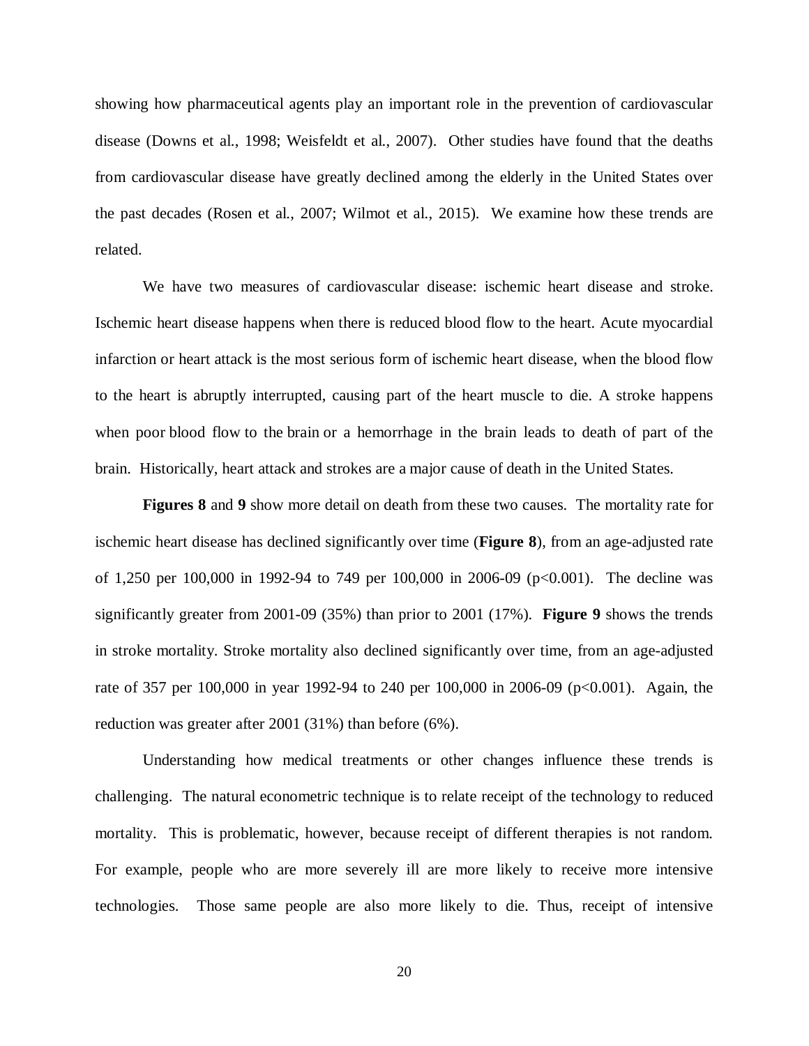showing how pharmaceutical agents play an important role in the prevention of cardiovascular disease (Downs et al., 1998; Weisfeldt et al., 2007). Other studies have found that the deaths from cardiovascular disease have greatly declined among the elderly in the United States over the past decades (Rosen et al., 2007; Wilmot et al., 2015). We examine how these trends are related.

We have two measures of cardiovascular disease: ischemic heart disease and stroke. Ischemic heart disease happens when there is reduced blood flow to the heart. Acute myocardial infarction or heart attack is the most serious form of ischemic heart disease, when the blood flow to the heart is abruptly interrupted, causing part of the heart muscle to die. A stroke happens when poor blood flow to the brain or a hemorrhage in the brain leads to death of part of the brain. Historically, heart attack and strokes are a major cause of death in the United States.

**Figures 8** and **9** show more detail on death from these two causes. The mortality rate for ischemic heart disease has declined significantly over time (**Figure 8**), from an age-adjusted rate of 1,250 per 100,000 in 1992-94 to 749 per 100,000 in 2006-09 ($p<0.001$). The decline was significantly greater from 2001-09 (35%) than prior to 2001 (17%). **Figure 9** shows the trends in stroke mortality. Stroke mortality also declined significantly over time, from an age-adjusted rate of 357 per 100,000 in year 1992-94 to 240 per 100,000 in 2006-09 ($p<0.001$). Again, the reduction was greater after 2001 (31%) than before (6%).

Understanding how medical treatments or other changes influence these trends is challenging. The natural econometric technique is to relate receipt of the technology to reduced mortality. This is problematic, however, because receipt of different therapies is not random. For example, people who are more severely ill are more likely to receive more intensive technologies. Those same people are also more likely to die. Thus, receipt of intensive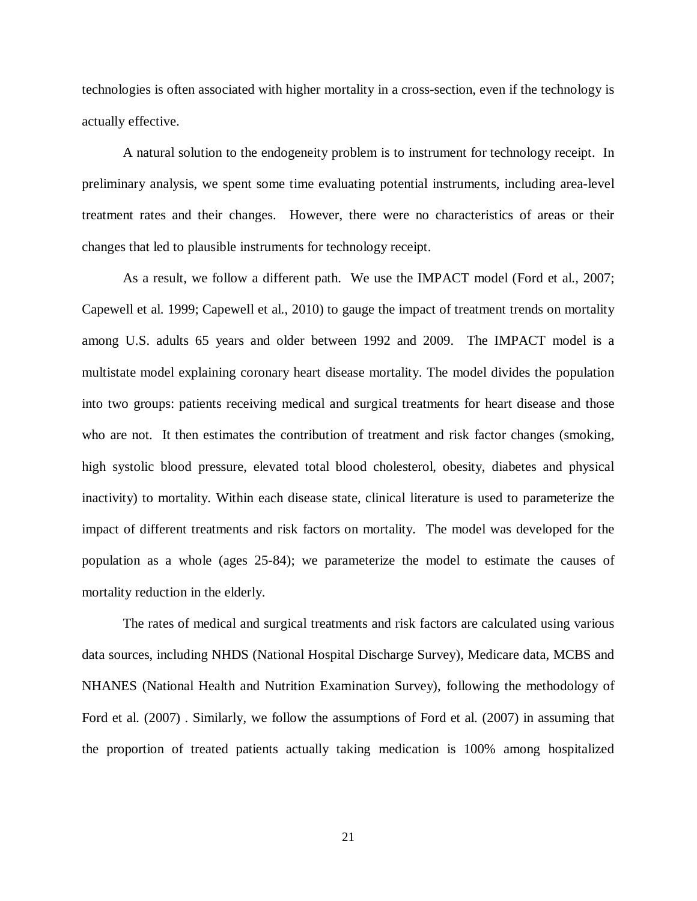technologies is often associated with higher mortality in a cross-section, even if the technology is actually effective.

A natural solution to the endogeneity problem is to instrument for technology receipt. In preliminary analysis, we spent some time evaluating potential instruments, including area-level treatment rates and their changes. However, there were no characteristics of areas or their changes that led to plausible instruments for technology receipt.

As a result, we follow a different path. We use the IMPACT model (Ford et al., 2007; Capewell et al. 1999; Capewell et al., 2010) to gauge the impact of treatment trends on mortality among U.S. adults 65 years and older between 1992 and 2009. The IMPACT model is a multistate model explaining coronary heart disease mortality. The model divides the population into two groups: patients receiving medical and surgical treatments for heart disease and those who are not. It then estimates the contribution of treatment and risk factor changes (smoking, high systolic blood pressure, elevated total blood cholesterol, obesity, diabetes and physical inactivity) to mortality. Within each disease state, clinical literature is used to parameterize the impact of different treatments and risk factors on mortality. The model was developed for the population as a whole (ages 25-84); we parameterize the model to estimate the causes of mortality reduction in the elderly.

The rates of medical and surgical treatments and risk factors are calculated using various data sources, including NHDS (National Hospital Discharge Survey), Medicare data, MCBS and NHANES (National Health and Nutrition Examination Survey), following the methodology of Ford et al. (2007) . Similarly, we follow the assumptions of Ford et al. (2007) in assuming that the proportion of treated patients actually taking medication is 100% among hospitalized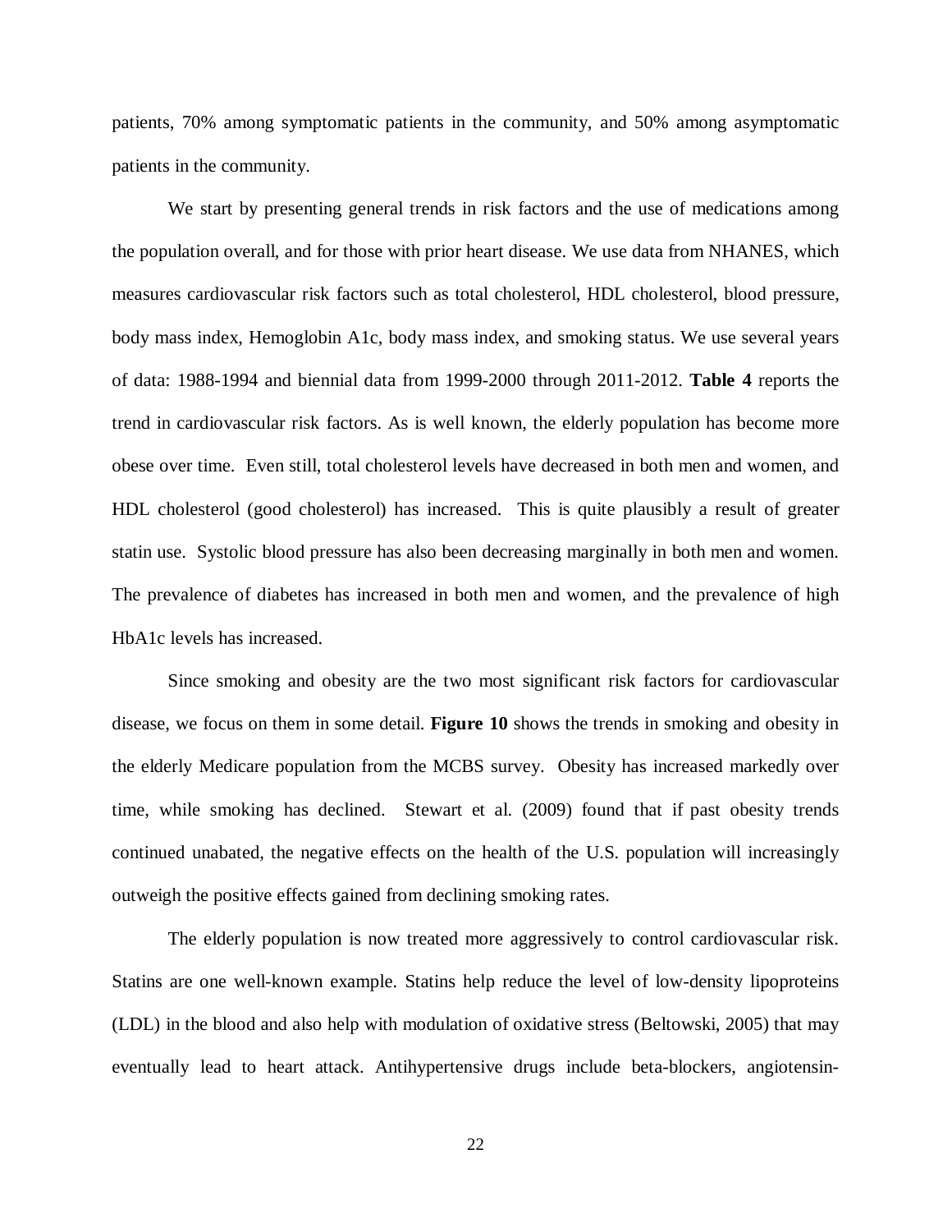patients, 70% among symptomatic patients in the community, and 50% among asymptomatic patients in the community.

We start by presenting general trends in risk factors and the use of medications among the population overall, and for those with prior heart disease. We use data from NHANES, which measures cardiovascular risk factors such as total cholesterol, HDL cholesterol, blood pressure, body mass index, Hemoglobin A1c, body mass index, and smoking status. We use several years of data: 1988-1994 and biennial data from 1999-2000 through 2011-2012. **Table 4** reports the trend in cardiovascular risk factors. As is well known, the elderly population has become more obese over time. Even still, total cholesterol levels have decreased in both men and women, and HDL cholesterol (good cholesterol) has increased. This is quite plausibly a result of greater statin use. Systolic blood pressure has also been decreasing marginally in both men and women. The prevalence of diabetes has increased in both men and women, and the prevalence of high HbA1c levels has increased.

Since smoking and obesity are the two most significant risk factors for cardiovascular disease, we focus on them in some detail. **Figure 10** shows the trends in smoking and obesity in the elderly Medicare population from the MCBS survey. Obesity has increased markedly over time, while smoking has declined. Stewart et al. (2009) found that if past obesity trends continued unabated, the negative effects on the health of the U.S. population will increasingly outweigh the positive effects gained from declining smoking rates.

The elderly population is now treated more aggressively to control cardiovascular risk. Statins are one well-known example. Statins help reduce the level of low-density lipoproteins (LDL) in the blood and also help with modulation of oxidative stress (Beltowski, 2005) that may eventually lead to heart attack. Antihypertensive drugs include beta-blockers, angiotensin-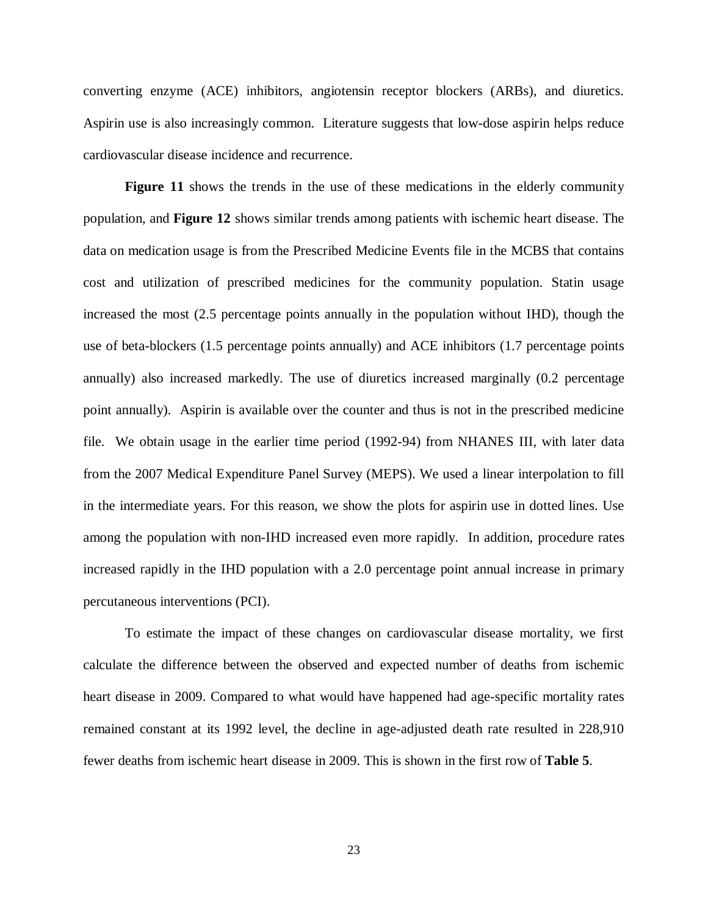converting enzyme (ACE) inhibitors, angiotensin receptor blockers (ARBs), and diuretics. Aspirin use is also increasingly common. Literature suggests that low-dose aspirin helps reduce cardiovascular disease incidence and recurrence.

**Figure 11** shows the trends in the use of these medications in the elderly community population, and **Figure 12** shows similar trends among patients with ischemic heart disease. The data on medication usage is from the Prescribed Medicine Events file in the MCBS that contains cost and utilization of prescribed medicines for the community population. Statin usage increased the most (2.5 percentage points annually in the population without IHD), though the use of beta-blockers (1.5 percentage points annually) and ACE inhibitors (1.7 percentage points annually) also increased markedly. The use of diuretics increased marginally (0.2 percentage point annually). Aspirin is available over the counter and thus is not in the prescribed medicine file. We obtain usage in the earlier time period (1992-94) from NHANES III, with later data from the 2007 Medical Expenditure Panel Survey (MEPS). We used a linear interpolation to fill in the intermediate years. For this reason, we show the plots for aspirin use in dotted lines. Use among the population with non-IHD increased even more rapidly. In addition, procedure rates increased rapidly in the IHD population with a 2.0 percentage point annual increase in primary percutaneous interventions (PCI).

To estimate the impact of these changes on cardiovascular disease mortality, we first calculate the difference between the observed and expected number of deaths from ischemic heart disease in 2009. Compared to what would have happened had age-specific mortality rates remained constant at its 1992 level, the decline in age-adjusted death rate resulted in 228,910 fewer deaths from ischemic heart disease in 2009. This is shown in the first row of **Table 5**.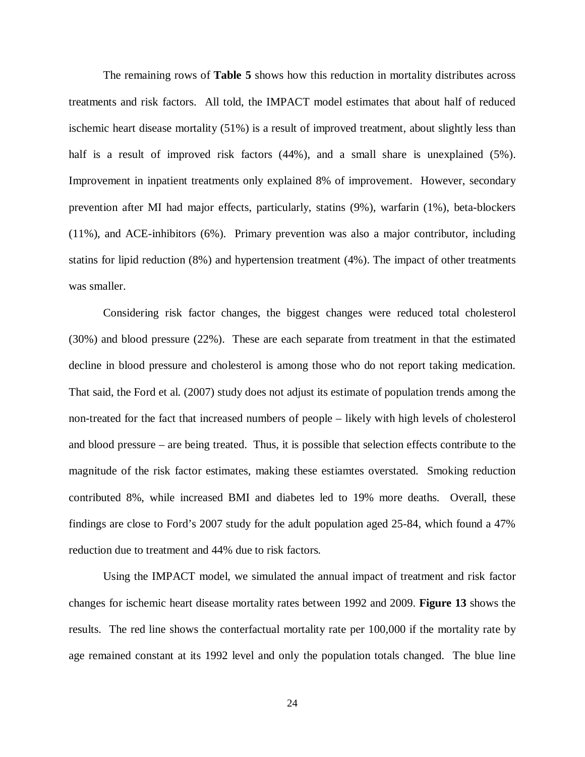The remaining rows of **Table 5** shows how this reduction in mortality distributes across treatments and risk factors. All told, the IMPACT model estimates that about half of reduced ischemic heart disease mortality (51%) is a result of improved treatment, about slightly less than half is a result of improved risk factors (44%), and a small share is unexplained (5%). Improvement in inpatient treatments only explained 8% of improvement. However, secondary prevention after MI had major effects, particularly, statins (9%), warfarin (1%), beta-blockers (11%), and ACE-inhibitors (6%). Primary prevention was also a major contributor, including statins for lipid reduction (8%) and hypertension treatment (4%). The impact of other treatments was smaller.

Considering risk factor changes, the biggest changes were reduced total cholesterol (30%) and blood pressure (22%). These are each separate from treatment in that the estimated decline in blood pressure and cholesterol is among those who do not report taking medication. That said, the Ford et al. (2007) study does not adjust its estimate of population trends among the non-treated for the fact that increased numbers of people – likely with high levels of cholesterol and blood pressure – are being treated. Thus, it is possible that selection effects contribute to the magnitude of the risk factor estimates, making these estiamtes overstated. Smoking reduction contributed 8%, while increased BMI and diabetes led to 19% more deaths. Overall, these findings are close to Ford's 2007 study for the adult population aged 25-84, which found a 47% reduction due to treatment and 44% due to risk factors.

Using the IMPACT model, we simulated the annual impact of treatment and risk factor changes for ischemic heart disease mortality rates between 1992 and 2009. **Figure 13** shows the results. The red line shows the conterfactual mortality rate per 100,000 if the mortality rate by age remained constant at its 1992 level and only the population totals changed. The blue line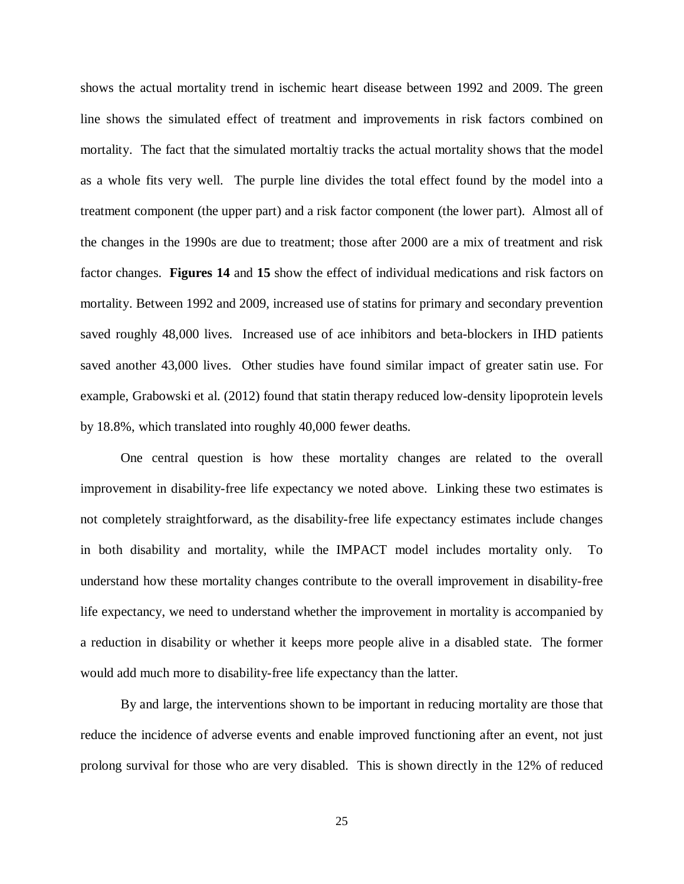shows the actual mortality trend in ischemic heart disease between 1992 and 2009. The green line shows the simulated effect of treatment and improvements in risk factors combined on mortality. The fact that the simulated mortaltiy tracks the actual mortality shows that the model as a whole fits very well. The purple line divides the total effect found by the model into a treatment component (the upper part) and a risk factor component (the lower part). Almost all of the changes in the 1990s are due to treatment; those after 2000 are a mix of treatment and risk factor changes. **Figures 14** and **15** show the effect of individual medications and risk factors on mortality. Between 1992 and 2009, increased use of statins for primary and secondary prevention saved roughly 48,000 lives. Increased use of ace inhibitors and beta-blockers in IHD patients saved another 43,000 lives. Other studies have found similar impact of greater satin use. For example, Grabowski et al. (2012) found that statin therapy reduced low-density lipoprotein levels by 18.8%, which translated into roughly 40,000 fewer deaths.

One central question is how these mortality changes are related to the overall improvement in disability-free life expectancy we noted above. Linking these two estimates is not completely straightforward, as the disability-free life expectancy estimates include changes in both disability and mortality, while the IMPACT model includes mortality only. To understand how these mortality changes contribute to the overall improvement in disability-free life expectancy, we need to understand whether the improvement in mortality is accompanied by a reduction in disability or whether it keeps more people alive in a disabled state. The former would add much more to disability-free life expectancy than the latter.

By and large, the interventions shown to be important in reducing mortality are those that reduce the incidence of adverse events and enable improved functioning after an event, not just prolong survival for those who are very disabled. This is shown directly in the 12% of reduced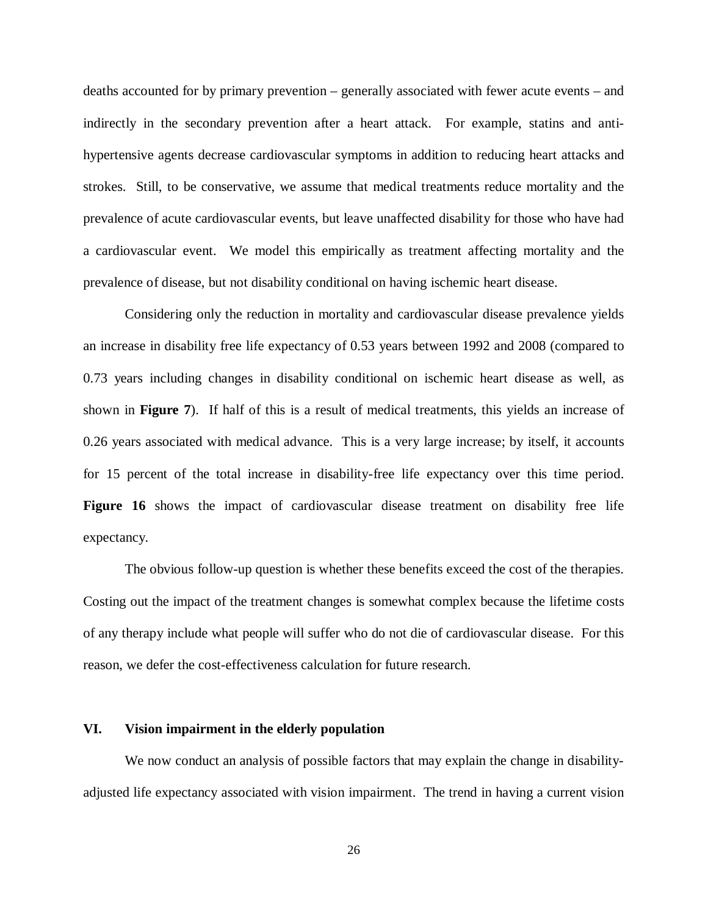deaths accounted for by primary prevention – generally associated with fewer acute events – and indirectly in the secondary prevention after a heart attack. For example, statins and anti-hypertensive agents decrease cardiovascular symptoms in addition to reducing heart attacks and strokes. Still, to be conservative, we assume that medical treatments reduce mortality and the prevalence of acute cardiovascular events, but leave unaffected disability for those who have had a cardiovascular event. We model this empirically as treatment affecting mortality and the prevalence of disease, but not disability conditional on having ischemic heart disease.

Considering only the reduction in mortality and cardiovascular disease prevalence yields an increase in disability free life expectancy of 0.53 years between 1992 and 2008 (compared to 0.73 years including changes in disability conditional on ischemic heart disease as well, as shown in **Figure 7**). If half of this is a result of medical treatments, this yields an increase of 0.26 years associated with medical advance. This is a very large increase; by itself, it accounts for 15 percent of the total increase in disability-free life expectancy over this time period. **Figure 16** shows the impact of cardiovascular disease treatment on disability free life expectancy.

The obvious follow-up question is whether these benefits exceed the cost of the therapies. Costing out the impact of the treatment changes is somewhat complex because the lifetime costs of any therapy include what people will suffer who do not die of cardiovascular disease. For this reason, we defer the cost-effectiveness calculation for future research.

## VI. Vision impairment in the elderly population

We now conduct an analysis of possible factors that may explain the change in disability-adjusted life expectancy associated with vision impairment. The trend in having a current vision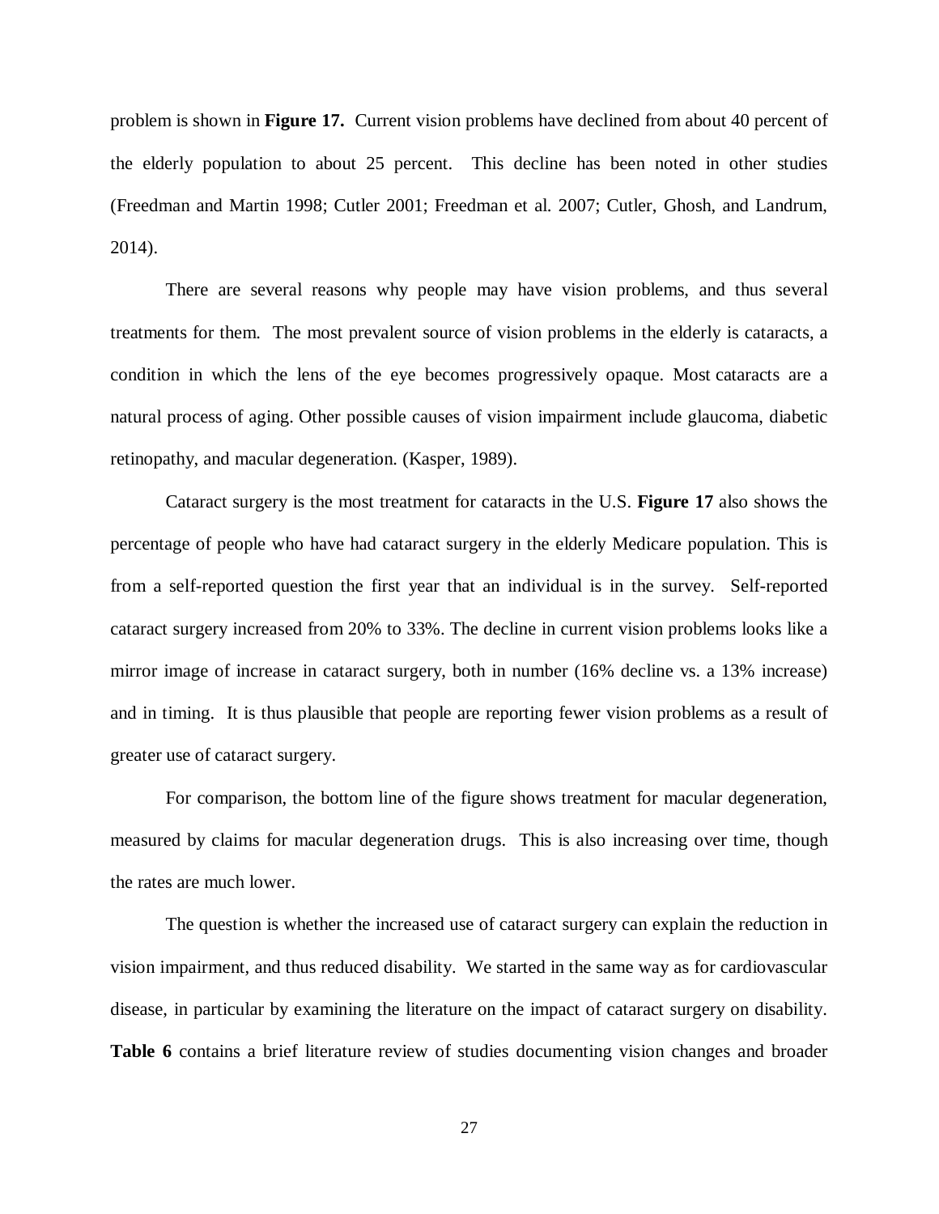problem is shown in **Figure 17.** Current vision problems have declined from about 40 percent of the elderly population to about 25 percent. This decline has been noted in other studies (Freedman and Martin 1998; Cutler 2001; Freedman et al. 2007; Cutler, Ghosh, and Landrum, 2014).

There are several reasons why people may have vision problems, and thus several treatments for them. The most prevalent source of vision problems in the elderly is cataracts, a condition in which the lens of the eye becomes progressively opaque. Most cataracts are a natural process of aging. Other possible causes of vision impairment include glaucoma, diabetic retinopathy, and macular degeneration. (Kasper, 1989).

Cataract surgery is the most treatment for cataracts in the U.S. **Figure 17** also shows the percentage of people who have had cataract surgery in the elderly Medicare population. This is from a self-reported question the first year that an individual is in the survey. Self-reported cataract surgery increased from 20% to 33%. The decline in current vision problems looks like a mirror image of increase in cataract surgery, both in number (16% decline vs. a 13% increase) and in timing. It is thus plausible that people are reporting fewer vision problems as a result of greater use of cataract surgery.

For comparison, the bottom line of the figure shows treatment for macular degeneration, measured by claims for macular degeneration drugs. This is also increasing over time, though the rates are much lower.

The question is whether the increased use of cataract surgery can explain the reduction in vision impairment, and thus reduced disability. We started in the same way as for cardiovascular disease, in particular by examining the literature on the impact of cataract surgery on disability. **Table 6** contains a brief literature review of studies documenting vision changes and broader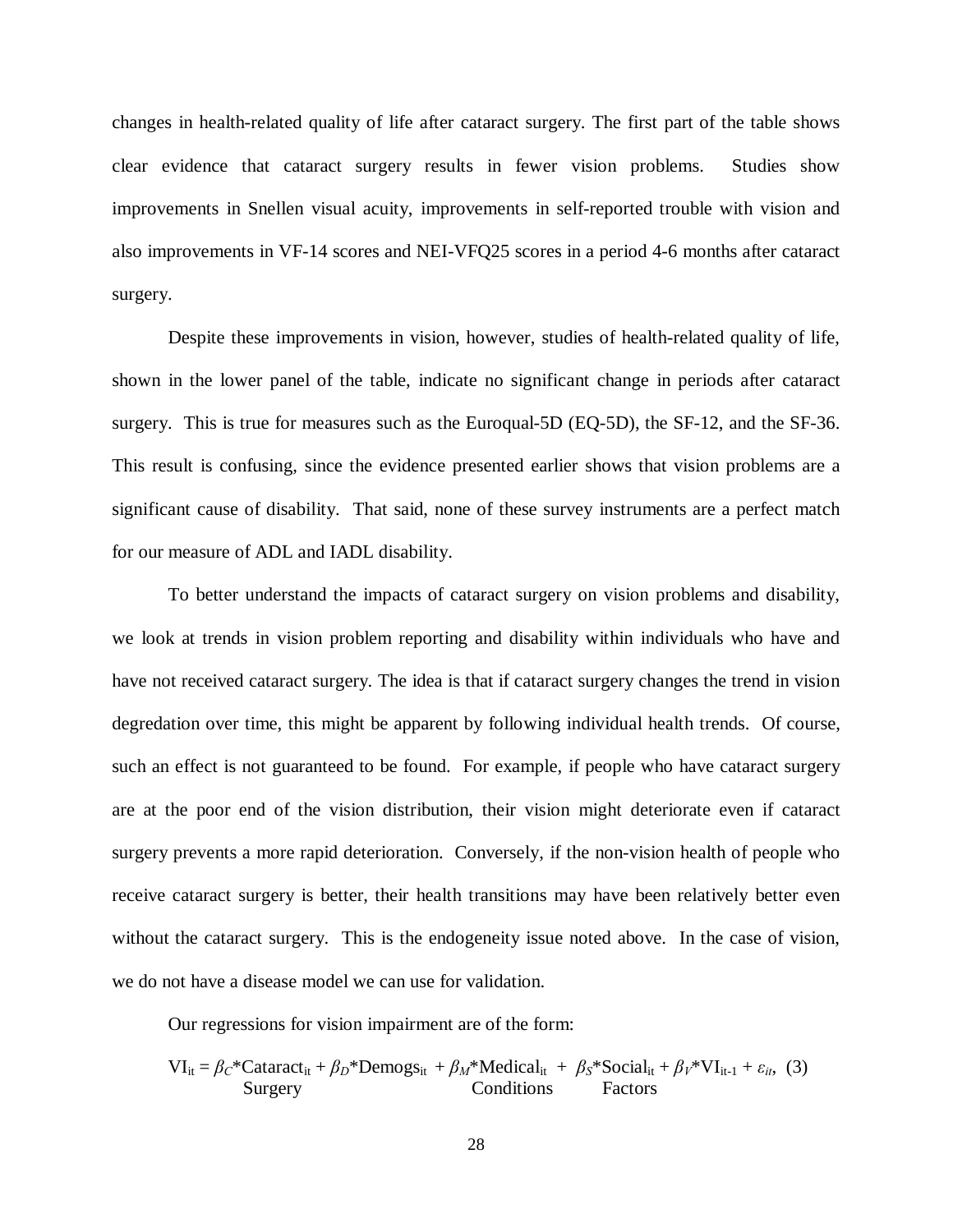changes in health-related quality of life after cataract surgery. The first part of the table shows clear evidence that cataract surgery results in fewer vision problems. Studies show improvements in Snellen visual acuity, improvements in self-reported trouble with vision and also improvements in VF-14 scores and NEI-VFQ25 scores in a period 4-6 months after cataract surgery.

Despite these improvements in vision, however, studies of health-related quality of life, shown in the lower panel of the table, indicate no significant change in periods after cataract surgery. This is true for measures such as the Euroqual-5D (EQ-5D), the SF-12, and the SF-36. This result is confusing, since the evidence presented earlier shows that vision problems are a significant cause of disability. That said, none of these survey instruments are a perfect match for our measure of ADL and IADL disability.

To better understand the impacts of cataract surgery on vision problems and disability, we look at trends in vision problem reporting and disability within individuals who have and have not received cataract surgery. The idea is that if cataract surgery changes the trend in vision degredation over time, this might be apparent by following individual health trends. Of course, such an effect is not guaranteed to be found. For example, if people who have cataract surgery are at the poor end of the vision distribution, their vision might deteriorate even if cataract surgery prevents a more rapid deterioration. Conversely, if the non-vision health of people who receive cataract surgery is better, their health transitions may have been relatively better even without the cataract surgery. This is the endogeneity issue noted above. In the case of vision, we do not have a disease model we can use for validation.

Our regressions for vision impairment are of the form:

$$VI_{it} = \beta_C * \underset{\text{Surgery}}{\text{Cataract}_{it}} + \beta_D * \text{Demogs}_{it} + \beta_M * \underset{\text{Conditions}}{\text{Medical}_{it}} + \beta_S * \underset{\text{Factors}}{\text{Social}_{it}} + \beta_V * VI_{it-1} + \varepsilon_{it}, \quad (3)$$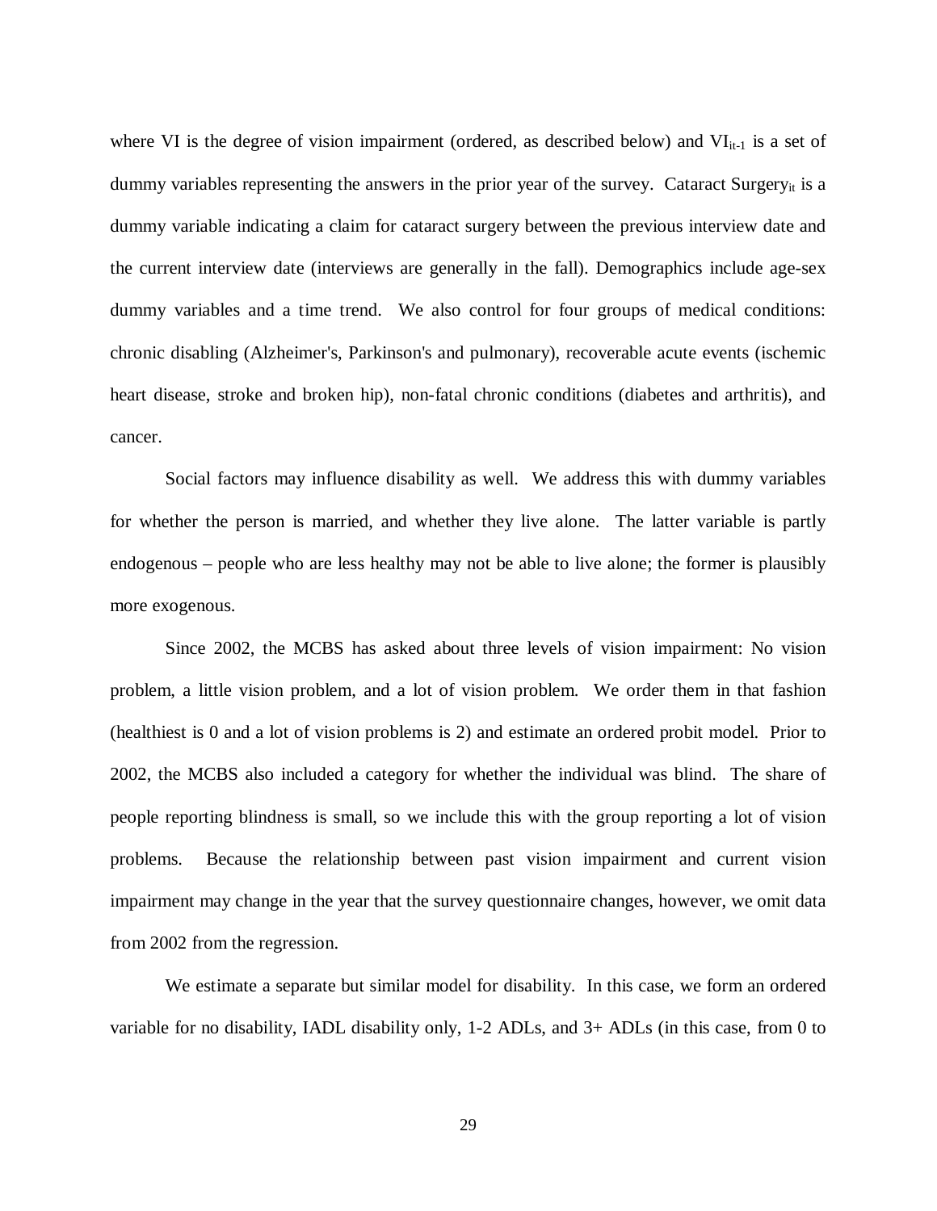where VI is the degree of vision impairment (ordered, as described below) and $VI_{it-1}$ is a set of dummy variables representing the answers in the prior year of the survey. Cataract $Surgery_{it}$ is a dummy variable indicating a claim for cataract surgery between the previous interview date and the current interview date (interviews are generally in the fall). Demographics include age-sex dummy variables and a time trend. We also control for four groups of medical conditions: chronic disabling (Alzheimer's, Parkinson's and pulmonary), recoverable acute events (ischemic heart disease, stroke and broken hip), non-fatal chronic conditions (diabetes and arthritis), and cancer.

Social factors may influence disability as well. We address this with dummy variables for whether the person is married, and whether they live alone. The latter variable is partly endogenous – people who are less healthy may not be able to live alone; the former is plausibly more exogenous.

Since 2002, the MCBS has asked about three levels of vision impairment: No vision problem, a little vision problem, and a lot of vision problem. We order them in that fashion (healthiest is 0 and a lot of vision problems is 2) and estimate an ordered probit model. Prior to 2002, the MCBS also included a category for whether the individual was blind. The share of people reporting blindness is small, so we include this with the group reporting a lot of vision problems. Because the relationship between past vision impairment and current vision impairment may change in the year that the survey questionnaire changes, however, we omit data from 2002 from the regression.

We estimate a separate but similar model for disability. In this case, we form an ordered variable for no disability, IADL disability only, 1-2 ADLs, and 3+ ADLs (in this case, from 0 to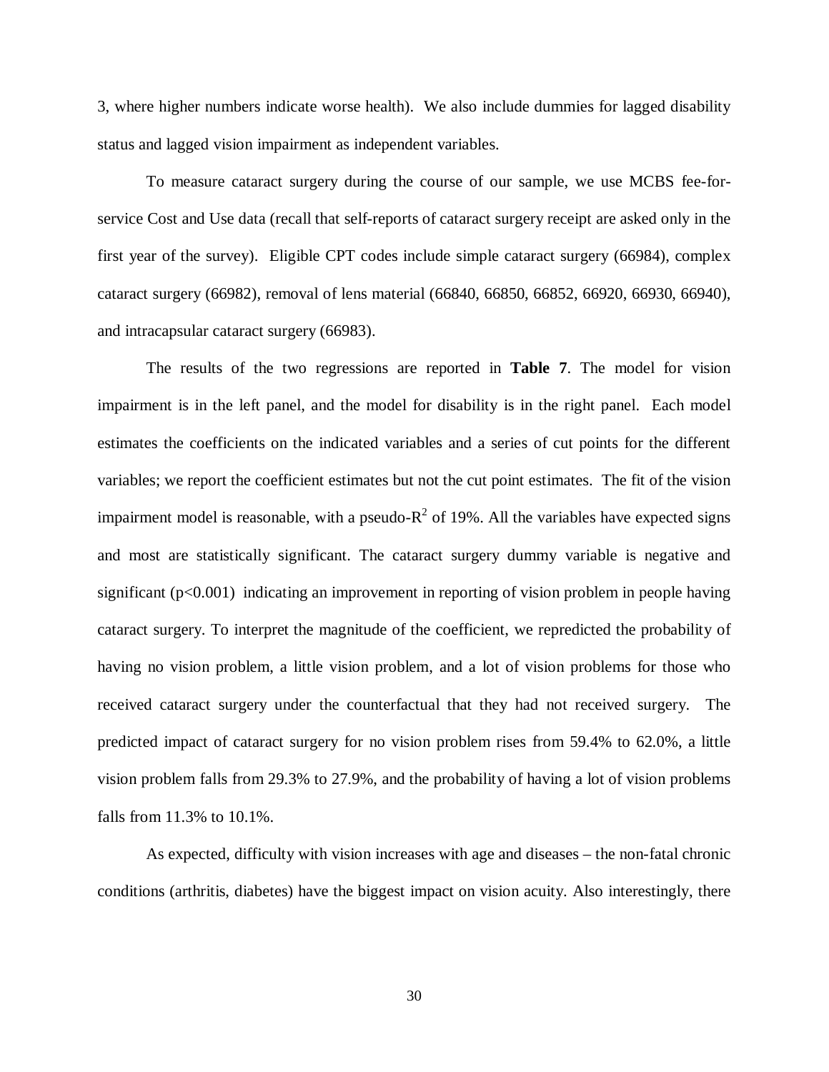3, where higher numbers indicate worse health). We also include dummies for lagged disability status and lagged vision impairment as independent variables.

To measure cataract surgery during the course of our sample, we use MCBS fee-for-service Cost and Use data (recall that self-reports of cataract surgery receipt are asked only in the first year of the survey). Eligible CPT codes include simple cataract surgery (66984), complex cataract surgery (66982), removal of lens material (66840, 66850, 66852, 66920, 66930, 66940), and intracapsular cataract surgery (66983).

The results of the two regressions are reported in **Table 7**. The model for vision impairment is in the left panel, and the model for disability is in the right panel. Each model estimates the coefficients on the indicated variables and a series of cut points for the different variables; we report the coefficient estimates but not the cut point estimates. The fit of the vision impairment model is reasonable, with a pseudo-$R^2$ of 19%. All the variables have expected signs and most are statistically significant. The cataract surgery dummy variable is negative and significant ($p<0.001$) indicating an improvement in reporting of vision problem in people having cataract surgery. To interpret the magnitude of the coefficient, we repredicted the probability of having no vision problem, a little vision problem, and a lot of vision problems for those who received cataract surgery under the counterfactual that they had not received surgery. The predicted impact of cataract surgery for no vision problem rises from 59.4% to 62.0%, a little vision problem falls from 29.3% to 27.9%, and the probability of having a lot of vision problems falls from 11.3% to 10.1%.

As expected, difficulty with vision increases with age and diseases – the non-fatal chronic conditions (arthritis, diabetes) have the biggest impact on vision acuity. Also interestingly, there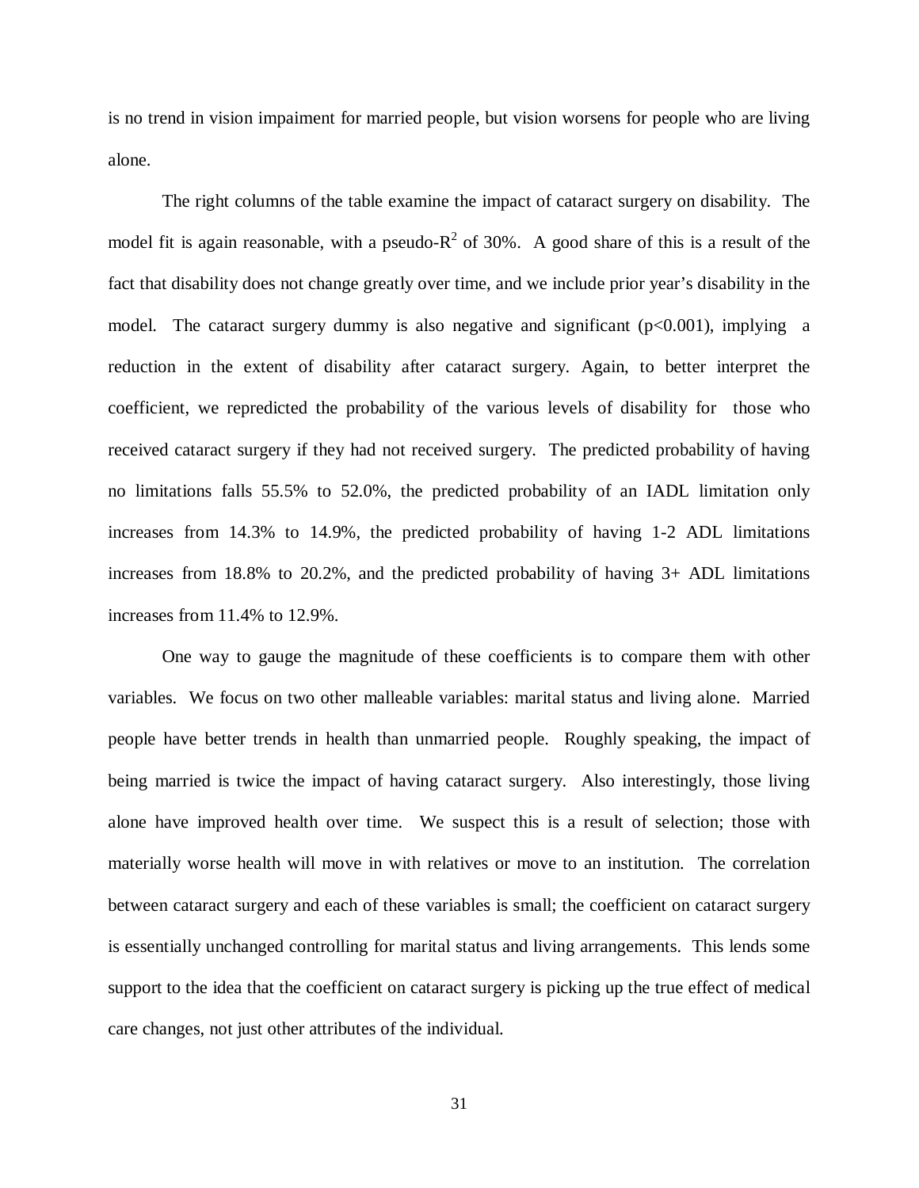is no trend in vision impaiment for married people, but vision worsens for people who are living alone.

The right columns of the table examine the impact of cataract surgery on disability. The model fit is again reasonable, with a pseudo-$R^2$ of 30%. A good share of this is a result of the fact that disability does not change greatly over time, and we include prior year's disability in the model. The cataract surgery dummy is also negative and significant ($p<0.001$), implying a reduction in the extent of disability after cataract surgery. Again, to better interpret the coefficient, we repredicted the probability of the various levels of disability for those who received cataract surgery if they had not received surgery. The predicted probability of having no limitations falls 55.5% to 52.0%, the predicted probability of an IADL limitation only increases from 14.3% to 14.9%, the predicted probability of having 1-2 ADL limitations increases from 18.8% to 20.2%, and the predicted probability of having 3+ ADL limitations increases from 11.4% to 12.9%.

One way to gauge the magnitude of these coefficients is to compare them with other variables. We focus on two other malleable variables: marital status and living alone. Married people have better trends in health than unmarried people. Roughly speaking, the impact of being married is twice the impact of having cataract surgery. Also interestingly, those living alone have improved health over time. We suspect this is a result of selection; those with materially worse health will move in with relatives or move to an institution. The correlation between cataract surgery and each of these variables is small; the coefficient on cataract surgery is essentially unchanged controlling for marital status and living arrangements. This lends some support to the idea that the coefficient on cataract surgery is picking up the true effect of medical care changes, not just other attributes of the individual.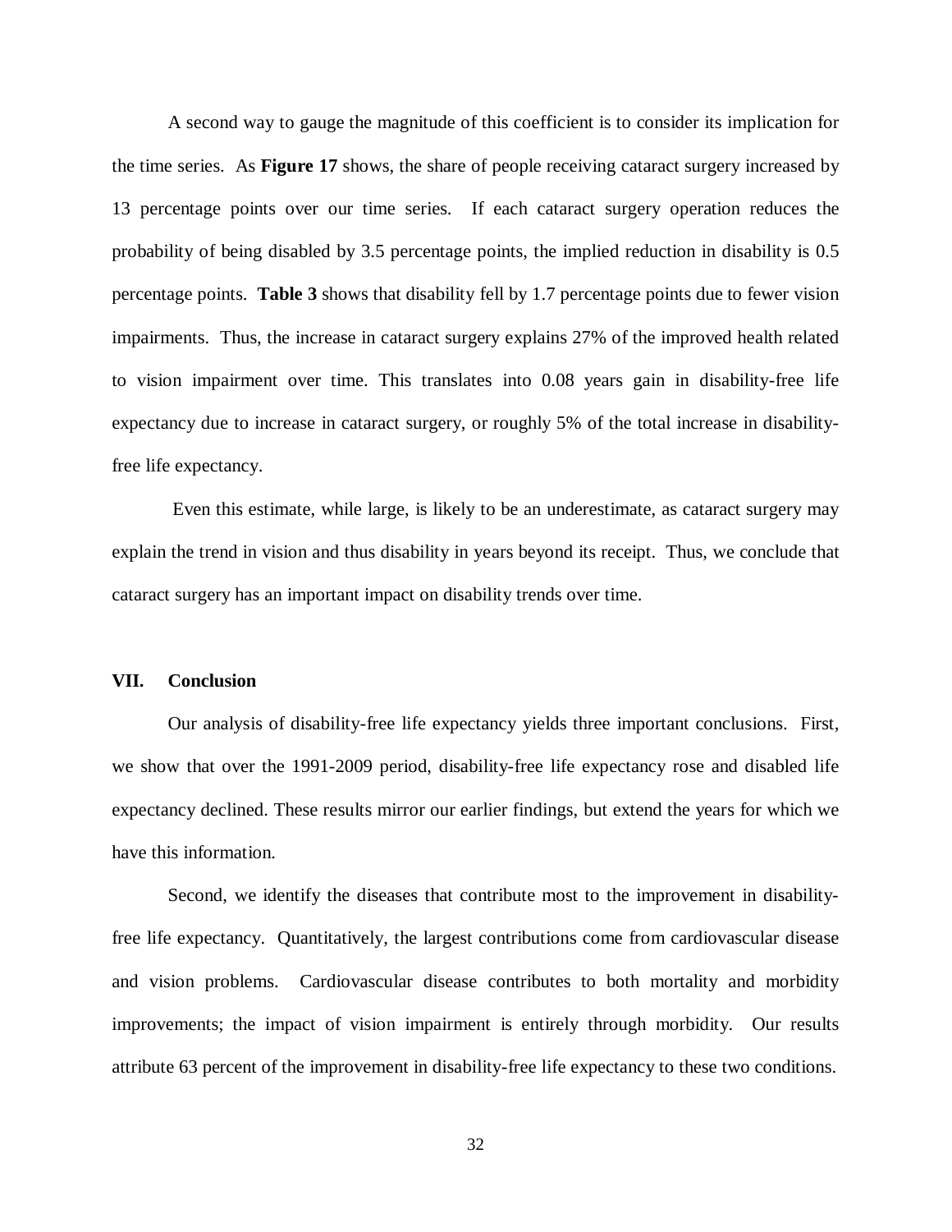A second way to gauge the magnitude of this coefficient is to consider its implication for the time series. As **Figure 17** shows, the share of people receiving cataract surgery increased by 13 percentage points over our time series. If each cataract surgery operation reduces the probability of being disabled by 3.5 percentage points, the implied reduction in disability is 0.5 percentage points. **Table 3** shows that disability fell by 1.7 percentage points due to fewer vision impairments. Thus, the increase in cataract surgery explains 27% of the improved health related to vision impairment over time. This translates into 0.08 years gain in disability-free life expectancy due to increase in cataract surgery, or roughly 5% of the total increase in disability-free life expectancy.

Even this estimate, while large, is likely to be an underestimate, as cataract surgery may explain the trend in vision and thus disability in years beyond its receipt. Thus, we conclude that cataract surgery has an important impact on disability trends over time.

## VII. Conclusion

Our analysis of disability-free life expectancy yields three important conclusions. First, we show that over the 1991-2009 period, disability-free life expectancy rose and disabled life expectancy declined. These results mirror our earlier findings, but extend the years for which we have this information.

Second, we identify the diseases that contribute most to the improvement in disability-free life expectancy. Quantitatively, the largest contributions come from cardiovascular disease and vision problems. Cardiovascular disease contributes to both mortality and morbidity improvements; the impact of vision impairment is entirely through morbidity. Our results attribute 63 percent of the improvement in disability-free life expectancy to these two conditions.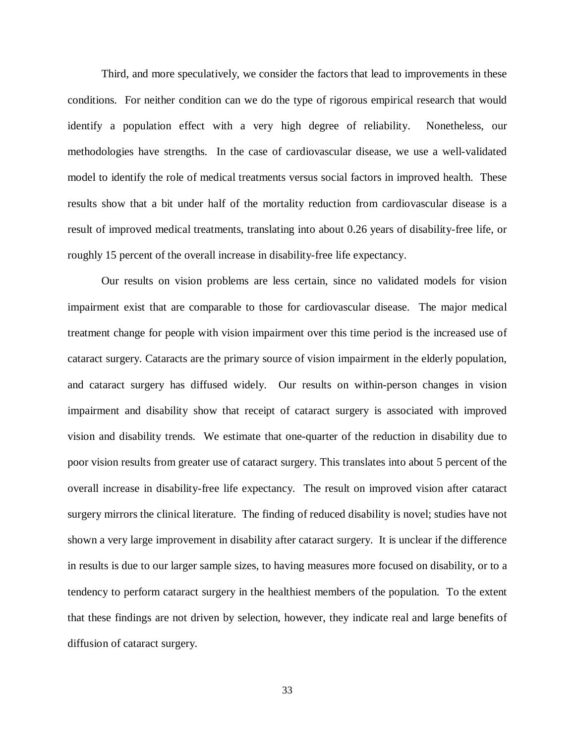Third, and more speculatively, we consider the factors that lead to improvements in these conditions. For neither condition can we do the type of rigorous empirical research that would identify a population effect with a very high degree of reliability. Nonetheless, our methodologies have strengths. In the case of cardiovascular disease, we use a well-validated model to identify the role of medical treatments versus social factors in improved health. These results show that a bit under half of the mortality reduction from cardiovascular disease is a result of improved medical treatments, translating into about 0.26 years of disability-free life, or roughly 15 percent of the overall increase in disability-free life expectancy.

Our results on vision problems are less certain, since no validated models for vision impairment exist that are comparable to those for cardiovascular disease. The major medical treatment change for people with vision impairment over this time period is the increased use of cataract surgery. Cataracts are the primary source of vision impairment in the elderly population, and cataract surgery has diffused widely. Our results on within-person changes in vision impairment and disability show that receipt of cataract surgery is associated with improved vision and disability trends. We estimate that one-quarter of the reduction in disability due to poor vision results from greater use of cataract surgery. This translates into about 5 percent of the overall increase in disability-free life expectancy. The result on improved vision after cataract surgery mirrors the clinical literature. The finding of reduced disability is novel; studies have not shown a very large improvement in disability after cataract surgery. It is unclear if the difference in results is due to our larger sample sizes, to having measures more focused on disability, or to a tendency to perform cataract surgery in the healthiest members of the population. To the extent that these findings are not driven by selection, however, they indicate real and large benefits of diffusion of cataract surgery.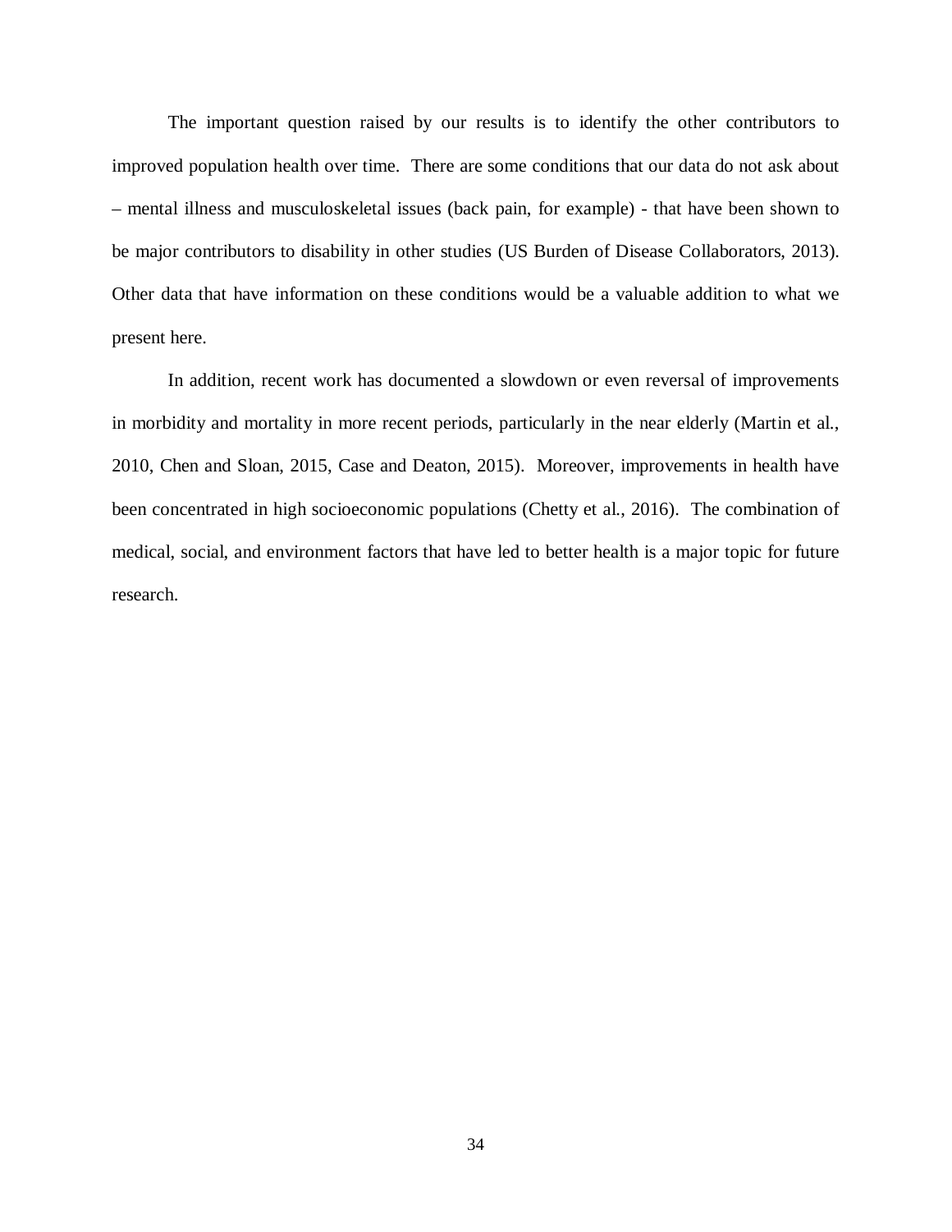The important question raised by our results is to identify the other contributors to improved population health over time. There are some conditions that our data do not ask about – mental illness and musculoskeletal issues (back pain, for example) - that have been shown to be major contributors to disability in other studies (US Burden of Disease Collaborators, 2013). Other data that have information on these conditions would be a valuable addition to what we present here.

In addition, recent work has documented a slowdown or even reversal of improvements in morbidity and mortality in more recent periods, particularly in the near elderly (Martin et al., 2010, Chen and Sloan, 2015, Case and Deaton, 2015). Moreover, improvements in health have been concentrated in high socioeconomic populations (Chetty et al., 2016). The combination of medical, social, and environment factors that have led to better health is a major topic for future research.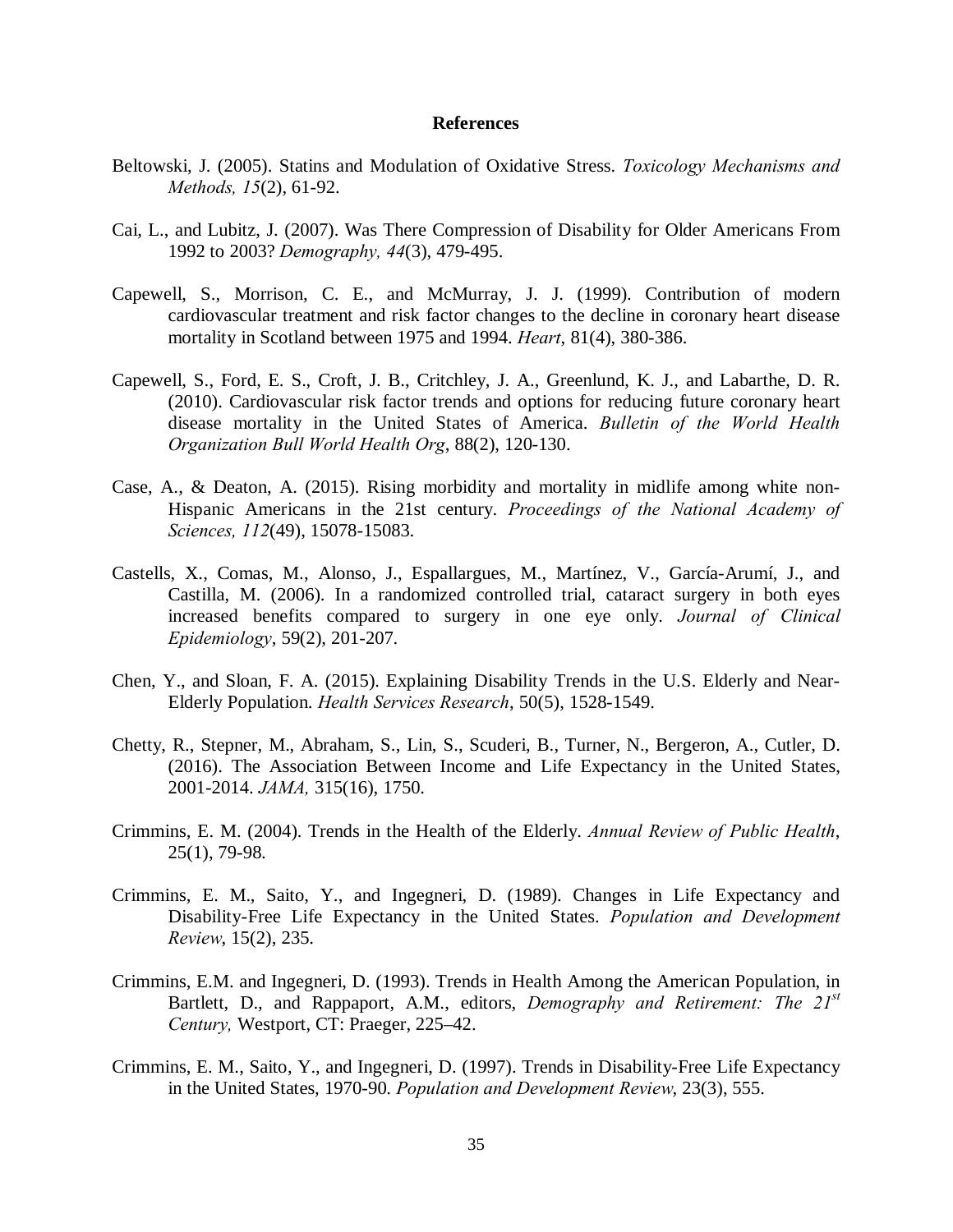# References

Beltowski, J. (2005). Statins and Modulation of Oxidative Stress. *Toxicology Mechanisms and Methods, 15*(2), 61-92.

Cai, L., and Lubitz, J. (2007). Was There Compression of Disability for Older Americans From 1992 to 2003? *Demography, 44*(3), 479-495.

Capewell, S., Morrison, C. E., and McMurray, J. J. (1999). Contribution of modern cardiovascular treatment and risk factor changes to the decline in coronary heart disease mortality in Scotland between 1975 and 1994. *Heart*, 81(4), 380-386.

Capewell, S., Ford, E. S., Croft, J. B., Critchley, J. A., Greenlund, K. J., and Labarthe, D. R. (2010). Cardiovascular risk factor trends and options for reducing future coronary heart disease mortality in the United States of America. *Bulletin of the World Health Organization Bull World Health Org*, 88(2), 120-130.

Case, A., & Deaton, A. (2015). Rising morbidity and mortality in midlife among white non-Hispanic Americans in the 21st century. *Proceedings of the National Academy of Sciences, 112*(49), 15078-15083.

Castells, X., Comas, M., Alonso, J., Espallargues, M., Martínez, V., García-Arumí, J., and Castilla, M. (2006). In a randomized controlled trial, cataract surgery in both eyes increased benefits compared to surgery in one eye only. *Journal of Clinical Epidemiology*, 59(2), 201-207.

Chen, Y., and Sloan, F. A. (2015). Explaining Disability Trends in the U.S. Elderly and Near-Elderly Population. *Health Services Research*, 50(5), 1528-1549.

Chetty, R., Stepner, M., Abraham, S., Lin, S., Scuderi, B., Turner, N., Bergeron, A., Cutler, D. (2016). The Association Between Income and Life Expectancy in the United States, 2001-2014. *JAMA,* 315(16), 1750.

Crimmins, E. M. (2004). Trends in the Health of the Elderly. *Annual Review of Public Health*, 25(1), 79-98.

Crimmins, E. M., Saito, Y., and Ingegneri, D. (1989). Changes in Life Expectancy and Disability-Free Life Expectancy in the United States. *Population and Development Review*, 15(2), 235.

Crimmins, E.M. and Ingegneri, D. (1993). Trends in Health Among the American Population, in Bartlett, D., and Rappaport, A.M., editors, *Demography and Retirement: The 21st Century,* Westport, CT: Praeger, 225–42.

Crimmins, E. M., Saito, Y., and Ingegneri, D. (1997). Trends in Disability-Free Life Expectancy in the United States, 1970-90. *Population and Development Review*, 23(3), 555.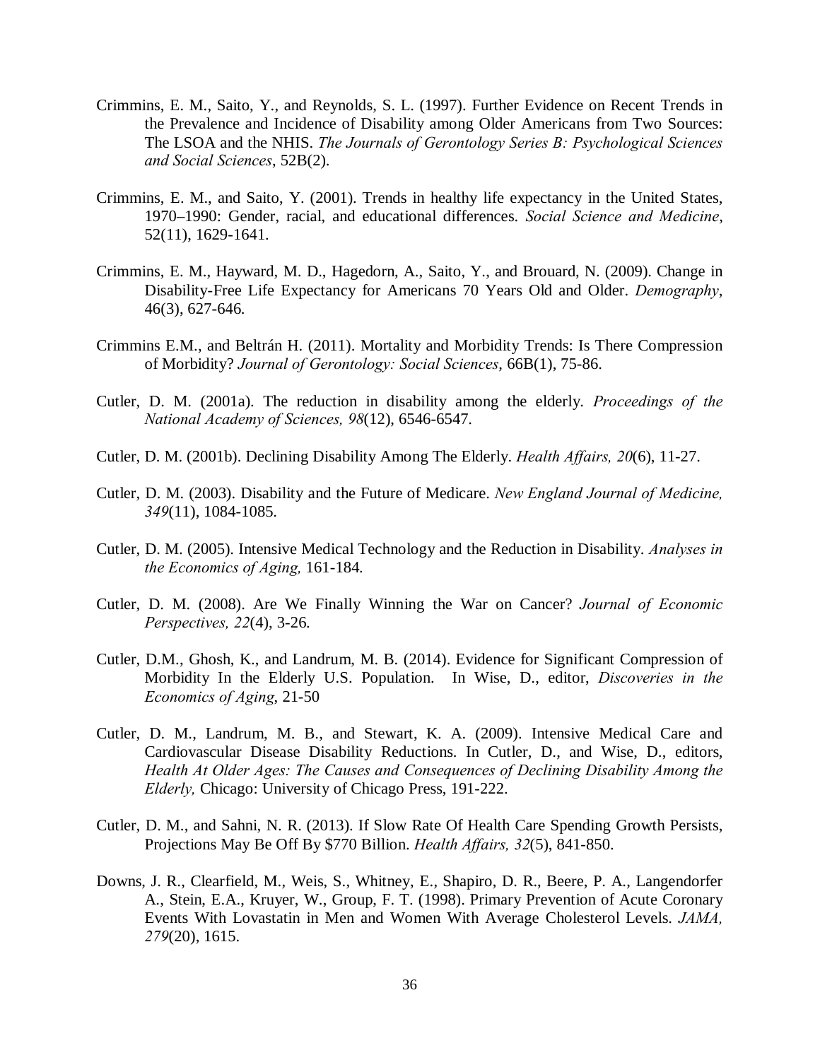Crimmins, E. M., Saito, Y., and Reynolds, S. L. (1997). Further Evidence on Recent Trends in the Prevalence and Incidence of Disability among Older Americans from Two Sources: The LSOA and the NHIS. *The Journals of Gerontology Series B: Psychological Sciences and Social Sciences*, 52B(2).

Crimmins, E. M., and Saito, Y. (2001). Trends in healthy life expectancy in the United States, 1970–1990: Gender, racial, and educational differences. *Social Science and Medicine*, 52(11), 1629-1641.

Crimmins, E. M., Hayward, M. D., Hagedorn, A., Saito, Y., and Brouard, N. (2009). Change in Disability-Free Life Expectancy for Americans 70 Years Old and Older. *Demography*, 46(3), 627-646.

Crimmins E.M., and Beltrán H. (2011). Mortality and Morbidity Trends: Is There Compression of Morbidity? *Journal of Gerontology: Social Sciences*, 66B(1), 75-86.

Cutler, D. M. (2001a). The reduction in disability among the elderly. *Proceedings of the National Academy of Sciences, 98*(12), 6546-6547.

Cutler, D. M. (2001b). Declining Disability Among The Elderly. *Health Affairs, 20*(6), 11-27.

Cutler, D. M. (2003). Disability and the Future of Medicare. *New England Journal of Medicine, 349*(11), 1084-1085.

Cutler, D. M. (2005). Intensive Medical Technology and the Reduction in Disability. *Analyses in the Economics of Aging,* 161-184.

Cutler, D. M. (2008). Are We Finally Winning the War on Cancer? *Journal of Economic Perspectives, 22*(4), 3-26.

Cutler, D.M., Ghosh, K., and Landrum, M. B. (2014). Evidence for Significant Compression of Morbidity In the Elderly U.S. Population. In Wise, D., editor, *Discoveries in the Economics of Aging*, 21-50

Cutler, D. M., Landrum, M. B., and Stewart, K. A. (2009). Intensive Medical Care and Cardiovascular Disease Disability Reductions. In Cutler, D., and Wise, D., editors, *Health At Older Ages: The Causes and Consequences of Declining Disability Among the Elderly,* Chicago: University of Chicago Press, 191-222.

Cutler, D. M., and Sahni, N. R. (2013). If Slow Rate Of Health Care Spending Growth Persists, Projections May Be Off By $770 Billion. *Health Affairs, 32*(5), 841-850.

Downs, J. R., Clearfield, M., Weis, S., Whitney, E., Shapiro, D. R., Beere, P. A., Langendorfer A., Stein, E.A., Kruyer, W., Group, F. T. (1998). Primary Prevention of Acute Coronary Events With Lovastatin in Men and Women With Average Cholesterol Levels. *JAMA, 279*(20), 1615.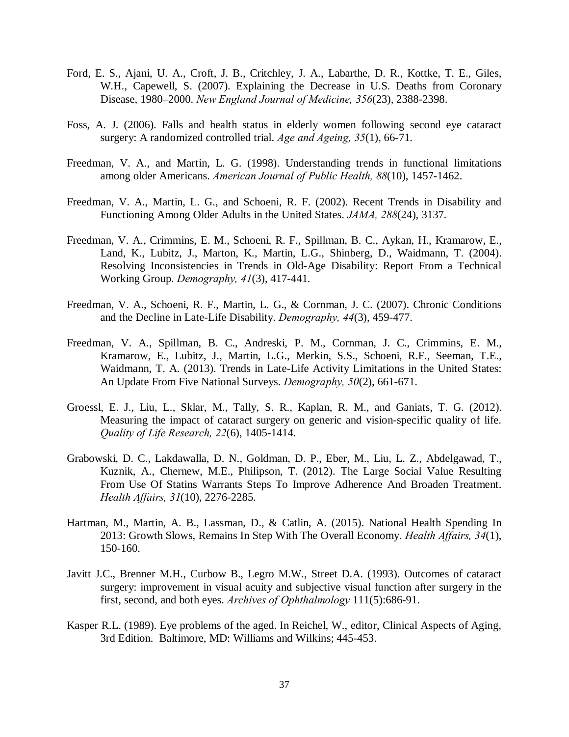Ford, E. S., Ajani, U. A., Croft, J. B., Critchley, J. A., Labarthe, D. R., Kottke, T. E., Giles, W.H., Capewell, S. (2007). Explaining the Decrease in U.S. Deaths from Coronary Disease, 1980–2000. *New England Journal of Medicine, 356*(23), 2388-2398.

Foss, A. J. (2006). Falls and health status in elderly women following second eye cataract surgery: A randomized controlled trial. *Age and Ageing, 35*(1), 66-71.

Freedman, V. A., and Martin, L. G. (1998). Understanding trends in functional limitations among older Americans. *American Journal of Public Health, 88*(10), 1457-1462.

Freedman, V. A., Martin, L. G., and Schoeni, R. F. (2002). Recent Trends in Disability and Functioning Among Older Adults in the United States. *JAMA, 288*(24), 3137.

Freedman, V. A., Crimmins, E. M., Schoeni, R. F., Spillman, B. C., Aykan, H., Kramarow, E., Land, K., Lubitz, J., Marton, K., Martin, L.G., Shinberg, D., Waidmann, T. (2004). Resolving Inconsistencies in Trends in Old-Age Disability: Report From a Technical Working Group. *Demography, 41*(3), 417-441.

Freedman, V. A., Schoeni, R. F., Martin, L. G., & Cornman, J. C. (2007). Chronic Conditions and the Decline in Late-Life Disability. *Demography, 44*(3), 459-477.

Freedman, V. A., Spillman, B. C., Andreski, P. M., Cornman, J. C., Crimmins, E. M., Kramarow, E., Lubitz, J., Martin, L.G., Merkin, S.S., Schoeni, R.F., Seeman, T.E., Waidmann, T. A. (2013). Trends in Late-Life Activity Limitations in the United States: An Update From Five National Surveys. *Demography, 50*(2), 661-671.

Groessl, E. J., Liu, L., Sklar, M., Tally, S. R., Kaplan, R. M., and Ganiats, T. G. (2012). Measuring the impact of cataract surgery on generic and vision-specific quality of life. *Quality of Life Research, 22*(6), 1405-1414.

Grabowski, D. C., Lakdawalla, D. N., Goldman, D. P., Eber, M., Liu, L. Z., Abdelgawad, T., Kuznik, A., Chernew, M.E., Philipson, T. (2012). The Large Social Value Resulting From Use Of Statins Warrants Steps To Improve Adherence And Broaden Treatment. *Health Affairs, 31*(10), 2276-2285.

Hartman, M., Martin, A. B., Lassman, D., & Catlin, A. (2015). National Health Spending In 2013: Growth Slows, Remains In Step With The Overall Economy. *Health Affairs, 34*(1), 150-160.

Javitt J.C., Brenner M.H., Curbow B., Legro M.W., Street D.A. (1993). Outcomes of cataract surgery: improvement in visual acuity and subjective visual function after surgery in the first, second, and both eyes. *Archives of Ophthalmology* 111(5):686-91.

Kasper R.L. (1989). Eye problems of the aged. In Reichel, W., editor, Clinical Aspects of Aging, 3rd Edition. Baltimore, MD: Williams and Wilkins; 445-453.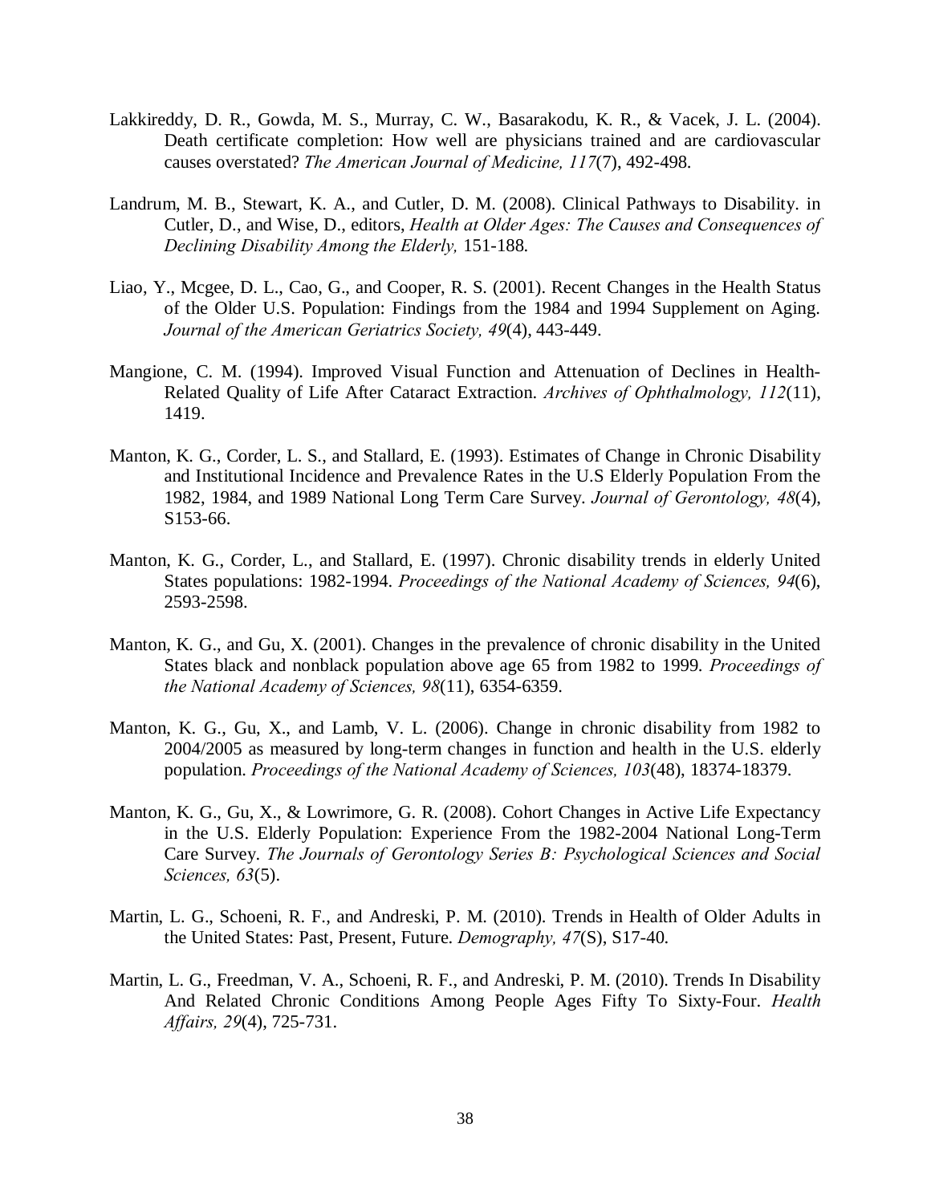Lakkireddy, D. R., Gowda, M. S., Murray, C. W., Basarakodu, K. R., & Vacek, J. L. (2004). Death certificate completion: How well are physicians trained and are cardiovascular causes overstated? *The American Journal of Medicine, 117*(7), 492-498.

Landrum, M. B., Stewart, K. A., and Cutler, D. M. (2008). Clinical Pathways to Disability. in Cutler, D., and Wise, D., editors, *Health at Older Ages: The Causes and Consequences of Declining Disability Among the Elderly,* 151-188.

Liao, Y., Mcgee, D. L., Cao, G., and Cooper, R. S. (2001). Recent Changes in the Health Status of the Older U.S. Population: Findings from the 1984 and 1994 Supplement on Aging. *Journal of the American Geriatrics Society, 49*(4), 443-449.

Mangione, C. M. (1994). Improved Visual Function and Attenuation of Declines in Health-Related Quality of Life After Cataract Extraction. *Archives of Ophthalmology, 112*(11), 1419.

Manton, K. G., Corder, L. S., and Stallard, E. (1993). Estimates of Change in Chronic Disability and Institutional Incidence and Prevalence Rates in the U.S Elderly Population From the 1982, 1984, and 1989 National Long Term Care Survey. *Journal of Gerontology, 48*(4), S153-66.

Manton, K. G., Corder, L., and Stallard, E. (1997). Chronic disability trends in elderly United States populations: 1982-1994. *Proceedings of the National Academy of Sciences, 94*(6), 2593-2598.

Manton, K. G., and Gu, X. (2001). Changes in the prevalence of chronic disability in the United States black and nonblack population above age 65 from 1982 to 1999. *Proceedings of the National Academy of Sciences, 98*(11), 6354-6359.

Manton, K. G., Gu, X., and Lamb, V. L. (2006). Change in chronic disability from 1982 to 2004/2005 as measured by long-term changes in function and health in the U.S. elderly population. *Proceedings of the National Academy of Sciences, 103*(48), 18374-18379.

Manton, K. G., Gu, X., & Lowrimore, G. R. (2008). Cohort Changes in Active Life Expectancy in the U.S. Elderly Population: Experience From the 1982-2004 National Long-Term Care Survey. *The Journals of Gerontology Series B: Psychological Sciences and Social Sciences, 63*(5).

Martin, L. G., Schoeni, R. F., and Andreski, P. M. (2010). Trends in Health of Older Adults in the United States: Past, Present, Future. *Demography, 47*(S), S17-40.

Martin, L. G., Freedman, V. A., Schoeni, R. F., and Andreski, P. M. (2010). Trends In Disability And Related Chronic Conditions Among People Ages Fifty To Sixty-Four. *Health Affairs, 29*(4), 725-731.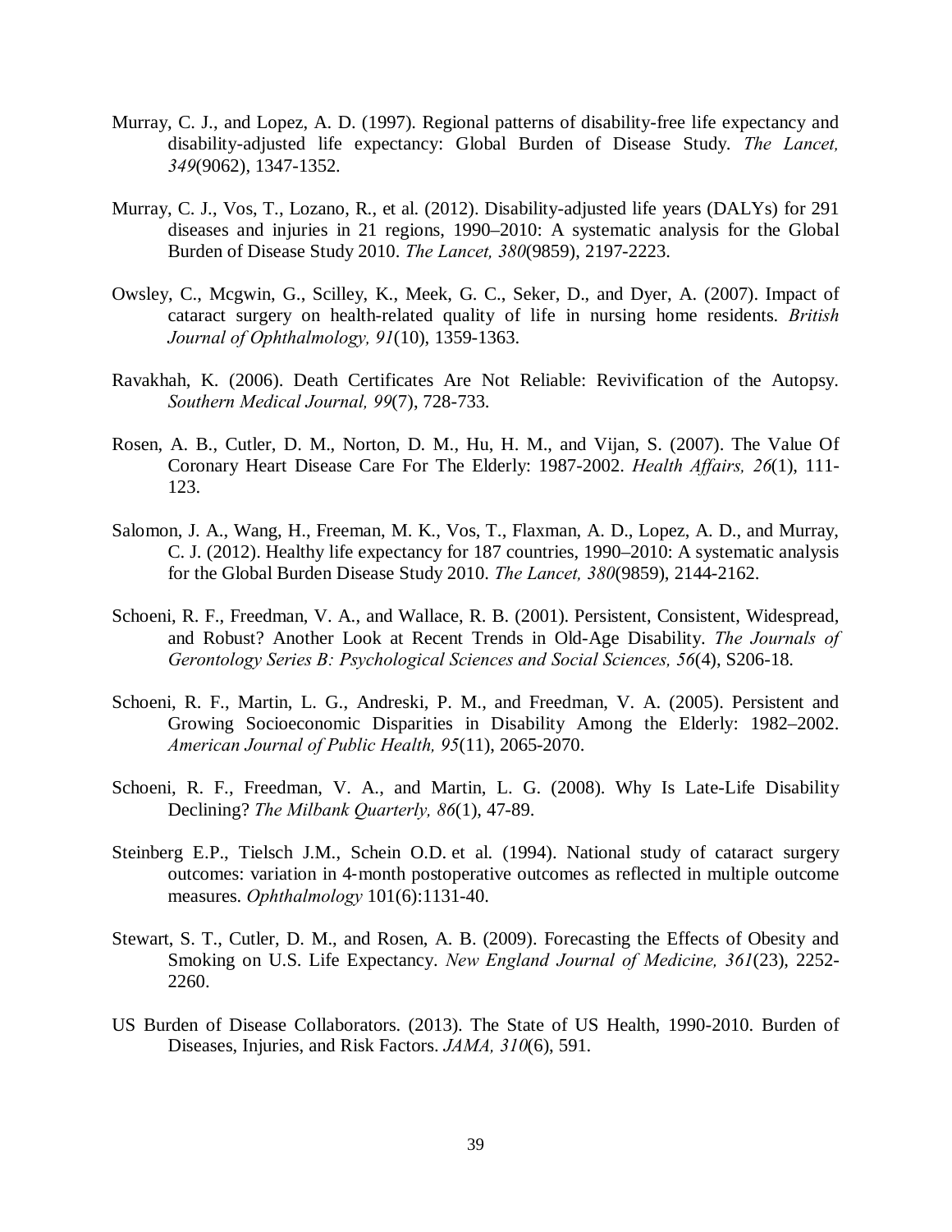Murray, C. J., and Lopez, A. D. (1997). Regional patterns of disability-free life expectancy and disability-adjusted life expectancy: Global Burden of Disease Study. *The Lancet, 349*(9062), 1347-1352.

Murray, C. J., Vos, T., Lozano, R., et al. (2012). Disability-adjusted life years (DALYs) for 291 diseases and injuries in 21 regions, 1990–2010: A systematic analysis for the Global Burden of Disease Study 2010. *The Lancet, 380*(9859), 2197-2223.

Owsley, C., Mcgwin, G., Scilley, K., Meek, G. C., Seker, D., and Dyer, A. (2007). Impact of cataract surgery on health-related quality of life in nursing home residents. *British Journal of Ophthalmology, 91*(10), 1359-1363.

Ravakhah, K. (2006). Death Certificates Are Not Reliable: Revivification of the Autopsy. *Southern Medical Journal, 99*(7), 728-733.

Rosen, A. B., Cutler, D. M., Norton, D. M., Hu, H. M., and Vijan, S. (2007). The Value Of Coronary Heart Disease Care For The Elderly: 1987-2002. *Health Affairs, 26*(1), 111-123.

Salomon, J. A., Wang, H., Freeman, M. K., Vos, T., Flaxman, A. D., Lopez, A. D., and Murray, C. J. (2012). Healthy life expectancy for 187 countries, 1990–2010: A systematic analysis for the Global Burden Disease Study 2010. *The Lancet, 380*(9859), 2144-2162.

Schoeni, R. F., Freedman, V. A., and Wallace, R. B. (2001). Persistent, Consistent, Widespread, and Robust? Another Look at Recent Trends in Old-Age Disability. *The Journals of Gerontology Series B: Psychological Sciences and Social Sciences, 56*(4), S206-18.

Schoeni, R. F., Martin, L. G., Andreski, P. M., and Freedman, V. A. (2005). Persistent and Growing Socioeconomic Disparities in Disability Among the Elderly: 1982–2002. *American Journal of Public Health, 95*(11), 2065-2070.

Schoeni, R. F., Freedman, V. A., and Martin, L. G. (2008). Why Is Late-Life Disability Declining? *The Milbank Quarterly, 86*(1), 47-89.

Steinberg E.P., Tielsch J.M., Schein O.D. et al. (1994). National study of cataract surgery outcomes: variation in 4-month postoperative outcomes as reflected in multiple outcome measures. *Ophthalmology* 101(6):1131-40.

Stewart, S. T., Cutler, D. M., and Rosen, A. B. (2009). Forecasting the Effects of Obesity and Smoking on U.S. Life Expectancy. *New England Journal of Medicine, 361*(23), 2252-2260.

US Burden of Disease Collaborators. (2013). The State of US Health, 1990-2010. Burden of Diseases, Injuries, and Risk Factors. *JAMA, 310*(6), 591.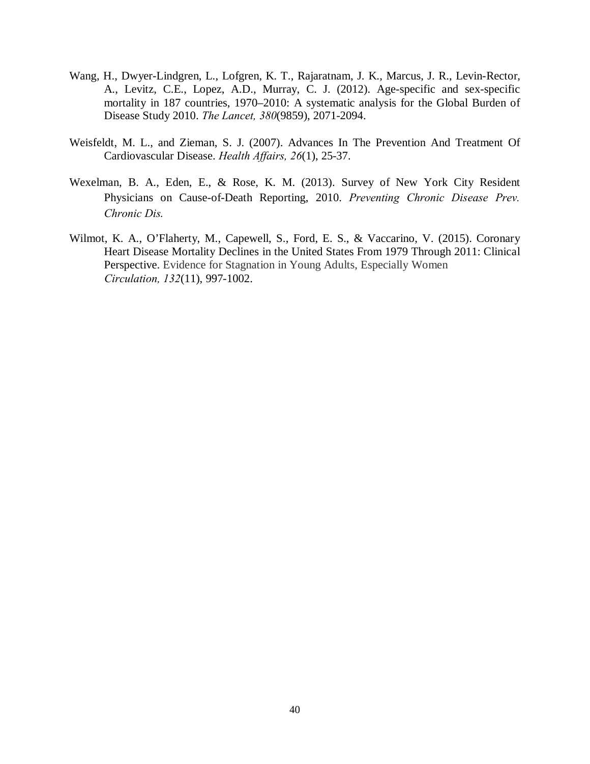Wang, H., Dwyer-Lindgren, L., Lofgren, K. T., Rajaratnam, J. K., Marcus, J. R., Levin-Rector, A., Levitz, C.E., Lopez, A.D., Murray, C. J. (2012). Age-specific and sex-specific mortality in 187 countries, 1970–2010: A systematic analysis for the Global Burden of Disease Study 2010. *The Lancet, 380*(9859), 2071-2094.

Weisfeldt, M. L., and Zieman, S. J. (2007). Advances In The Prevention And Treatment Of Cardiovascular Disease. *Health Affairs, 26*(1), 25-37.

Wexelman, B. A., Eden, E., & Rose, K. M. (2013). Survey of New York City Resident Physicians on Cause-of-Death Reporting, 2010. *Preventing Chronic Disease Prev. Chronic Dis.*

Wilmot, K. A., O'Flaherty, M., Capewell, S., Ford, E. S., & Vaccarino, V. (2015). Coronary Heart Disease Mortality Declines in the United States From 1979 Through 2011: Clinical Perspective. Evidence for Stagnation in Young Adults, Especially Women *Circulation, 132*(11), 997-1002.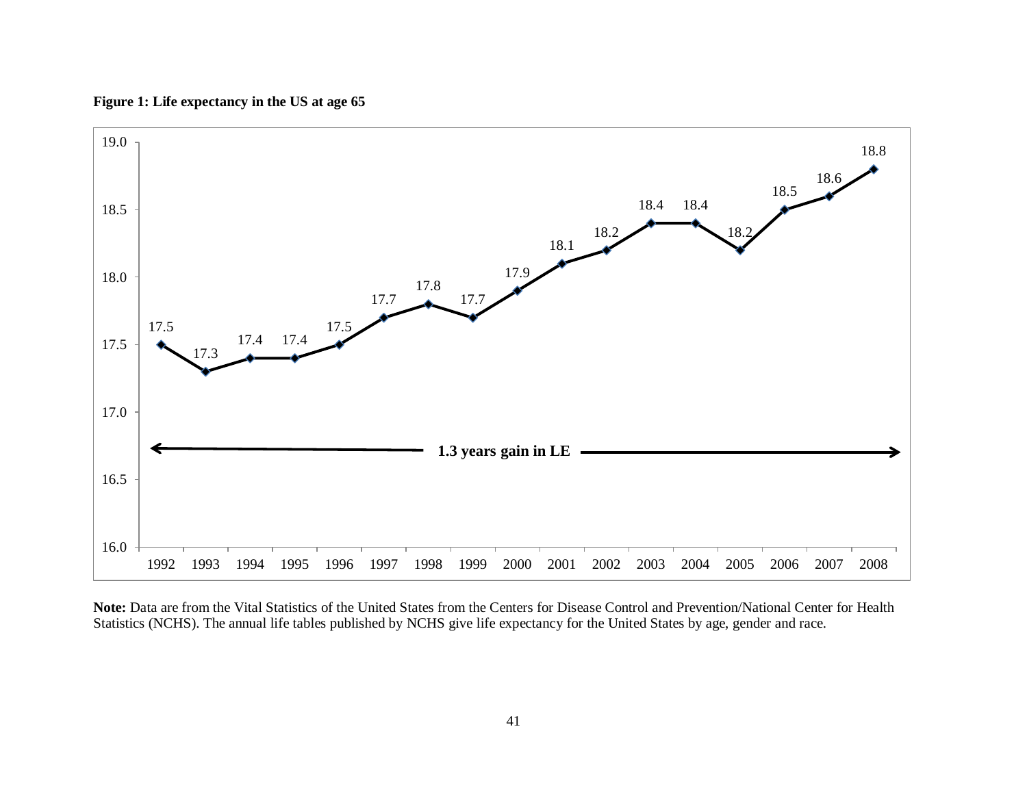**Figure 1: Life expectancy in the US at age 65**

| Year | Life expectancy at age 65 |
|---|---|
| 1992 | 17.5 |
| 1993 | 17.3 |
| 1994 | 17.4 |
| 1995 | 17.4 |
| 1996 | 17.5 |
| 1997 | 17.7 |
| 1998 | 17.8 |
| 1999 | 17.7 |
| 2000 | 17.9 |
| 2001 | 18.1 |
| 2002 | 18.2 |
| 2003 | 18.4 |
| 2004 | 18.4 |
| 2005 | 18.2 |
| 2006 | 18.5 |
| 2007 | 18.6 |
| 2008 | 18.8 |

**1.3 years gain in LE**

**Note:** Data are from the Vital Statistics of the United States from the Centers for Disease Control and Prevention/National Center for Health Statistics (NCHS). The annual life tables published by NCHS give life expectancy for the United States by age, gender and race.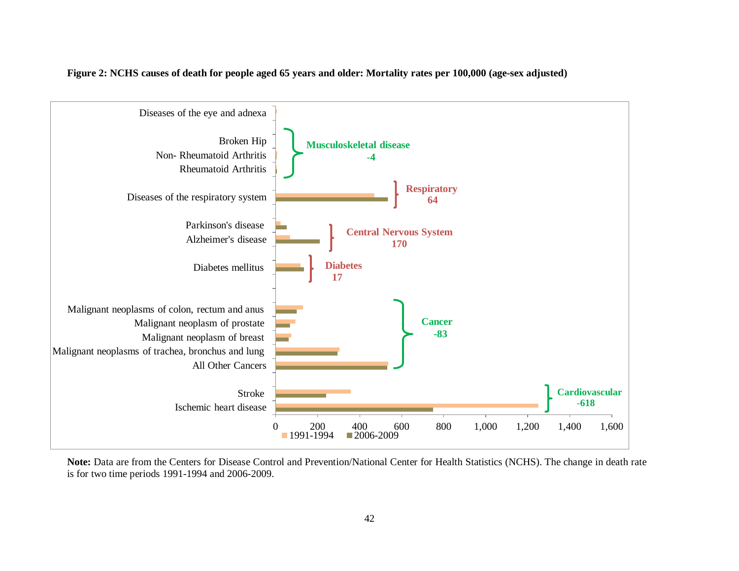**Figure 2: NCHS causes of death for people aged 65 years and older: Mortality rates per 100,000 (age-sex adjusted)**

**Note:** Data are from the Centers for Disease Control and Prevention/National Center for Health Statistics (NCHS). The change in death rate is for two time periods 1991-1994 and 2006-2009.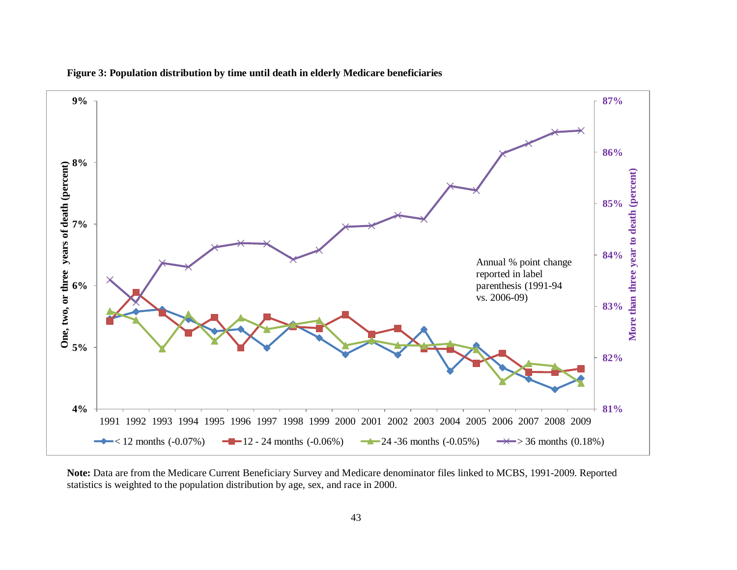**Figure 3: Population distribution by time until death in elderly Medicare beneficiaries**

One, two, or three years of death (percent)

More than three year to death (percent)

Annual % point change reported in label parenthesis (1991-94 vs. 2006-09)

< 12 months (-0.07%) | 12 - 24 months (-0.06%) | 24 -36 months (-0.05%) | > 36 months (0.18%)

**Note:** Data are from the Medicare Current Beneficiary Survey and Medicare denominator files linked to MCBS, 1991-2009. Reported statistics is weighted to the population distribution by age, sex, and race in 2000.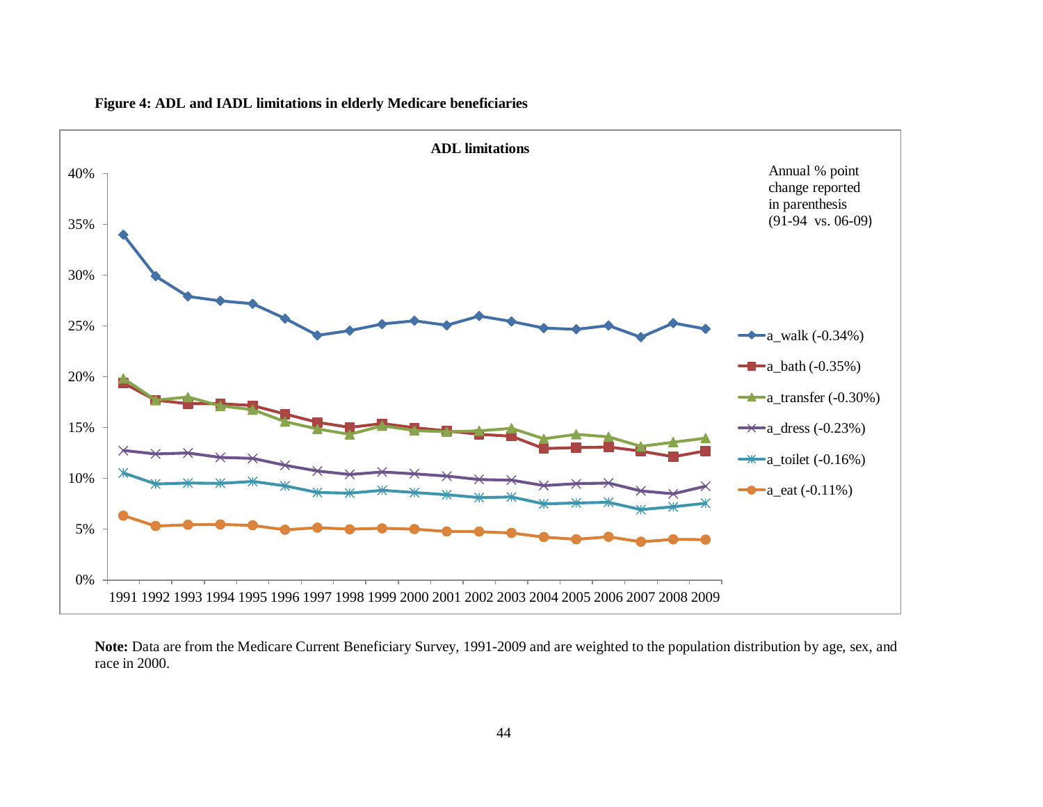**Figure 4: ADL and IADL limitations in elderly Medicare beneficiaries**

**ADL limitations**

Annual % point change reported in parenthesis (91-94 vs. 06-09)

- a_walk (-0.34%)
- a_bath (-0.35%)
- a_transfer (-0.30%)
- a_dress (-0.23%)
- a_toilet (-0.16%)
- a_eat (-0.11%)

**Note:** Data are from the Medicare Current Beneficiary Survey, 1991-2009 and are weighted to the population distribution by age, sex, and race in 2000.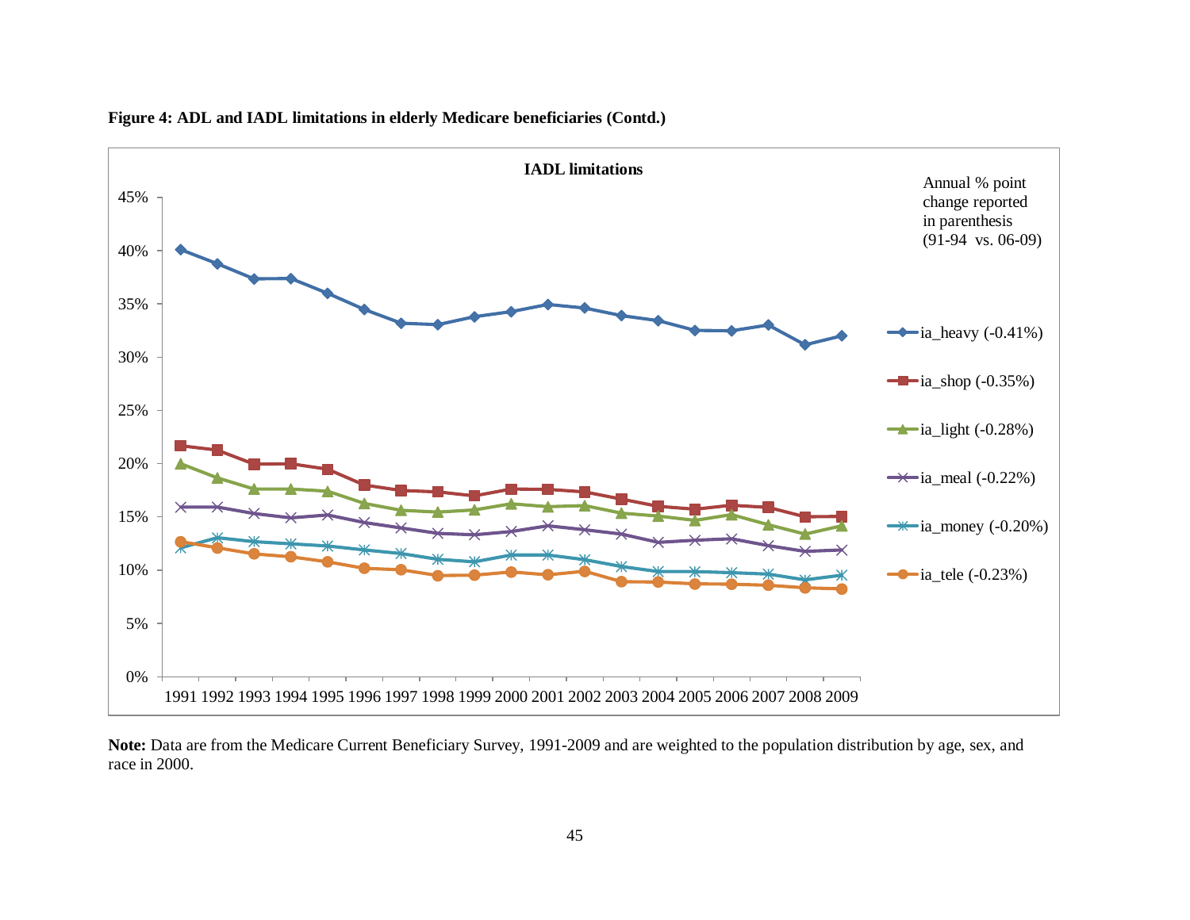**Figure 4: ADL and IADL limitations in elderly Medicare beneficiaries (Contd.)**

IADL limitations

Annual % point change reported in parenthesis (91-94 vs. 06-09)

- ia_heavy (-0.41%)
- ia_shop (-0.35%)
- ia_light (-0.28%)
- ia_meal (-0.22%)
- ia_money (-0.20%)
- ia_tele (-0.23%)

**Note:** Data are from the Medicare Current Beneficiary Survey, 1991-2009 and are weighted to the population distribution by age, sex, and race in 2000.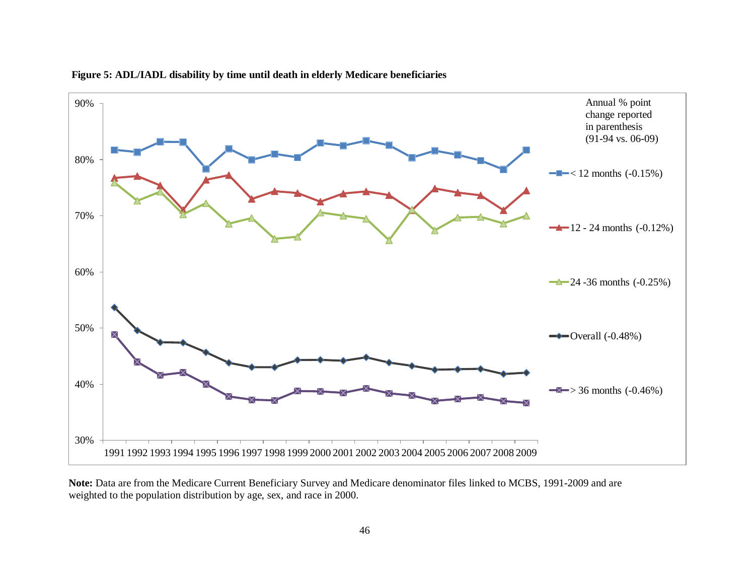**Figure 5: ADL/IADL disability by time until death in elderly Medicare beneficiaries**

Annual % point change reported in parenthesis (91-94 vs. 06-09)

- < 12 months (-0.15%)
- 12 - 24 months (-0.12%)
- 24 -36 months (-0.25%)
- Overall (-0.48%)
- > 36 months (-0.46%)

**Note:** Data are from the Medicare Current Beneficiary Survey and Medicare denominator files linked to MCBS, 1991-2009 and are weighted to the population distribution by age, sex, and race in 2000.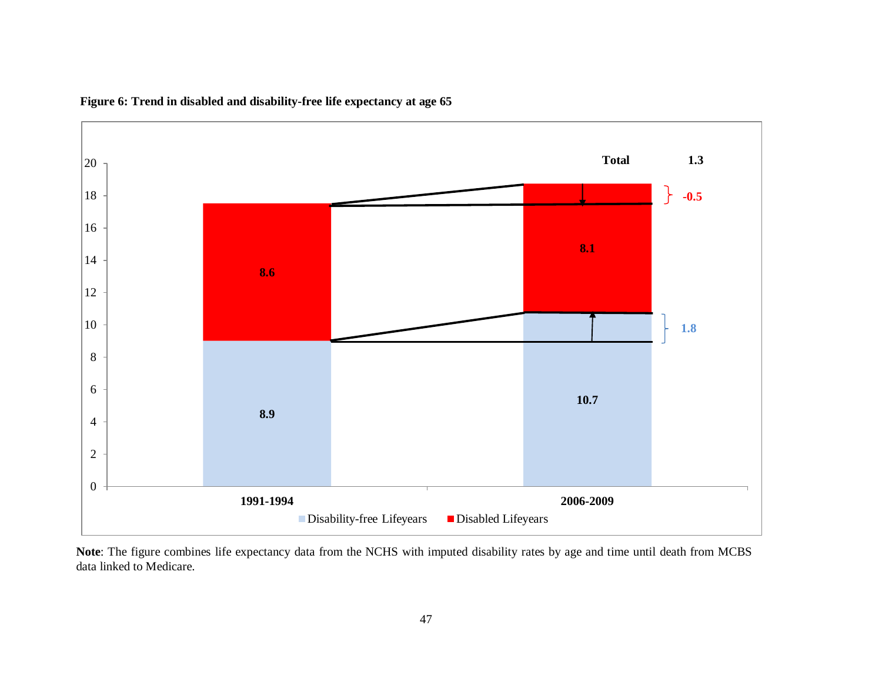**Figure 6: Trend in disabled and disability-free life expectancy at age 65**

| | 1991-1994 | 2006-2009 | Change |
|---|---|---|---|
| Disabled Lifeyears | 8.6 | 8.1 | -0.5 |
| Disability-free Lifeyears | 8.9 | 10.7 | 1.8 |
| Total | | | 1.3 |

**Note**: The figure combines life expectancy data from the NCHS with imputed disability rates by age and time until death from MCBS data linked to Medicare.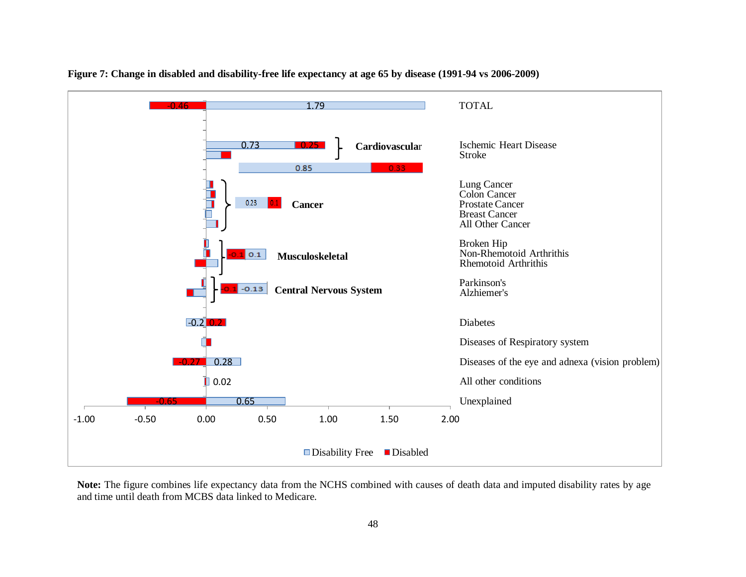**Figure 7: Change in disabled and disability-free life expectancy at age 65 by disease (1991-94 vs 2006-2009)**

| Condition | Group | Disability Free | Disabled |
|---|---|---|---|
| TOTAL | | 1.79 | -0.46 |
| Ischemic Heart Disease | Cardiovascular | 0.73 | 0.25 |
| Stroke | Cardiovascular | | |
| Cardiovascular (total) | | 0.85 | 0.33 |
| Lung Cancer | Cancer | | |
| Colon Cancer | Cancer | | |
| Prostate Cancer | Cancer | | |
| Breast Cancer | Cancer | | |
| All Other Cancer | Cancer | | |
| Cancer (total) | | 0.23 | 0.1 |
| Broken Hip | Musculoskeletal | | |
| Non-Rhemotoid Arthrithis | Musculoskeletal | | |
| Rhemotoid Arthrithis | Musculoskeletal | | |
| Musculoskeletal (total) | | 0.1 | -0.1 |
| Parkinson's | Central Nervous System | | |
| Alzhiemer's | Central Nervous System | | |
| Central Nervous System (total) | | -0.13 | -0.1 |
| Diabetes | | -0.2 | 0.2 |
| Diseases of Respiratory system | | | |
| Diseases of the eye and adnexa (vision problem) | | 0.28 | -0.27 |
| All other conditions | | 0.02 | |
| Unexplained | | 0.65 | -0.65 |

Legend: Disability Free; Disabled. X-axis: -1.00 to 2.00.

**Note:** The figure combines life expectancy data from the NCHS combined with causes of death data and imputed disability rates by age and time until death from MCBS data linked to Medicare.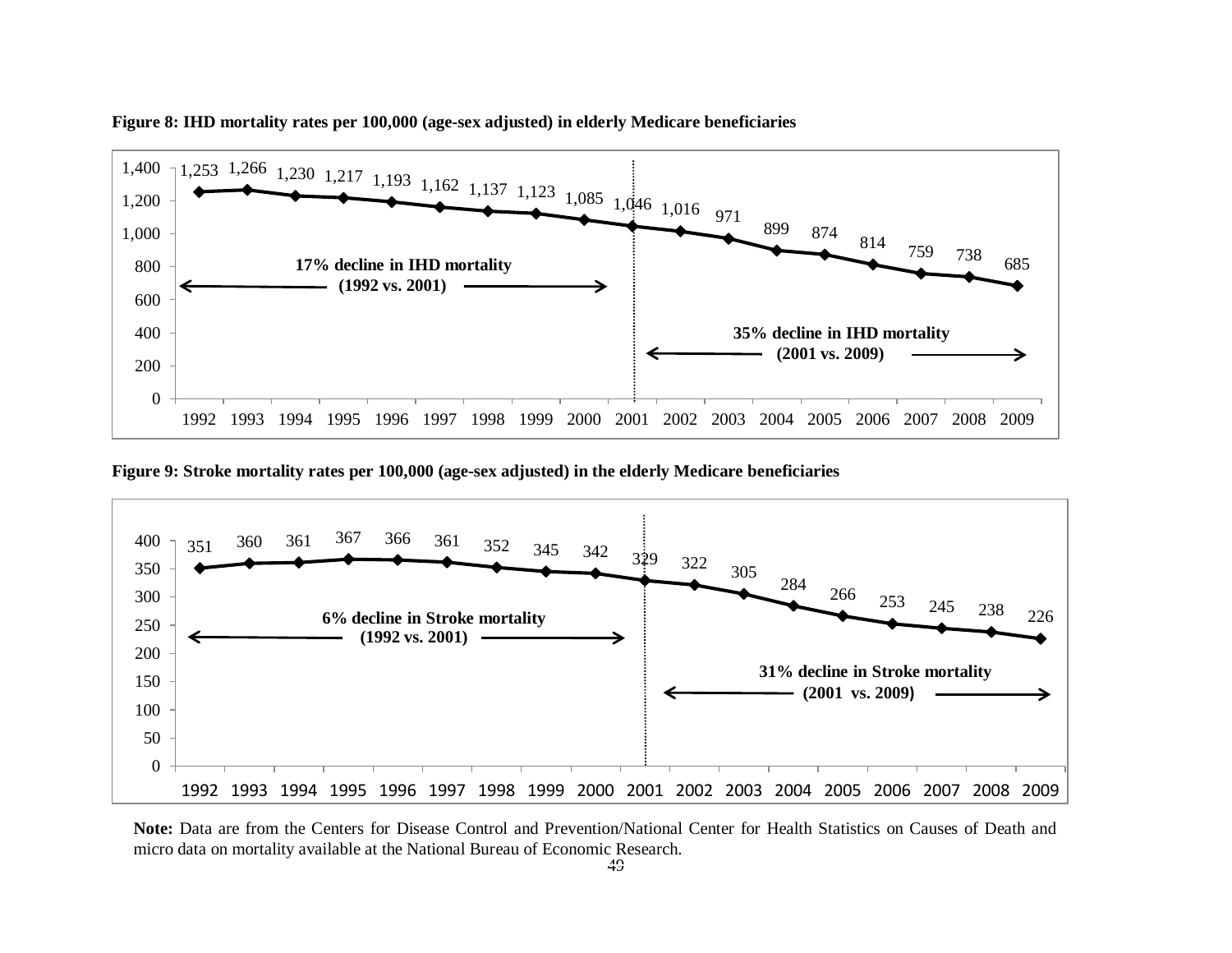**Figure 8: IHD mortality rates per 100,000 (age-sex adjusted) in elderly Medicare beneficiaries**

| Year | 1992 | 1993 | 1994 | 1995 | 1996 | 1997 | 1998 | 1999 | 2000 | 2001 | 2002 | 2003 | 2004 | 2005 | 2006 | 2007 | 2008 | 2009 |
|---|---|---|---|---|---|---|---|---|---|---|---|---|---|---|---|---|---|---|
| IHD mortality | 1,253 | 1,266 | 1,230 | 1,217 | 1,193 | 1,162 | 1,137 | 1,123 | 1,085 | 1,046 | 1,016 | 971 | 899 | 874 | 814 | 759 | 738 | 685 |

**17% decline in IHD mortality (1992 vs. 2001)**

**35% decline in IHD mortality (2001 vs. 2009)**

**Figure 9: Stroke mortality rates per 100,000 (age-sex adjusted) in the elderly Medicare beneficiaries**

| Year | 1992 | 1993 | 1994 | 1995 | 1996 | 1997 | 1998 | 1999 | 2000 | 2001 | 2002 | 2003 | 2004 | 2005 | 2006 | 2007 | 2008 | 2009 |
|---|---|---|---|---|---|---|---|---|---|---|---|---|---|---|---|---|---|---|
| Stroke mortality | 351 | 360 | 361 | 367 | 366 | 361 | 352 | 345 | 342 | 329 | 322 | 305 | 284 | 266 | 253 | 245 | 238 | 226 |

**6% decline in Stroke mortality (1992 vs. 2001)**

**31% decline in Stroke mortality (2001 vs. 2009)**

**Note:** Data are from the Centers for Disease Control and Prevention/National Center for Health Statistics on Causes of Death and micro data on mortality available at the National Bureau of Economic Research.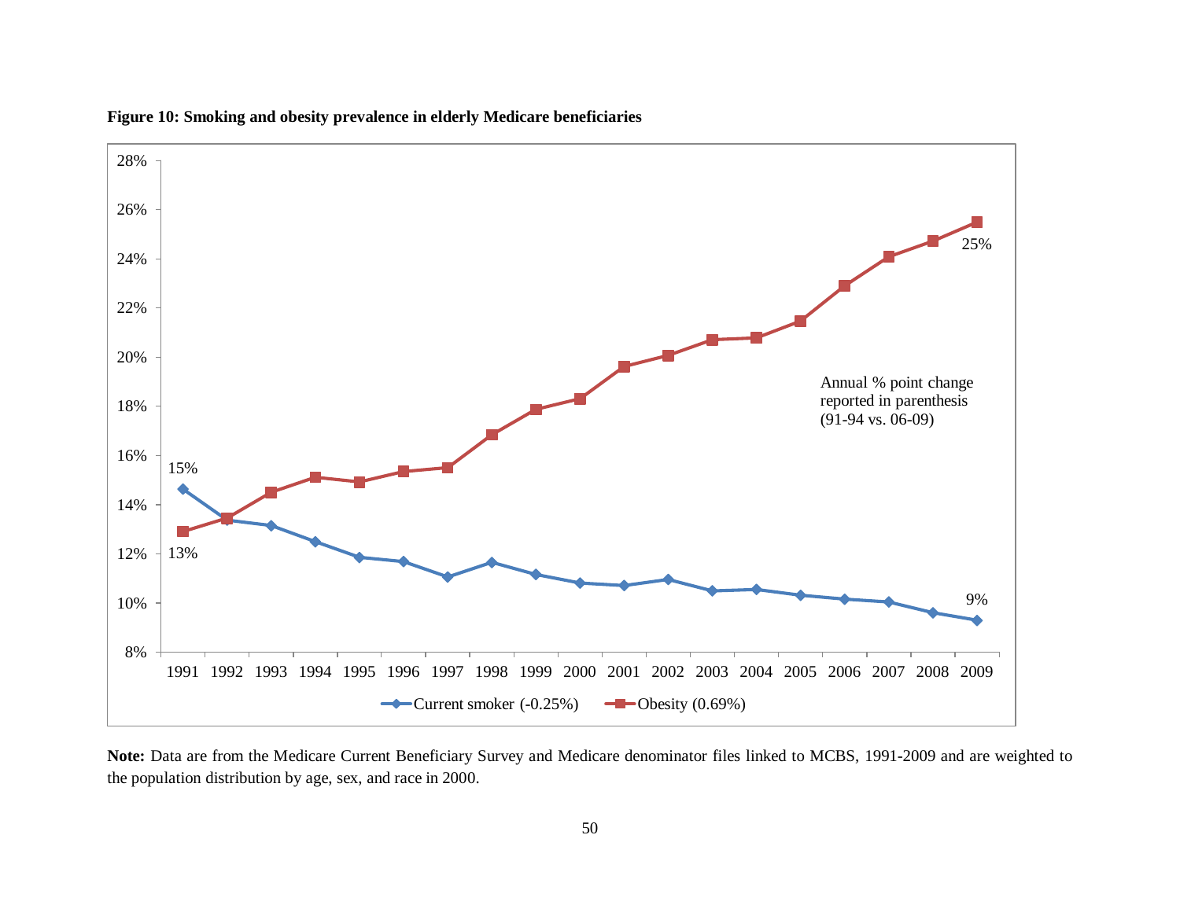**Figure 10: Smoking and obesity prevalence in elderly Medicare beneficiaries**

**Note:** Data are from the Medicare Current Beneficiary Survey and Medicare denominator files linked to MCBS, 1991-2009 and are weighted to the population distribution by age, sex, and race in 2000.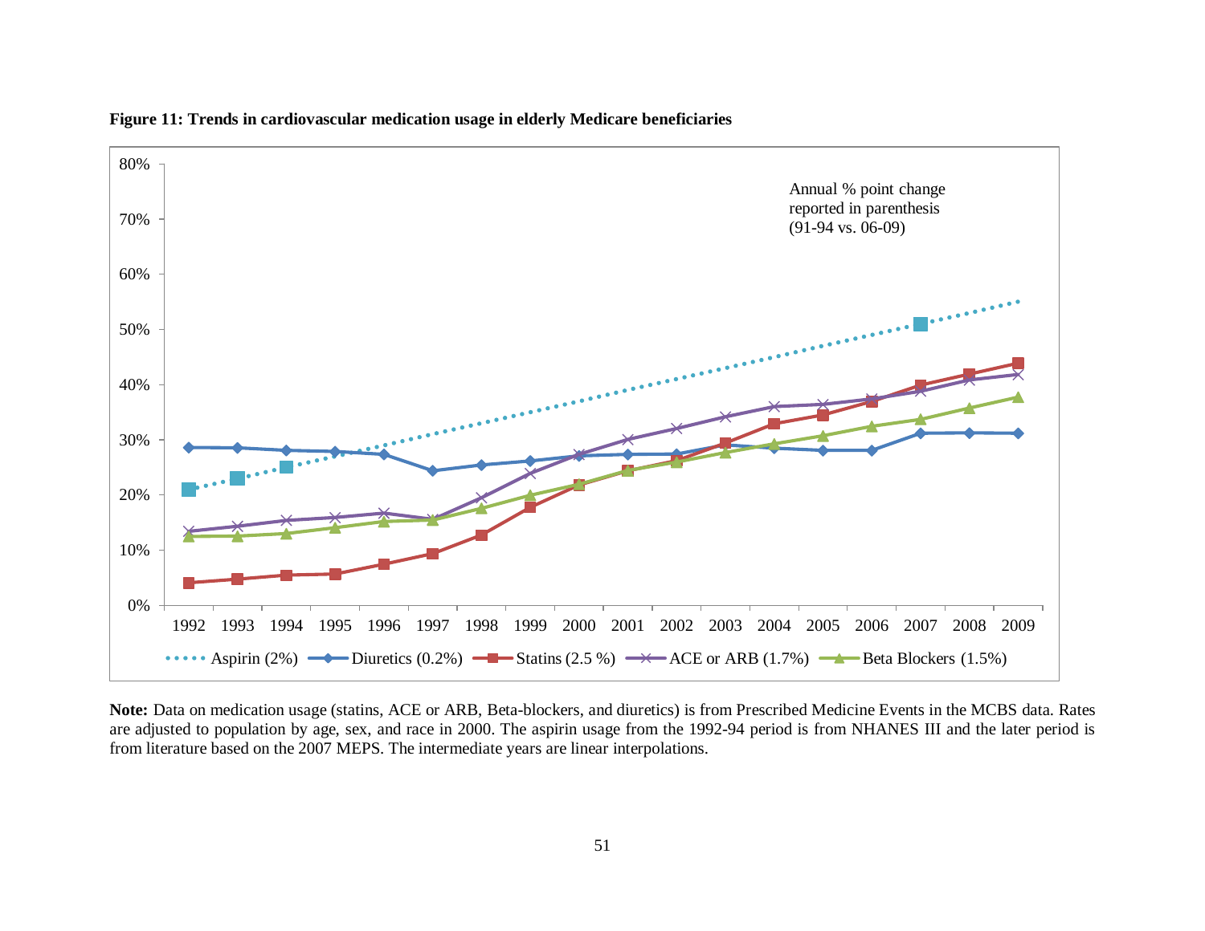**Figure 11: Trends in cardiovascular medication usage in elderly Medicare beneficiaries**

**Note:** Data on medication usage (statins, ACE or ARB, Beta-blockers, and diuretics) is from Prescribed Medicine Events in the MCBS data. Rates are adjusted to population by age, sex, and race in 2000. The aspirin usage from the 1992-94 period is from NHANES III and the later period is from literature based on the 2007 MEPS. The intermediate years are linear interpolations.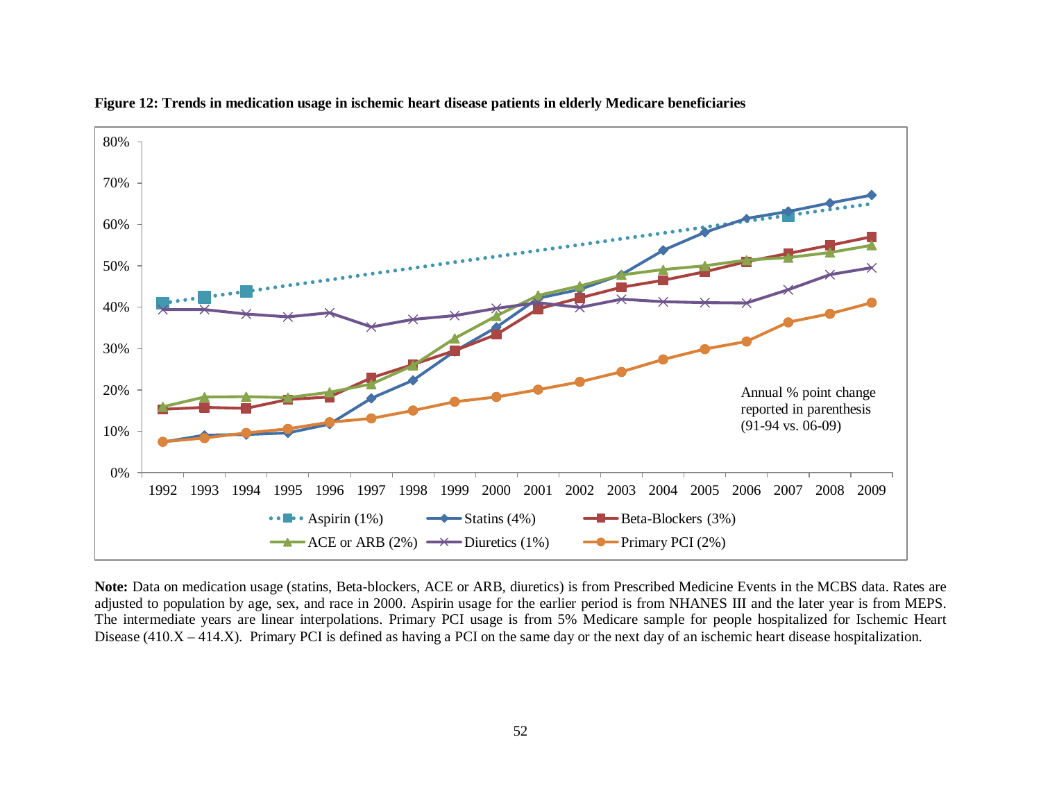**Figure 12: Trends in medication usage in ischemic heart disease patients in elderly Medicare beneficiaries**

**Note:** Data on medication usage (statins, Beta-blockers, ACE or ARB, diuretics) is from Prescribed Medicine Events in the MCBS data. Rates are adjusted to population by age, sex, and race in 2000. Aspirin usage for the earlier period is from NHANES III and the later year is from MEPS. The intermediate years are linear interpolations. Primary PCI usage is from 5% Medicare sample for people hospitalized for Ischemic Heart Disease (410.X – 414.X). Primary PCI is defined as having a PCI on the same day or the next day of an ischemic heart disease hospitalization.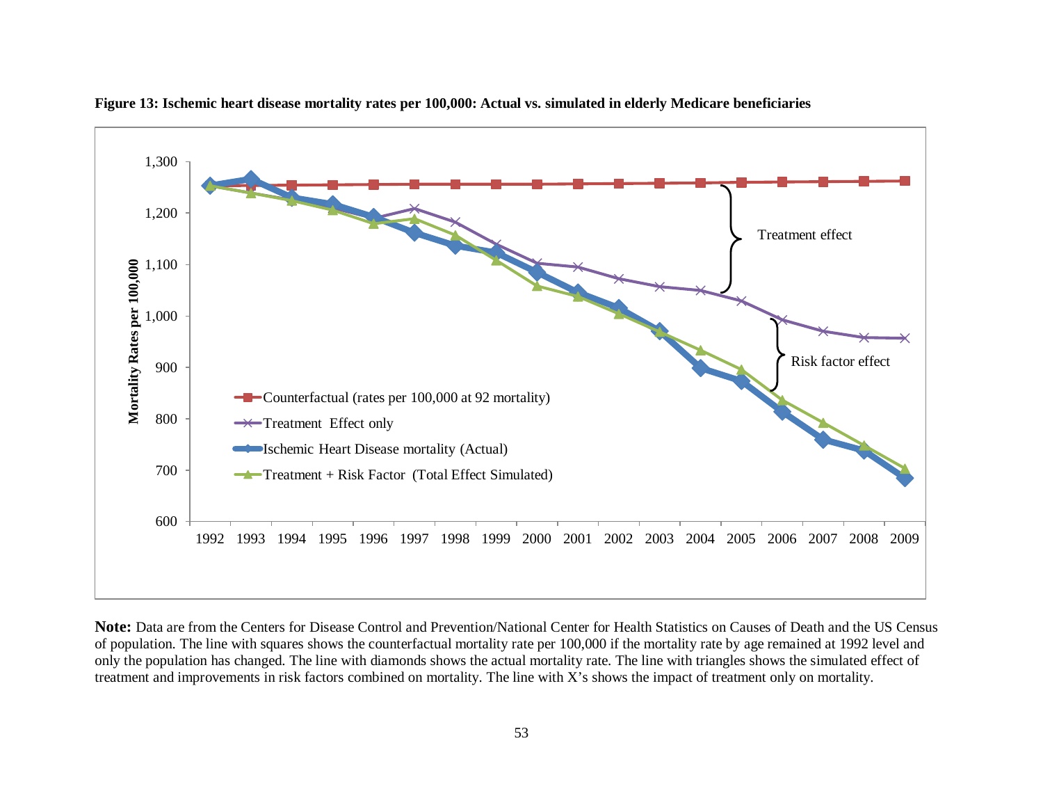**Figure 13: Ischemic heart disease mortality rates per 100,000: Actual vs. simulated in elderly Medicare beneficiaries**

**Note:** Data are from the Centers for Disease Control and Prevention/National Center for Health Statistics on Causes of Death and the US Census of population. The line with squares shows the counterfactual mortality rate per 100,000 if the mortality rate by age remained at 1992 level and only the population has changed. The line with diamonds shows the actual mortality rate. The line with triangles shows the simulated effect of treatment and improvements in risk factors combined on mortality. The line with X's shows the impact of treatment only on mortality.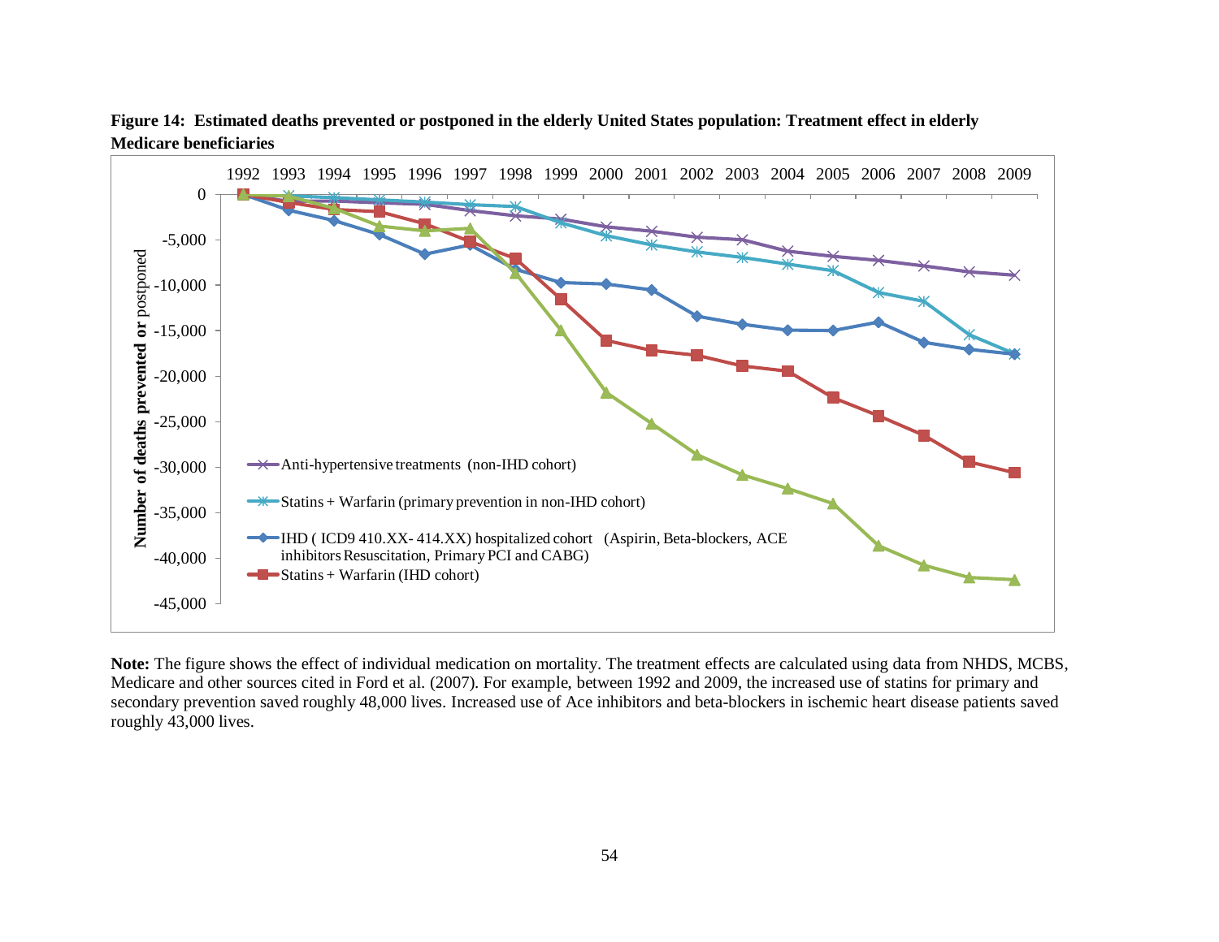**Figure 14: Estimated deaths prevented or postponed in the elderly United States population: Treatment effect in elderly Medicare beneficiaries**

**Note:** The figure shows the effect of individual medication on mortality. The treatment effects are calculated using data from NHDS, MCBS, Medicare and other sources cited in Ford et al. (2007). For example, between 1992 and 2009, the increased use of statins for primary and secondary prevention saved roughly 48,000 lives. Increased use of Ace inhibitors and beta-blockers in ischemic heart disease patients saved roughly 43,000 lives.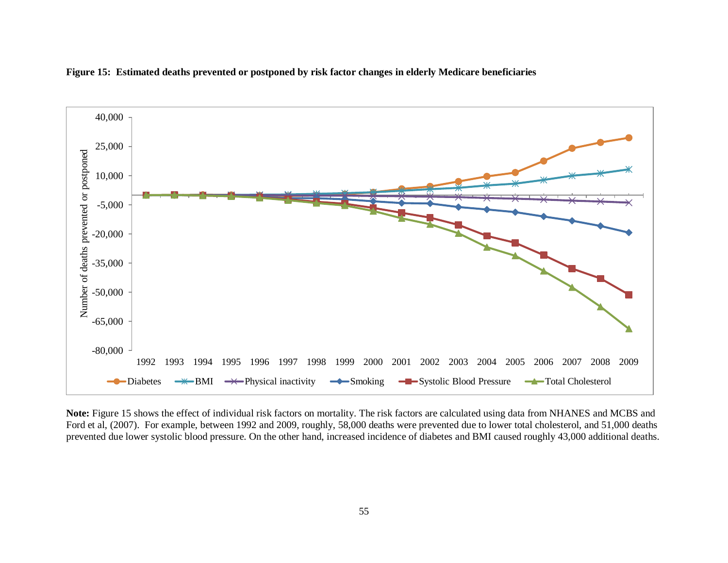**Figure 15: Estimated deaths prevented or postponed by risk factor changes in elderly Medicare beneficiaries**

**Note:** Figure 15 shows the effect of individual risk factors on mortality. The risk factors are calculated using data from NHANES and MCBS and Ford et al, (2007). For example, between 1992 and 2009, roughly, 58,000 deaths were prevented due to lower total cholesterol, and 51,000 deaths prevented due lower systolic blood pressure. On the other hand, increased incidence of diabetes and BMI caused roughly 43,000 additional deaths.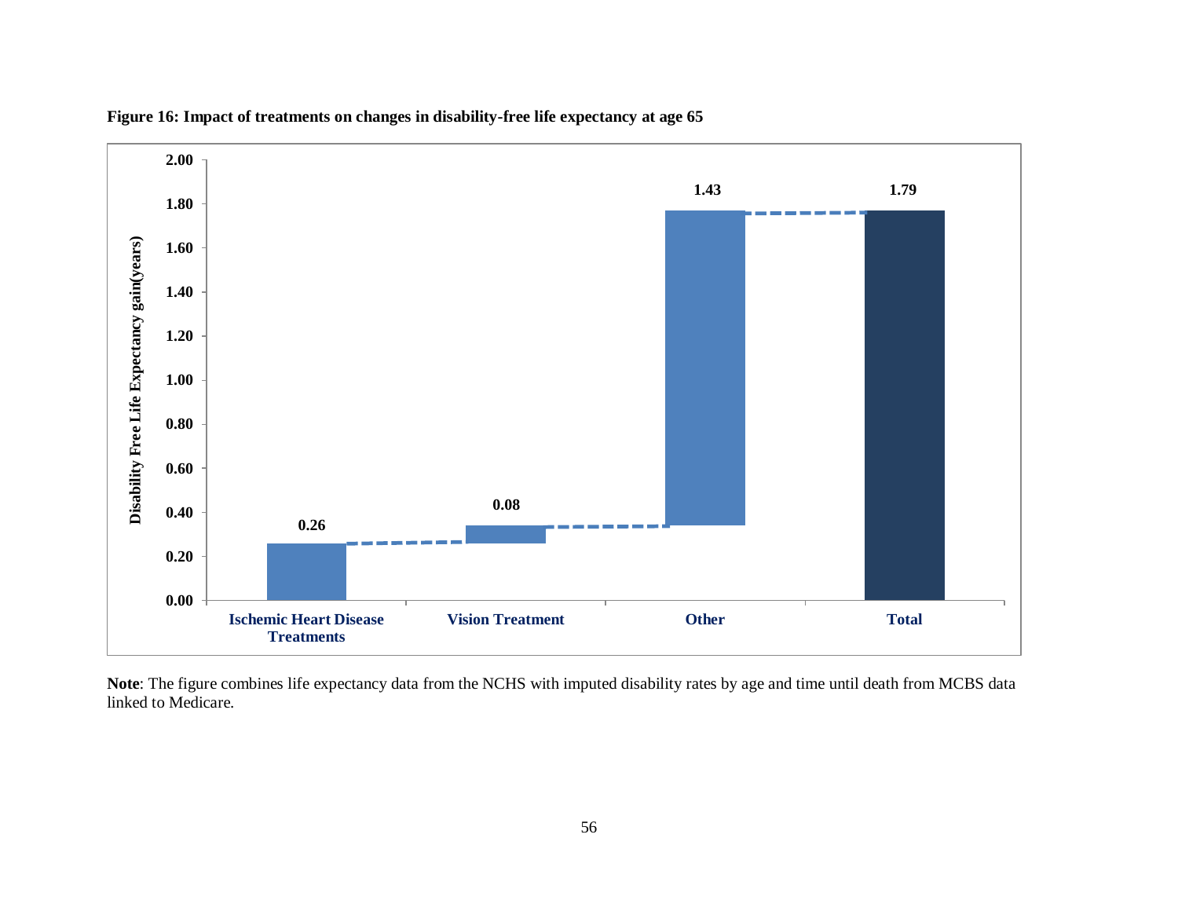**Figure 16: Impact of treatments on changes in disability-free life expectancy at age 65**

| | Ischemic Heart Disease Treatments | Vision Treatment | Other | Total |
|---|---|---|---|---|
| Disability Free Life Expectancy gain(years) | 0.26 | 0.08 | 1.43 | 1.79 |

**Note**: The figure combines life expectancy data from the NCHS with imputed disability rates by age and time until death from MCBS data linked to Medicare.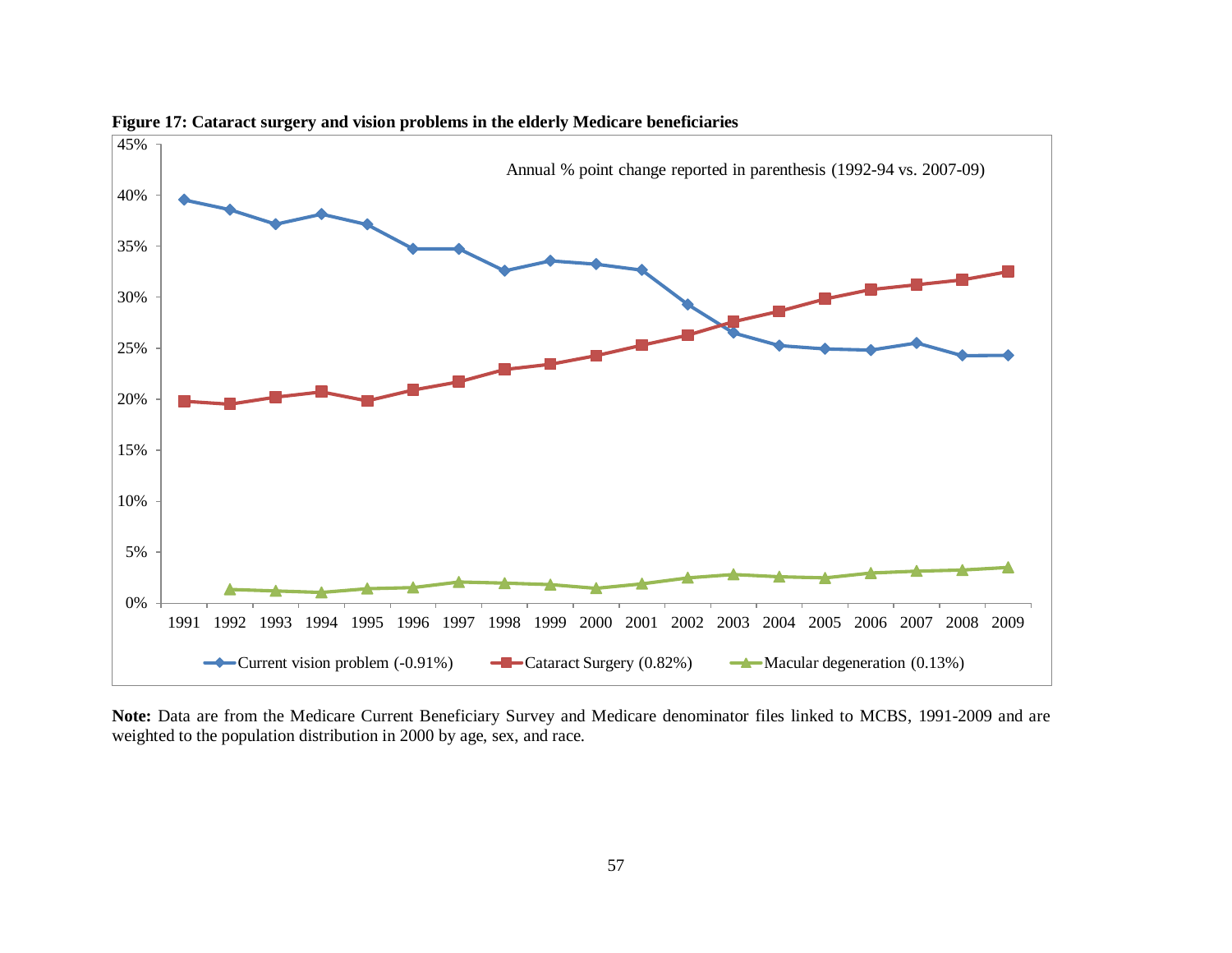**Figure 17: Cataract surgery and vision problems in the elderly Medicare beneficiaries**

Annual % point change reported in parenthesis (1992-94 vs. 2007-09)

Current vision problem (-0.91%) | Cataract Surgery (0.82%) | Macular degeneration (0.13%)

**Note:** Data are from the Medicare Current Beneficiary Survey and Medicare denominator files linked to MCBS, 1991-2009 and are weighted to the population distribution in 2000 by age, sex, and race.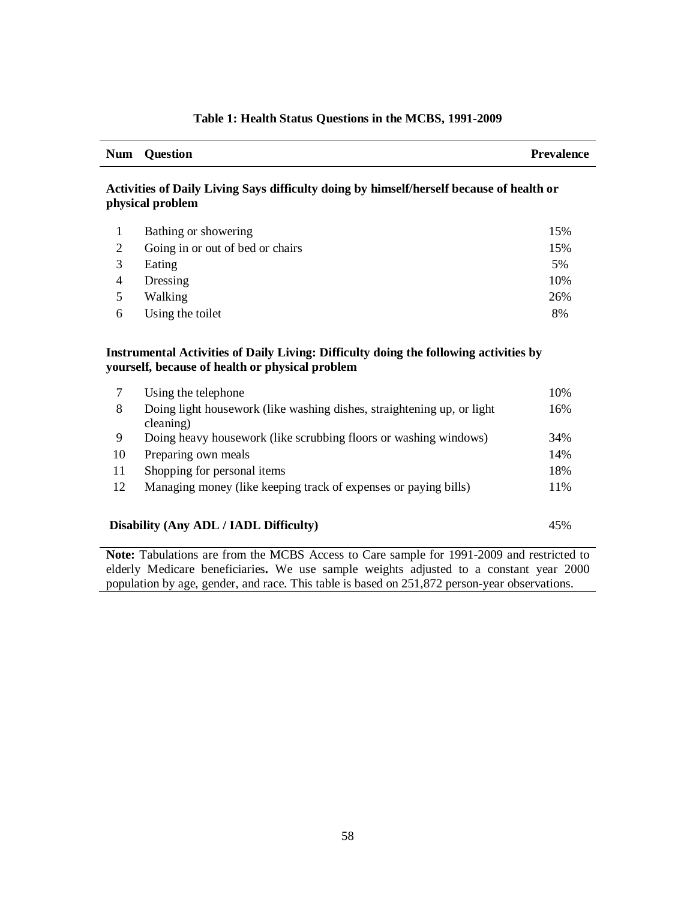**Table 1: Health Status Questions in the MCBS, 1991-2009**

| Num | Question | Prevalence |
|---|---|---|
| **Activities of Daily Living Says difficulty doing by himself/herself because of health or physical problem** | | |
| 1 | Bathing or showering | 15% |
| 2 | Going in or out of bed or chairs | 15% |
| 3 | Eating | 5% |
| 4 | Dressing | 10% |
| 5 | Walking | 26% |
| 6 | Using the toilet | 8% |
| **Instrumental Activities of Daily Living: Difficulty doing the following activities by yourself, because of health or physical problem** | | |
| 7 | Using the telephone | 10% |
| 8 | Doing light housework (like washing dishes, straightening up, or light cleaning) | 16% |
| 9 | Doing heavy housework (like scrubbing floors or washing windows) | 34% |
| 10 | Preparing own meals | 14% |
| 11 | Shopping for personal items | 18% |
| 12 | Managing money (like keeping track of expenses or paying bills) | 11% |
| **Disability (Any ADL / IADL Difficulty)** | | 45% |

**Note:** Tabulations are from the MCBS Access to Care sample for 1991-2009 and restricted to elderly Medicare beneficiaries**.** We use sample weights adjusted to a constant year 2000 population by age, gender, and race. This table is based on 251,872 person-year observations.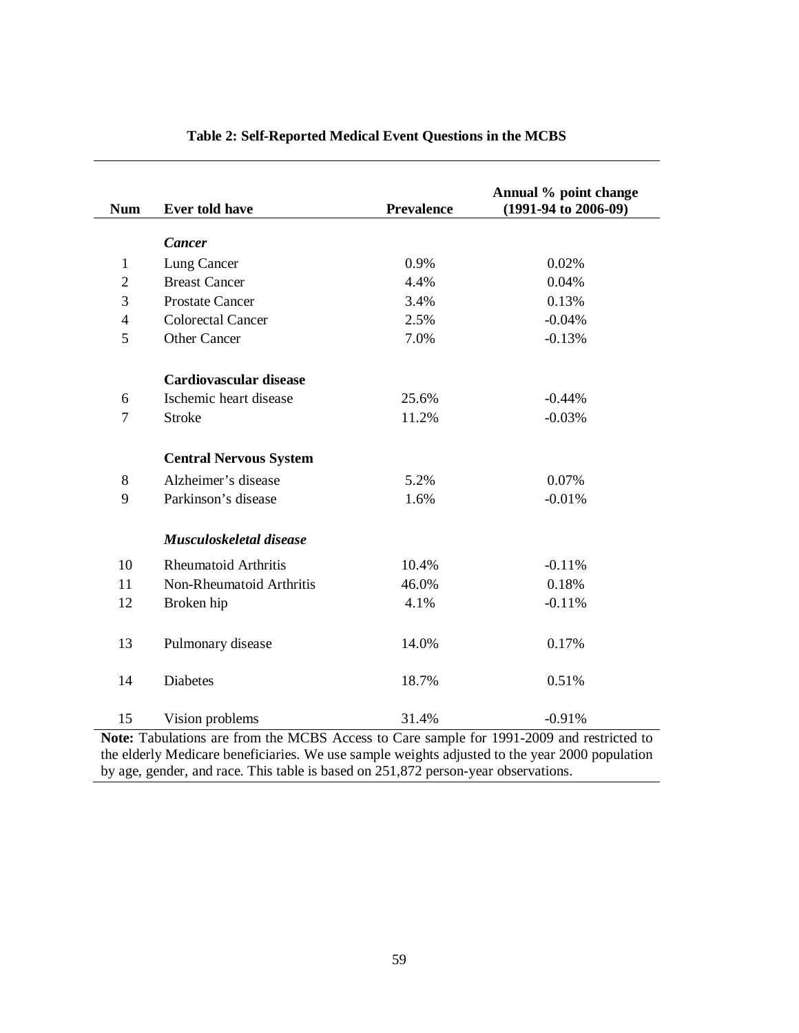**Table 2: Self-Reported Medical Event Questions in the MCBS**

| Num | Ever told have | Prevalence | Annual % point change (1991-94 to 2006-09) |
|---|---|---|---|
| | ***Cancer*** | | |
| 1 | Lung Cancer | 0.9% | 0.02% |
| 2 | Breast Cancer | 4.4% | 0.04% |
| 3 | Prostate Cancer | 3.4% | 0.13% |
| 4 | Colorectal Cancer | 2.5% | -0.04% |
| 5 | Other Cancer | 7.0% | -0.13% |
| | **Cardiovascular disease** | | |
| 6 | Ischemic heart disease | 25.6% | -0.44% |
| 7 | Stroke | 11.2% | -0.03% |
| | **Central Nervous System** | | |
| 8 | Alzheimer's disease | 5.2% | 0.07% |
| 9 | Parkinson's disease | 1.6% | -0.01% |
| | ***Musculoskeletal disease*** | | |
| 10 | Rheumatoid Arthritis | 10.4% | -0.11% |
| 11 | Non-Rheumatoid Arthritis | 46.0% | 0.18% |
| 12 | Broken hip | 4.1% | -0.11% |
| 13 | Pulmonary disease | 14.0% | 0.17% |
| 14 | Diabetes | 18.7% | 0.51% |
| 15 | Vision problems | 31.4% | -0.91% |

**Note:** Tabulations are from the MCBS Access to Care sample for 1991-2009 and restricted to the elderly Medicare beneficiaries. We use sample weights adjusted to the year 2000 population by age, gender, and race. This table is based on 251,872 person-year observations.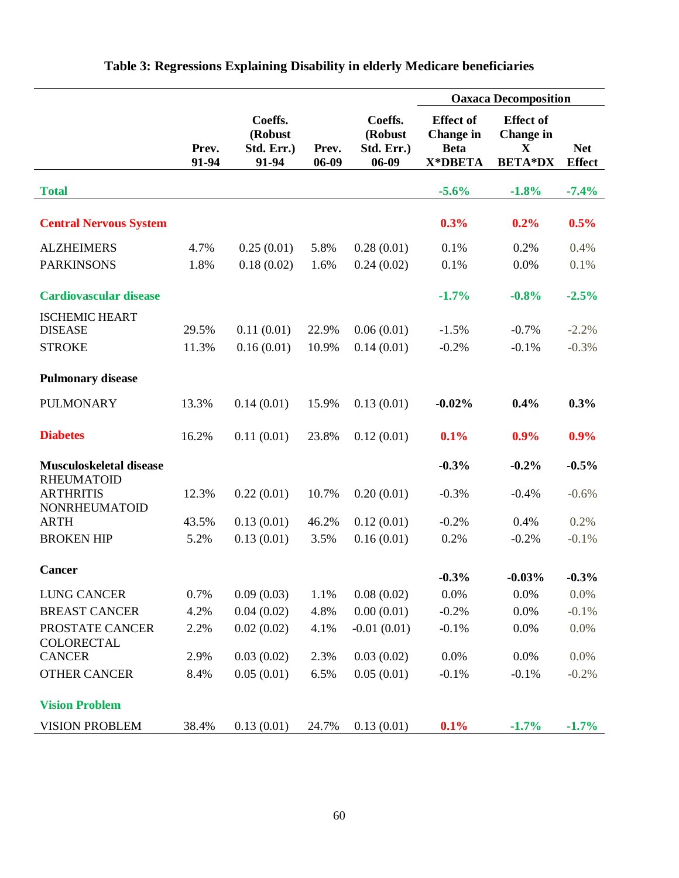## Table 3: Regressions Explaining Disability in elderly Medicare beneficiaries

| | Prev. 91-94 | Coeffs. (Robust Std. Err.) 91-94 | Prev. 06-09 | Coeffs. (Robust Std. Err.) 06-09 | Oaxaca Decomposition: Effect of Change in Beta X*DBETA | Oaxaca Decomposition: Effect of Change in X BETA*DX | Oaxaca Decomposition: Net Effect |
|---|---|---|---|---|---|---|---|
| **Total** | | | | | **-5.6%** | **-1.8%** | **-7.4%** |
| **Central Nervous System** | | | | | **0.3%** | **0.2%** | **0.5%** |
| ALZHEIMERS | 4.7% | 0.25 (0.01) | 5.8% | 0.28 (0.01) | 0.1% | 0.2% | 0.4% |
| PARKINSONS | 1.8% | 0.18 (0.02) | 1.6% | 0.24 (0.02) | 0.1% | 0.0% | 0.1% |
| **Cardiovascular disease** | | | | | **-1.7%** | **-0.8%** | **-2.5%** |
| ISCHEMIC HEART DISEASE | 29.5% | 0.11 (0.01) | 22.9% | 0.06 (0.01) | -1.5% | -0.7% | -2.2% |
| STROKE | 11.3% | 0.16 (0.01) | 10.9% | 0.14 (0.01) | -0.2% | -0.1% | -0.3% |
| **Pulmonary disease** | | | | | | | |
| PULMONARY | 13.3% | 0.14 (0.01) | 15.9% | 0.13 (0.01) | **-0.02%** | **0.4%** | **0.3%** |
| **Diabetes** | 16.2% | 0.11 (0.01) | 23.8% | 0.12 (0.01) | **0.1%** | **0.9%** | **0.9%** |
| **Musculoskeletal disease** | | | | | **-0.3%** | **-0.2%** | **-0.5%** |
| RHEUMATOID ARTHRITIS | 12.3% | 0.22 (0.01) | 10.7% | 0.20 (0.01) | -0.3% | -0.4% | -0.6% |
| NONRHEUMATOID ARTH | 43.5% | 0.13 (0.01) | 46.2% | 0.12 (0.01) | -0.2% | 0.4% | 0.2% |
| BROKEN HIP | 5.2% | 0.13 (0.01) | 3.5% | 0.16 (0.01) | 0.2% | -0.2% | -0.1% |
| **Cancer** | | | | | **-0.3%** | **-0.03%** | **-0.3%** |
| LUNG CANCER | 0.7% | 0.09 (0.03) | 1.1% | 0.08 (0.02) | 0.0% | 0.0% | 0.0% |
| BREAST CANCER | 4.2% | 0.04 (0.02) | 4.8% | 0.00 (0.01) | -0.2% | 0.0% | -0.1% |
| PROSTATE CANCER | 2.2% | 0.02 (0.02) | 4.1% | -0.01 (0.01) | -0.1% | 0.0% | 0.0% |
| COLORECTAL CANCER | 2.9% | 0.03 (0.02) | 2.3% | 0.03 (0.02) | 0.0% | 0.0% | 0.0% |
| OTHER CANCER | 8.4% | 0.05 (0.01) | 6.5% | 0.05 (0.01) | -0.1% | -0.1% | -0.2% |
| **Vision Problem** | | | | | | | |
| VISION PROBLEM | 38.4% | 0.13 (0.01) | 24.7% | 0.13 (0.01) | **0.1%** | **-1.7%** | **-1.7%** |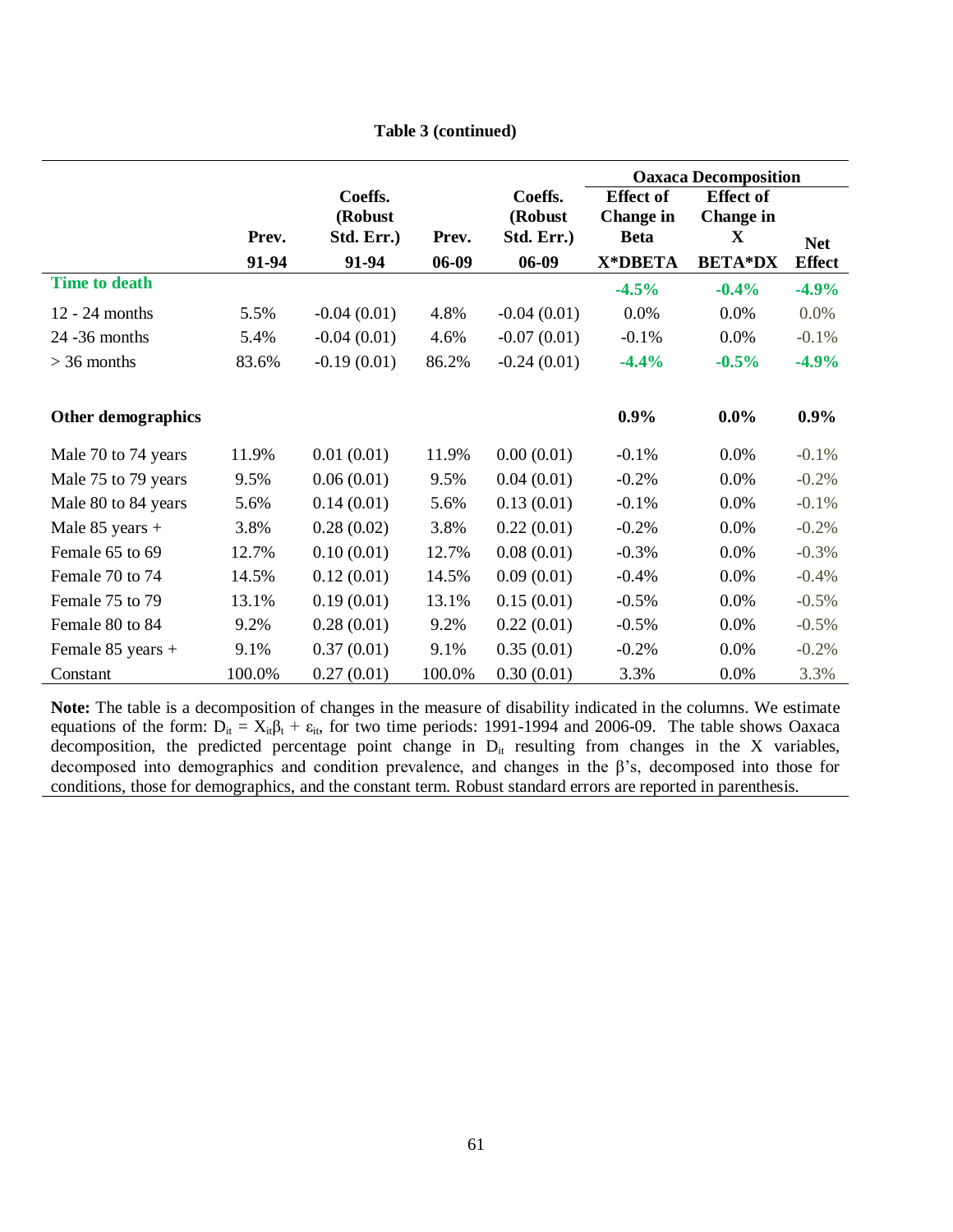**Table 3 (continued)**

| | Prev. 91-94 | Coeffs. (Robust Std. Err.) 91-94 | Prev. 06-09 | Coeffs. (Robust Std. Err.) 06-09 | Oaxaca Decomposition: Effect of Change in Beta X*DBETA | Effect of Change in X BETA*DX | Net Effect |
|---|---|---|---|---|---|---|---|
| **Time to death** | | | | | **-4.5%** | **-0.4%** | **-4.9%** |
| 12 - 24 months | 5.5% | -0.04 (0.01) | 4.8% | -0.04 (0.01) | 0.0% | 0.0% | 0.0% |
| 24 -36 months | 5.4% | -0.04 (0.01) | 4.6% | -0.07 (0.01) | -0.1% | 0.0% | -0.1% |
| > 36 months | 83.6% | -0.19 (0.01) | 86.2% | -0.24 (0.01) | **-4.4%** | **-0.5%** | **-4.9%** |
| **Other demographics** | | | | | **0.9%** | **0.0%** | **0.9%** |
| Male 70 to 74 years | 11.9% | 0.01 (0.01) | 11.9% | 0.00 (0.01) | -0.1% | 0.0% | -0.1% |
| Male 75 to 79 years | 9.5% | 0.06 (0.01) | 9.5% | 0.04 (0.01) | -0.2% | 0.0% | -0.2% |
| Male 80 to 84 years | 5.6% | 0.14 (0.01) | 5.6% | 0.13 (0.01) | -0.1% | 0.0% | -0.1% |
| Male 85 years + | 3.8% | 0.28 (0.02) | 3.8% | 0.22 (0.01) | -0.2% | 0.0% | -0.2% |
| Female 65 to 69 | 12.7% | 0.10 (0.01) | 12.7% | 0.08 (0.01) | -0.3% | 0.0% | -0.3% |
| Female 70 to 74 | 14.5% | 0.12 (0.01) | 14.5% | 0.09 (0.01) | -0.4% | 0.0% | -0.4% |
| Female 75 to 79 | 13.1% | 0.19 (0.01) | 13.1% | 0.15 (0.01) | -0.5% | 0.0% | -0.5% |
| Female 80 to 84 | 9.2% | 0.28 (0.01) | 9.2% | 0.22 (0.01) | -0.5% | 0.0% | -0.5% |
| Female 85 years + | 9.1% | 0.37 (0.01) | 9.1% | 0.35 (0.01) | -0.2% | 0.0% | -0.2% |
| Constant | 100.0% | 0.27 (0.01) | 100.0% | 0.30 (0.01) | 3.3% | 0.0% | 3.3% |

**Note:** The table is a decomposition of changes in the measure of disability indicated in the columns. We estimate equations of the form: $D_{it} = X_{it}\beta_t + \varepsilon_{it}$, for two time periods: 1991-1994 and 2006-09. The table shows Oaxaca decomposition, the predicted percentage point change in $D_{it}$ resulting from changes in the X variables, decomposed into demographics and condition prevalence, and changes in the β's, decomposed into those for conditions, those for demographics, and the constant term. Robust standard errors are reported in parenthesis.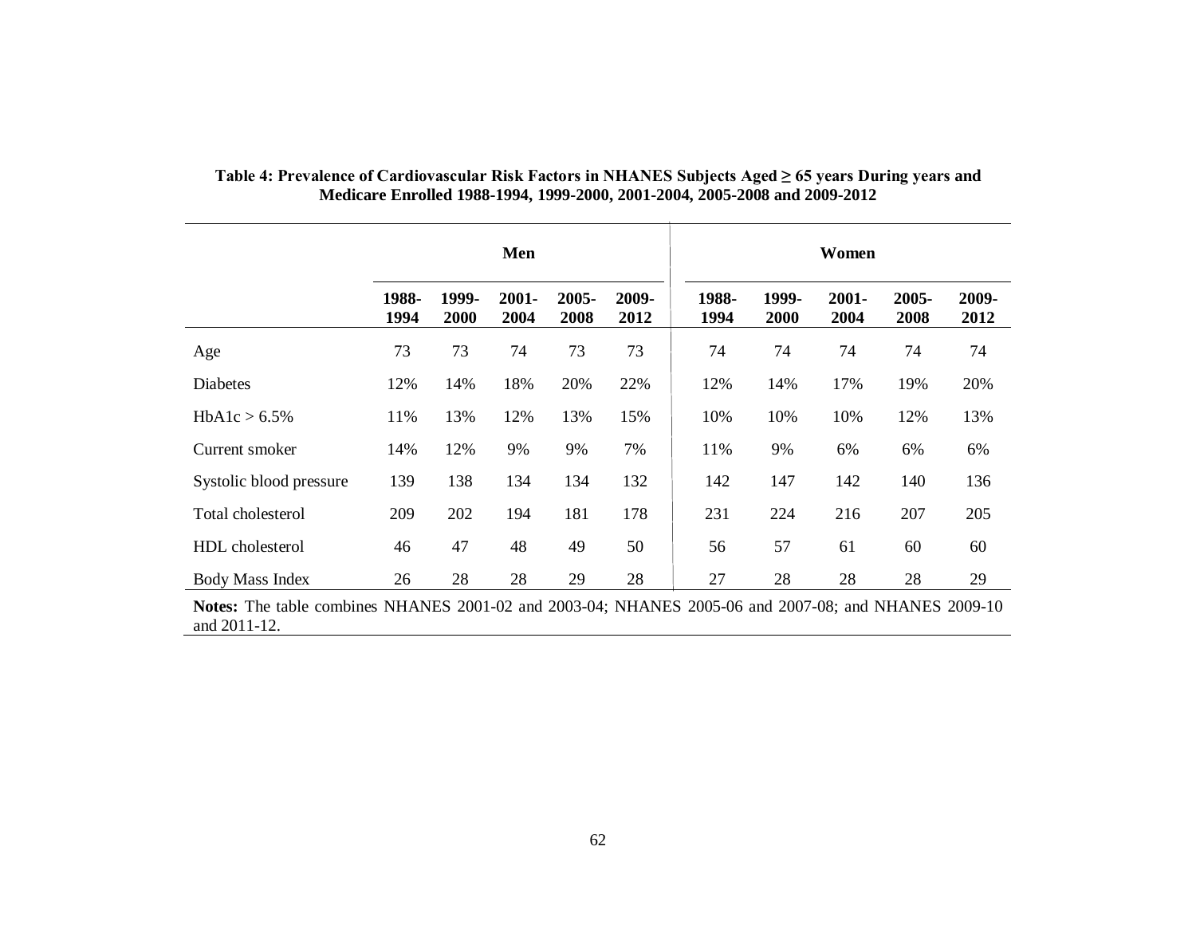**Table 4: Prevalence of Cardiovascular Risk Factors in NHANES Subjects Aged ≥ 65 years During years and Medicare Enrolled 1988-1994, 1999-2000, 2001-2004, 2005-2008 and 2009-2012**

| | Men | | | | | Women | | | | |
|---|---|---|---|---|---|---|---|---|---|---|
| | 1988-1994 | 1999-2000 | 2001-2004 | 2005-2008 | 2009-2012 | 1988-1994 | 1999-2000 | 2001-2004 | 2005-2008 | 2009-2012 |
| Age | 73 | 73 | 74 | 73 | 73 | 74 | 74 | 74 | 74 | 74 |
| Diabetes | 12% | 14% | 18% | 20% | 22% | 12% | 14% | 17% | 19% | 20% |
| HbA1c > 6.5% | 11% | 13% | 12% | 13% | 15% | 10% | 10% | 10% | 12% | 13% |
| Current smoker | 14% | 12% | 9% | 9% | 7% | 11% | 9% | 6% | 6% | 6% |
| Systolic blood pressure | 139 | 138 | 134 | 134 | 132 | 142 | 147 | 142 | 140 | 136 |
| Total cholesterol | 209 | 202 | 194 | 181 | 178 | 231 | 224 | 216 | 207 | 205 |
| HDL cholesterol | 46 | 47 | 48 | 49 | 50 | 56 | 57 | 61 | 60 | 60 |
| Body Mass Index | 26 | 28 | 28 | 29 | 28 | 27 | 28 | 28 | 28 | 29 |

**Notes:** The table combines NHANES 2001-02 and 2003-04; NHANES 2005-06 and 2007-08; and NHANES 2009-10 and 2011-12.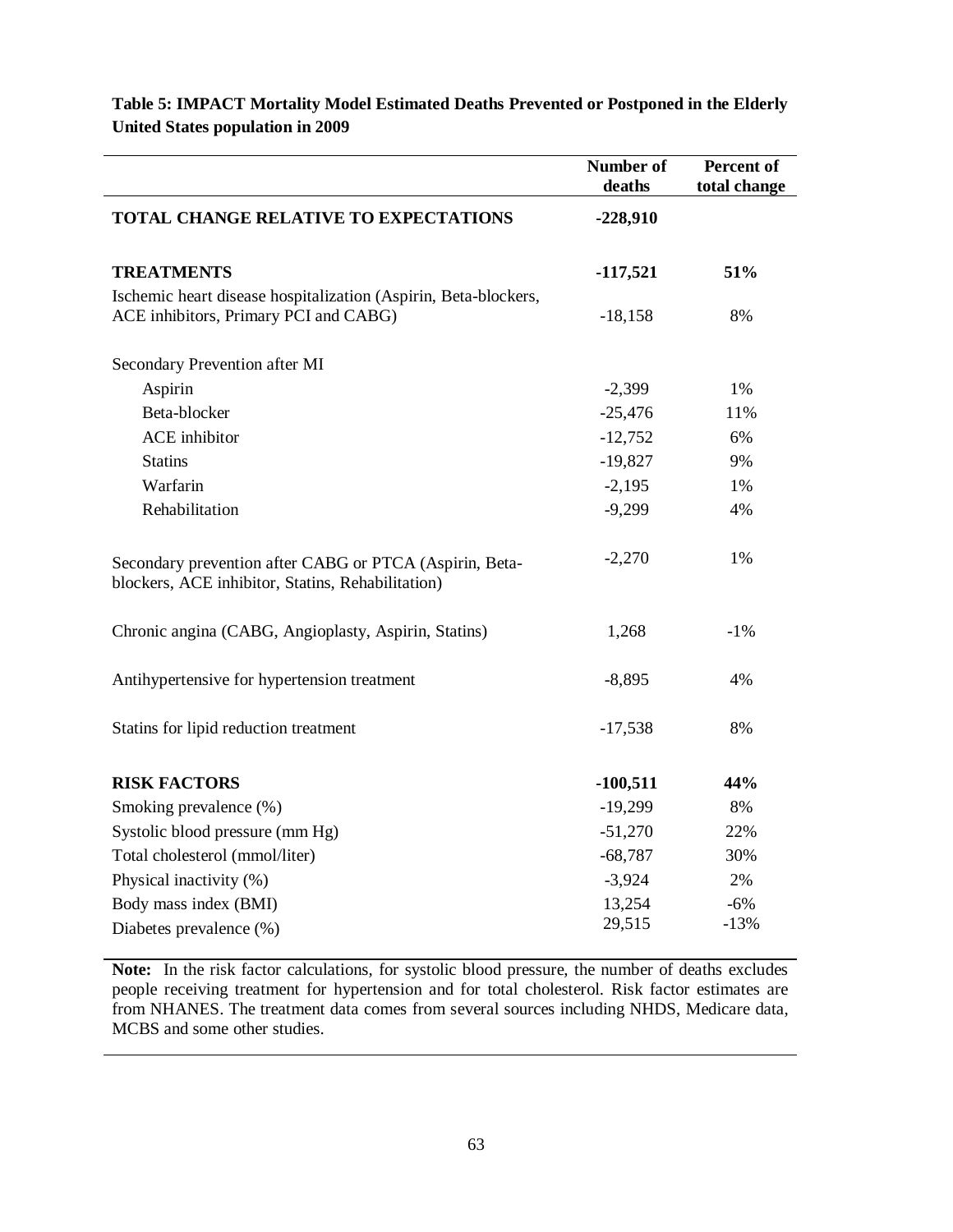**Table 5: IMPACT Mortality Model Estimated Deaths Prevented or Postponed in the Elderly United States population in 2009**

| | Number of deaths | Percent of total change |
|---|---|---|
| **TOTAL CHANGE RELATIVE TO EXPECTATIONS** | **-228,910** | |
| **TREATMENTS** | **-117,521** | **51%** |
| Ischemic heart disease hospitalization (Aspirin, Beta-blockers, ACE inhibitors, Primary PCI and CABG) | -18,158 | 8% |
| Secondary Prevention after MI | | |
| Aspirin | -2,399 | 1% |
| Beta-blocker | -25,476 | 11% |
| ACE inhibitor | -12,752 | 6% |
| Statins | -19,827 | 9% |
| Warfarin | -2,195 | 1% |
| Rehabilitation | -9,299 | 4% |
| Secondary prevention after CABG or PTCA (Aspirin, Beta-blockers, ACE inhibitor, Statins, Rehabilitation) | -2,270 | 1% |
| Chronic angina (CABG, Angioplasty, Aspirin, Statins) | 1,268 | -1% |
| Antihypertensive for hypertension treatment | -8,895 | 4% |
| Statins for lipid reduction treatment | -17,538 | 8% |
| **RISK FACTORS** | **-100,511** | **44%** |
| Smoking prevalence (%) | -19,299 | 8% |
| Systolic blood pressure (mm Hg) | -51,270 | 22% |
| Total cholesterol (mmol/liter) | -68,787 | 30% |
| Physical inactivity (%) | -3,924 | 2% |
| Body mass index (BMI) | 13,254 | -6% |
| Diabetes prevalence (%) | 29,515 | -13% |

**Note:** In the risk factor calculations, for systolic blood pressure, the number of deaths excludes people receiving treatment for hypertension and for total cholesterol. Risk factor estimates are from NHANES. The treatment data comes from several sources including NHDS, Medicare data, MCBS and some other studies.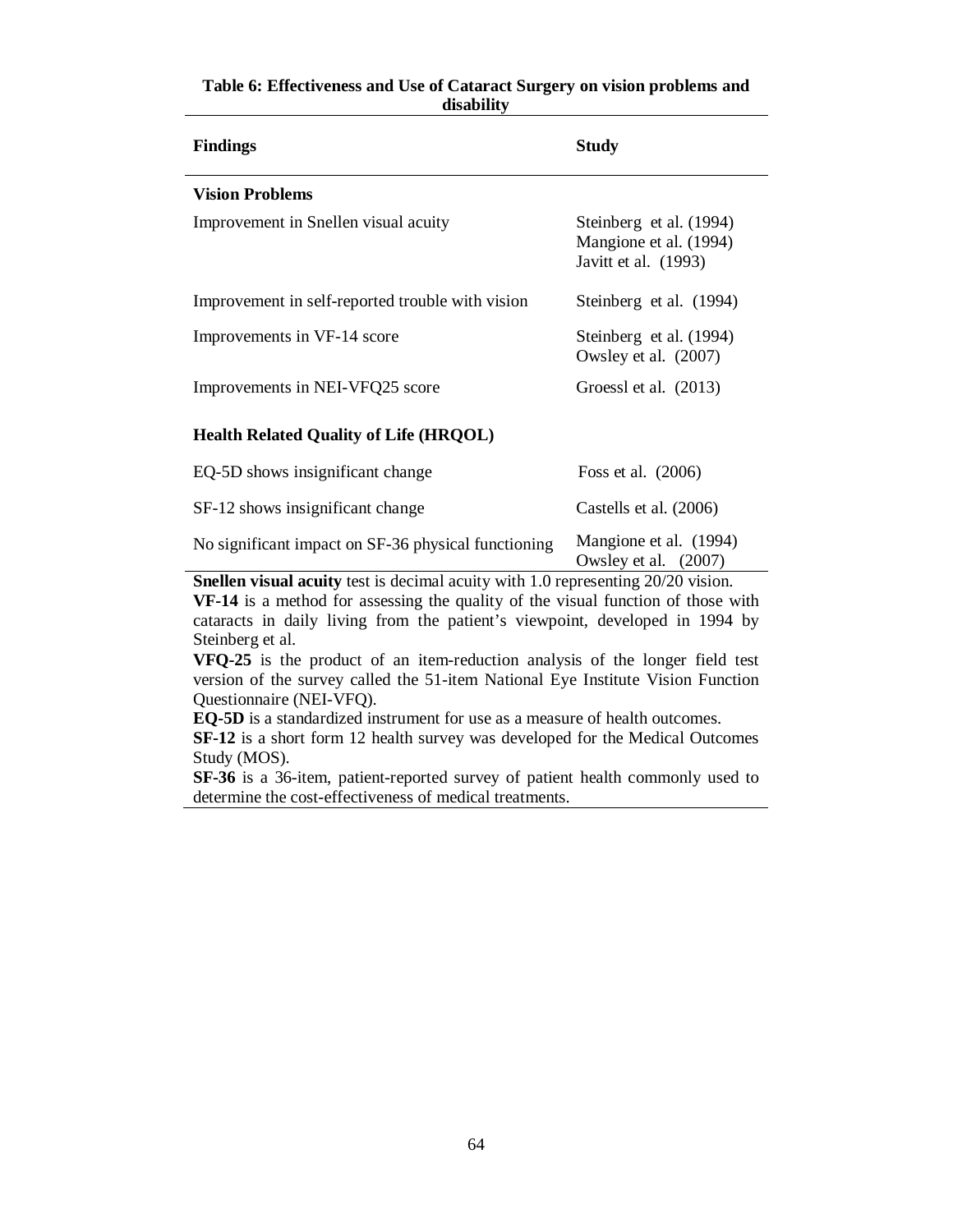**Table 6: Effectiveness and Use of Cataract Surgery on vision problems and disability**

| Findings | Study |
|---|---|
| **Vision Problems** | |
| Improvement in Snellen visual acuity | Steinberg et al. (1994)<br>Mangione et al. (1994)<br>Javitt et al. (1993) |
| Improvement in self-reported trouble with vision | Steinberg et al. (1994) |
| Improvements in VF-14 score | Steinberg et al. (1994)<br>Owsley et al. (2007) |
| Improvements in NEI-VFQ25 score | Groessl et al. (2013) |
| **Health Related Quality of Life (HRQOL)** | |
| EQ-5D shows insignificant change | Foss et al. (2006) |
| SF-12 shows insignificant change | Castells et al. (2006) |
| No significant impact on SF-36 physical functioning | Mangione et al. (1994)<br>Owsley et al. (2007) |

**Snellen visual acuity** test is decimal acuity with 1.0 representing 20/20 vision.
**VF-14** is a method for assessing the quality of the visual function of those with cataracts in daily living from the patient's viewpoint, developed in 1994 by Steinberg et al.
**VFQ-25** is the product of an item-reduction analysis of the longer field test version of the survey called the 51-item National Eye Institute Vision Function Questionnaire (NEI-VFQ).
**EQ-5D** is a standardized instrument for use as a measure of health outcomes.
**SF-12** is a short form 12 health survey was developed for the Medical Outcomes Study (MOS).
**SF-36** is a 36-item, patient-reported survey of patient health commonly used to determine the cost-effectiveness of medical treatments.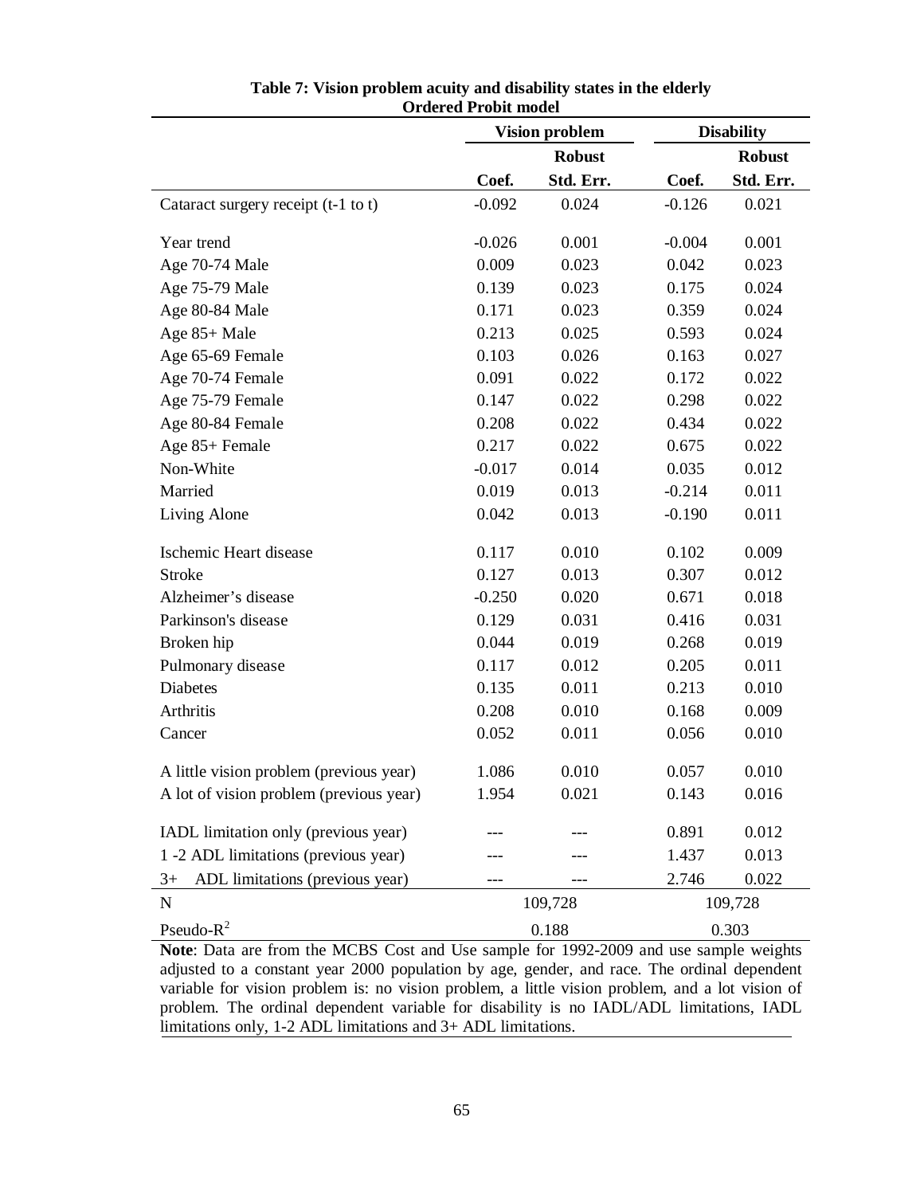**Table 7: Vision problem acuity and disability states in the elderly**
**Ordered Probit model**

| | Vision problem | | Disability | |
|---|---|---|---|---|
| | | Robust | | Robust |
| | Coef. | Std. Err. | Coef. | Std. Err. |
| Cataract surgery receipt (t-1 to t) | -0.092 | 0.024 | -0.126 | 0.021 |
| Year trend | -0.026 | 0.001 | -0.004 | 0.001 |
| Age 70-74 Male | 0.009 | 0.023 | 0.042 | 0.023 |
| Age 75-79 Male | 0.139 | 0.023 | 0.175 | 0.024 |
| Age 80-84 Male | 0.171 | 0.023 | 0.359 | 0.024 |
| Age 85+ Male | 0.213 | 0.025 | 0.593 | 0.024 |
| Age 65-69 Female | 0.103 | 0.026 | 0.163 | 0.027 |
| Age 70-74 Female | 0.091 | 0.022 | 0.172 | 0.022 |
| Age 75-79 Female | 0.147 | 0.022 | 0.298 | 0.022 |
| Age 80-84 Female | 0.208 | 0.022 | 0.434 | 0.022 |
| Age 85+ Female | 0.217 | 0.022 | 0.675 | 0.022 |
| Non-White | -0.017 | 0.014 | 0.035 | 0.012 |
| Married | 0.019 | 0.013 | -0.214 | 0.011 |
| Living Alone | 0.042 | 0.013 | -0.190 | 0.011 |
| Ischemic Heart disease | 0.117 | 0.010 | 0.102 | 0.009 |
| Stroke | 0.127 | 0.013 | 0.307 | 0.012 |
| Alzheimer's disease | -0.250 | 0.020 | 0.671 | 0.018 |
| Parkinson's disease | 0.129 | 0.031 | 0.416 | 0.031 |
| Broken hip | 0.044 | 0.019 | 0.268 | 0.019 |
| Pulmonary disease | 0.117 | 0.012 | 0.205 | 0.011 |
| Diabetes | 0.135 | 0.011 | 0.213 | 0.010 |
| Arthritis | 0.208 | 0.010 | 0.168 | 0.009 |
| Cancer | 0.052 | 0.011 | 0.056 | 0.010 |
| A little vision problem (previous year) | 1.086 | 0.010 | 0.057 | 0.010 |
| A lot of vision problem (previous year) | 1.954 | 0.021 | 0.143 | 0.016 |
| IADL limitation only (previous year) | --- | --- | 0.891 | 0.012 |
| 1 -2 ADL limitations (previous year) | --- | --- | 1.437 | 0.013 |
| 3+ ADL limitations (previous year) | --- | --- | 2.746 | 0.022 |
| N | 109,728 | | 109,728 | |
| Pseudo-$R^2$ | 0.188 | | 0.303 | |

**Note**: Data are from the MCBS Cost and Use sample for 1992-2009 and use sample weights adjusted to a constant year 2000 population by age, gender, and race. The ordinal dependent variable for vision problem is: no vision problem, a little vision problem, and a lot vision of problem. The ordinal dependent variable for disability is no IADL/ADL limitations, IADL limitations only, 1-2 ADL limitations and 3+ ADL limitations.